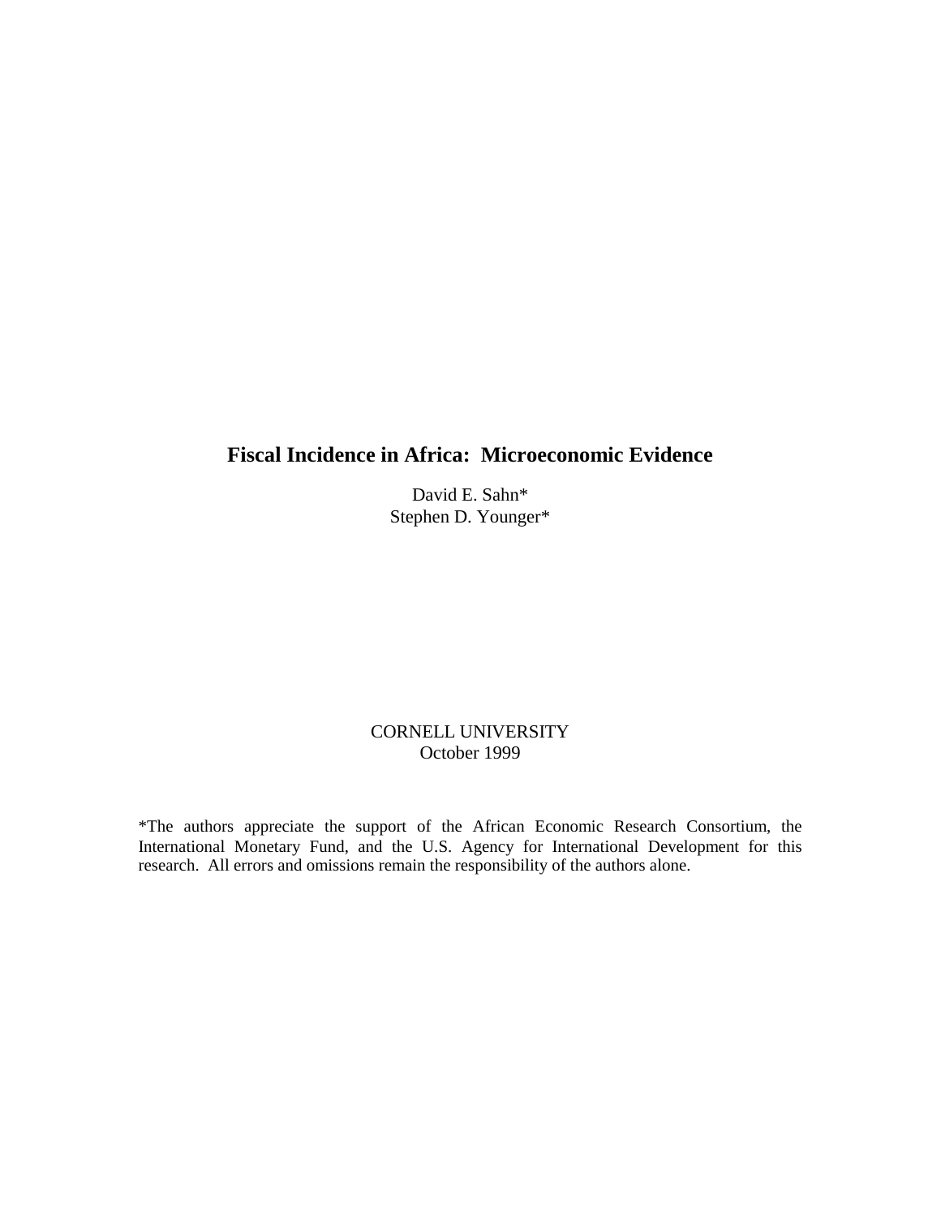# Fiscal Incidence in Africa: Microeconomic Evidence

David E. Sahn*
Stephen D. Younger*

CORNELL UNIVERSITY
October 1999

*The authors appreciate the support of the African Economic Research Consortium, the International Monetary Fund, and the U.S. Agency for International Development for this research. All errors and omissions remain the responsibility of the authors alone.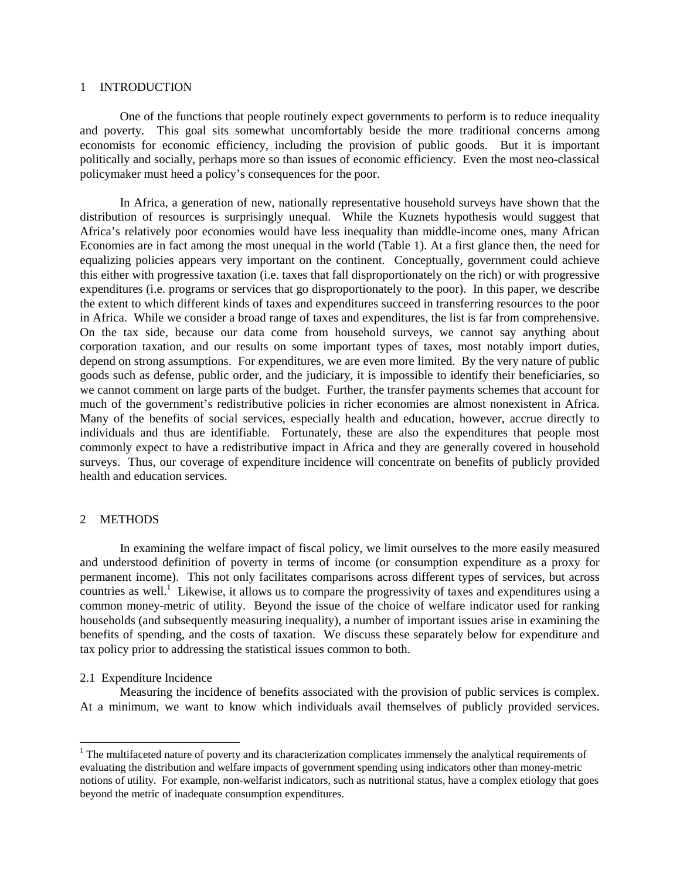# 1 INTRODUCTION

One of the functions that people routinely expect governments to perform is to reduce inequality and poverty. This goal sits somewhat uncomfortably beside the more traditional concerns among economists for economic efficiency, including the provision of public goods. But it is important politically and socially, perhaps more so than issues of economic efficiency. Even the most neo-classical policymaker must heed a policy's consequences for the poor.

In Africa, a generation of new, nationally representative household surveys have shown that the distribution of resources is surprisingly unequal. While the Kuznets hypothesis would suggest that Africa's relatively poor economies would have less inequality than middle-income ones, many African Economies are in fact among the most unequal in the world (Table 1). At a first glance then, the need for equalizing policies appears very important on the continent. Conceptually, government could achieve this either with progressive taxation (i.e. taxes that fall disproportionately on the rich) or with progressive expenditures (i.e. programs or services that go disproportionately to the poor). In this paper, we describe the extent to which different kinds of taxes and expenditures succeed in transferring resources to the poor in Africa. While we consider a broad range of taxes and expenditures, the list is far from comprehensive. On the tax side, because our data come from household surveys, we cannot say anything about corporation taxation, and our results on some important types of taxes, most notably import duties, depend on strong assumptions. For expenditures, we are even more limited. By the very nature of public goods such as defense, public order, and the judiciary, it is impossible to identify their beneficiaries, so we cannot comment on large parts of the budget. Further, the transfer payments schemes that account for much of the government's redistributive policies in richer economies are almost nonexistent in Africa. Many of the benefits of social services, especially health and education, however, accrue directly to individuals and thus are identifiable. Fortunately, these are also the expenditures that people most commonly expect to have a redistributive impact in Africa and they are generally covered in household surveys. Thus, our coverage of expenditure incidence will concentrate on benefits of publicly provided health and education services.

# 2 METHODS

In examining the welfare impact of fiscal policy, we limit ourselves to the more easily measured and understood definition of poverty in terms of income (or consumption expenditure as a proxy for permanent income). This not only facilitates comparisons across different types of services, but across countries as well.[1] Likewise, it allows us to compare the progressivity of taxes and expenditures using a common money-metric of utility. Beyond the issue of the choice of welfare indicator used for ranking households (and subsequently measuring inequality), a number of important issues arise in examining the benefits of spending, and the costs of taxation. We discuss these separately below for expenditure and tax policy prior to addressing the statistical issues common to both.

## 2.1 Expenditure Incidence

Measuring the incidence of benefits associated with the provision of public services is complex. At a minimum, we want to know which individuals avail themselves of publicly provided services.

[1] The multifaceted nature of poverty and its characterization complicates immensely the analytical requirements of evaluating the distribution and welfare impacts of government spending using indicators other than money-metric notions of utility. For example, non-welfarist indicators, such as nutritional status, have a complex etiology that goes beyond the metric of inadequate consumption expenditures.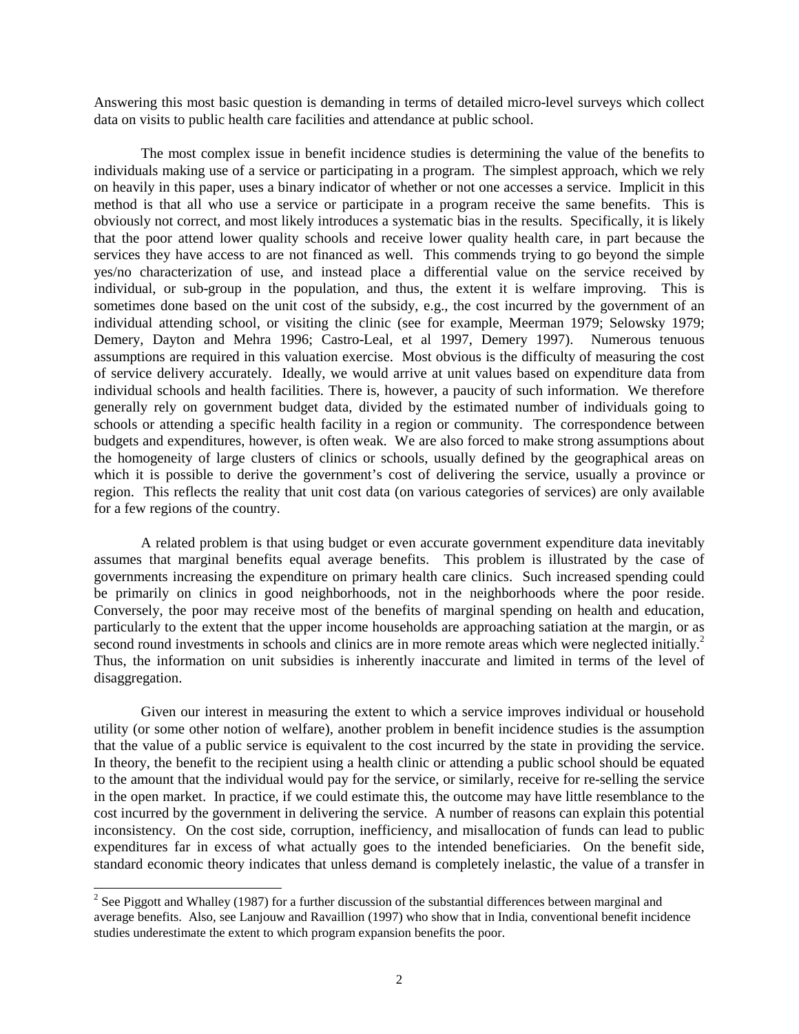Answering this most basic question is demanding in terms of detailed micro-level surveys which collect data on visits to public health care facilities and attendance at public school.

The most complex issue in benefit incidence studies is determining the value of the benefits to individuals making use of a service or participating in a program. The simplest approach, which we rely on heavily in this paper, uses a binary indicator of whether or not one accesses a service. Implicit in this method is that all who use a service or participate in a program receive the same benefits. This is obviously not correct, and most likely introduces a systematic bias in the results. Specifically, it is likely that the poor attend lower quality schools and receive lower quality health care, in part because the services they have access to are not financed as well. This commends trying to go beyond the simple yes/no characterization of use, and instead place a differential value on the service received by individual, or sub-group in the population, and thus, the extent it is welfare improving. This is sometimes done based on the unit cost of the subsidy, e.g., the cost incurred by the government of an individual attending school, or visiting the clinic (see for example, Meerman 1979; Selowsky 1979; Demery, Dayton and Mehra 1996; Castro-Leal, et al 1997, Demery 1997). Numerous tenuous assumptions are required in this valuation exercise. Most obvious is the difficulty of measuring the cost of service delivery accurately. Ideally, we would arrive at unit values based on expenditure data from individual schools and health facilities. There is, however, a paucity of such information. We therefore generally rely on government budget data, divided by the estimated number of individuals going to schools or attending a specific health facility in a region or community. The correspondence between budgets and expenditures, however, is often weak. We are also forced to make strong assumptions about the homogeneity of large clusters of clinics or schools, usually defined by the geographical areas on which it is possible to derive the government's cost of delivering the service, usually a province or region. This reflects the reality that unit cost data (on various categories of services) are only available for a few regions of the country.

A related problem is that using budget or even accurate government expenditure data inevitably assumes that marginal benefits equal average benefits. This problem is illustrated by the case of governments increasing the expenditure on primary health care clinics. Such increased spending could be primarily on clinics in good neighborhoods, not in the neighborhoods where the poor reside. Conversely, the poor may receive most of the benefits of marginal spending on health and education, particularly to the extent that the upper income households are approaching satiation at the margin, or as second round investments in schools and clinics are in more remote areas which were neglected initially.[2] Thus, the information on unit subsidies is inherently inaccurate and limited in terms of the level of disaggregation.

Given our interest in measuring the extent to which a service improves individual or household utility (or some other notion of welfare), another problem in benefit incidence studies is the assumption that the value of a public service is equivalent to the cost incurred by the state in providing the service. In theory, the benefit to the recipient using a health clinic or attending a public school should be equated to the amount that the individual would pay for the service, or similarly, receive for re-selling the service in the open market. In practice, if we could estimate this, the outcome may have little resemblance to the cost incurred by the government in delivering the service. A number of reasons can explain this potential inconsistency. On the cost side, corruption, inefficiency, and misallocation of funds can lead to public expenditures far in excess of what actually goes to the intended beneficiaries. On the benefit side, standard economic theory indicates that unless demand is completely inelastic, the value of a transfer in

[2] See Piggott and Whalley (1987) for a further discussion of the substantial differences between marginal and average benefits. Also, see Lanjouw and Ravaillion (1997) who show that in India, conventional benefit incidence studies underestimate the extent to which program expansion benefits the poor.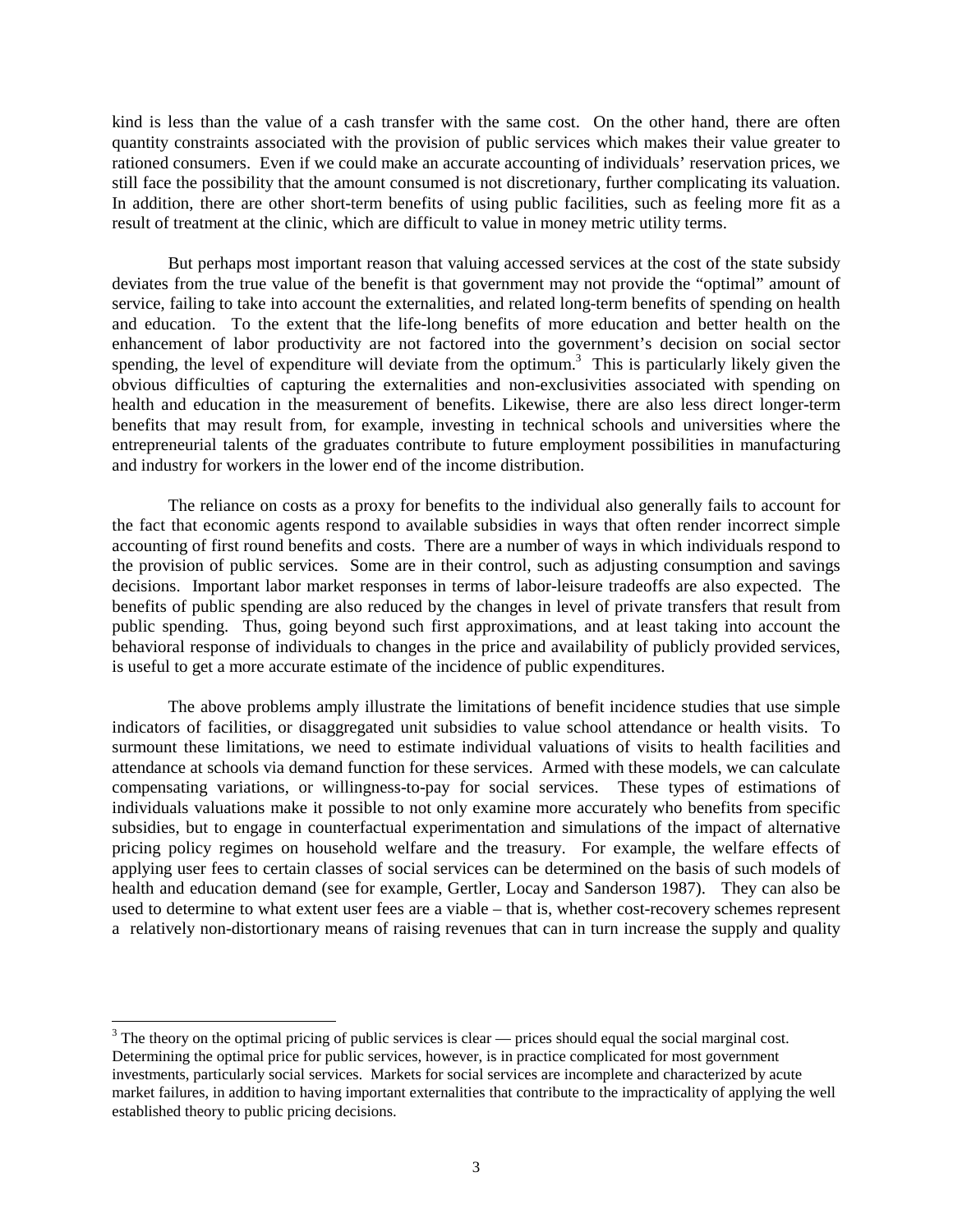kind is less than the value of a cash transfer with the same cost. On the other hand, there are often quantity constraints associated with the provision of public services which makes their value greater to rationed consumers. Even if we could make an accurate accounting of individuals' reservation prices, we still face the possibility that the amount consumed is not discretionary, further complicating its valuation. In addition, there are other short-term benefits of using public facilities, such as feeling more fit as a result of treatment at the clinic, which are difficult to value in money metric utility terms.

But perhaps most important reason that valuing accessed services at the cost of the state subsidy deviates from the true value of the benefit is that government may not provide the "optimal" amount of service, failing to take into account the externalities, and related long-term benefits of spending on health and education. To the extent that the life-long benefits of more education and better health on the enhancement of labor productivity are not factored into the government's decision on social sector spending, the level of expenditure will deviate from the optimum.[3] This is particularly likely given the obvious difficulties of capturing the externalities and non-exclusivities associated with spending on health and education in the measurement of benefits. Likewise, there are also less direct longer-term benefits that may result from, for example, investing in technical schools and universities where the entrepreneurial talents of the graduates contribute to future employment possibilities in manufacturing and industry for workers in the lower end of the income distribution.

The reliance on costs as a proxy for benefits to the individual also generally fails to account for the fact that economic agents respond to available subsidies in ways that often render incorrect simple accounting of first round benefits and costs. There are a number of ways in which individuals respond to the provision of public services. Some are in their control, such as adjusting consumption and savings decisions. Important labor market responses in terms of labor-leisure tradeoffs are also expected. The benefits of public spending are also reduced by the changes in level of private transfers that result from public spending. Thus, going beyond such first approximations, and at least taking into account the behavioral response of individuals to changes in the price and availability of publicly provided services, is useful to get a more accurate estimate of the incidence of public expenditures.

The above problems amply illustrate the limitations of benefit incidence studies that use simple indicators of facilities, or disaggregated unit subsidies to value school attendance or health visits. To surmount these limitations, we need to estimate individual valuations of visits to health facilities and attendance at schools via demand function for these services. Armed with these models, we can calculate compensating variations, or willingness-to-pay for social services. These types of estimations of individuals valuations make it possible to not only examine more accurately who benefits from specific subsidies, but to engage in counterfactual experimentation and simulations of the impact of alternative pricing policy regimes on household welfare and the treasury. For example, the welfare effects of applying user fees to certain classes of social services can be determined on the basis of such models of health and education demand (see for example, Gertler, Locay and Sanderson 1987). They can also be used to determine to what extent user fees are a viable – that is, whether cost-recovery schemes represent a relatively non-distortionary means of raising revenues that can in turn increase the supply and quality

[3] The theory on the optimal pricing of public services is clear — prices should equal the social marginal cost. Determining the optimal price for public services, however, is in practice complicated for most government investments, particularly social services. Markets for social services are incomplete and characterized by acute market failures, in addition to having important externalities that contribute to the impracticality of applying the well established theory to public pricing decisions.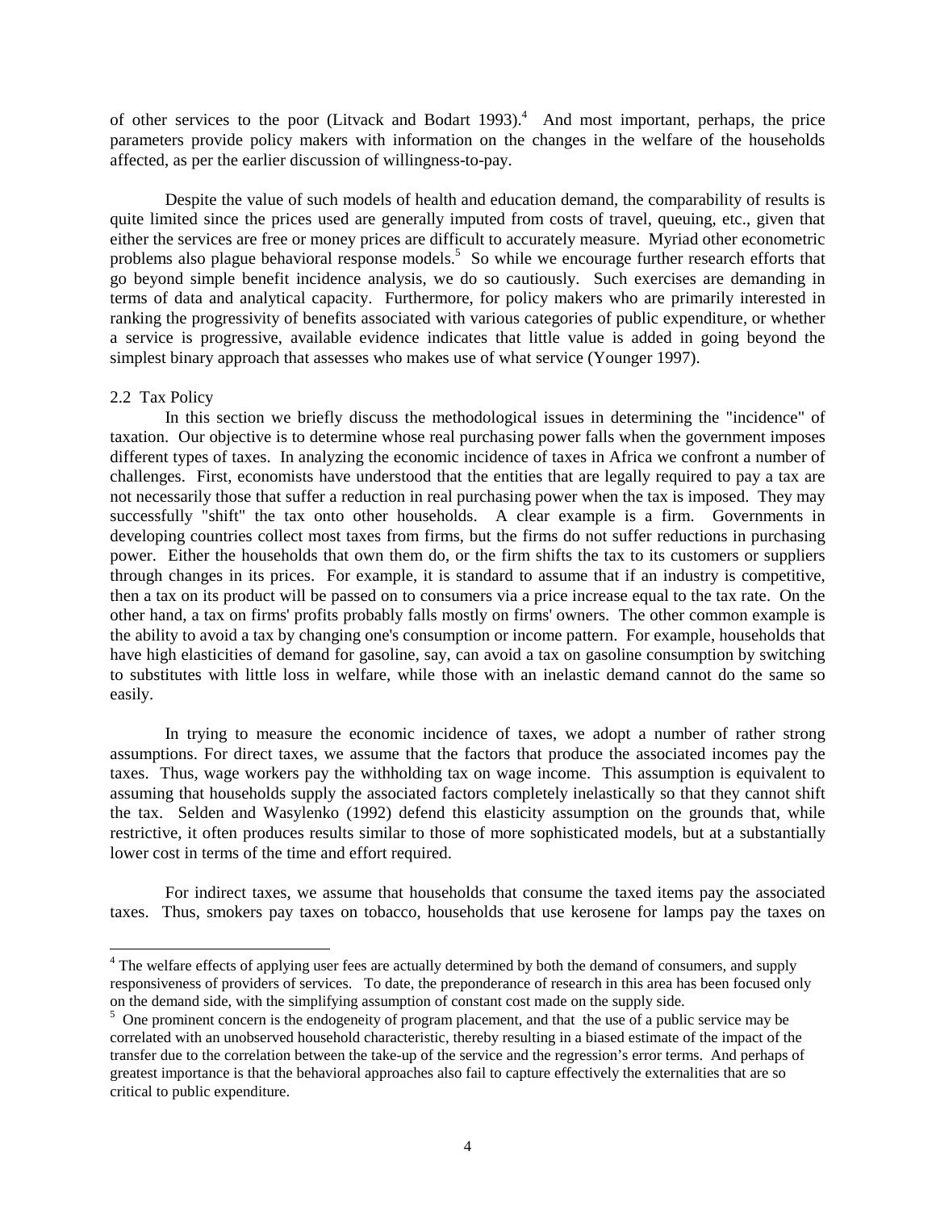of other services to the poor (Litvack and Bodart 1993).[4] And most important, perhaps, the price parameters provide policy makers with information on the changes in the welfare of the households affected, as per the earlier discussion of willingness-to-pay.

Despite the value of such models of health and education demand, the comparability of results is quite limited since the prices used are generally imputed from costs of travel, queuing, etc., given that either the services are free or money prices are difficult to accurately measure. Myriad other econometric problems also plague behavioral response models.[5] So while we encourage further research efforts that go beyond simple benefit incidence analysis, we do so cautiously. Such exercises are demanding in terms of data and analytical capacity. Furthermore, for policy makers who are primarily interested in ranking the progressivity of benefits associated with various categories of public expenditure, or whether a service is progressive, available evidence indicates that little value is added in going beyond the simplest binary approach that assesses who makes use of what service (Younger 1997).

### 2.2 Tax Policy

In this section we briefly discuss the methodological issues in determining the "incidence" of taxation. Our objective is to determine whose real purchasing power falls when the government imposes different types of taxes. In analyzing the economic incidence of taxes in Africa we confront a number of challenges. First, economists have understood that the entities that are legally required to pay a tax are not necessarily those that suffer a reduction in real purchasing power when the tax is imposed. They may successfully "shift" the tax onto other households. A clear example is a firm. Governments in developing countries collect most taxes from firms, but the firms do not suffer reductions in purchasing power. Either the households that own them do, or the firm shifts the tax to its customers or suppliers through changes in its prices. For example, it is standard to assume that if an industry is competitive, then a tax on its product will be passed on to consumers via a price increase equal to the tax rate. On the other hand, a tax on firms' profits probably falls mostly on firms' owners. The other common example is the ability to avoid a tax by changing one's consumption or income pattern. For example, households that have high elasticities of demand for gasoline, say, can avoid a tax on gasoline consumption by switching to substitutes with little loss in welfare, while those with an inelastic demand cannot do the same so easily.

In trying to measure the economic incidence of taxes, we adopt a number of rather strong assumptions. For direct taxes, we assume that the factors that produce the associated incomes pay the taxes. Thus, wage workers pay the withholding tax on wage income. This assumption is equivalent to assuming that households supply the associated factors completely inelastically so that they cannot shift the tax. Selden and Wasylenko (1992) defend this elasticity assumption on the grounds that, while restrictive, it often produces results similar to those of more sophisticated models, but at a substantially lower cost in terms of the time and effort required.

For indirect taxes, we assume that households that consume the taxed items pay the associated taxes. Thus, smokers pay taxes on tobacco, households that use kerosene for lamps pay the taxes on

---

[4] The welfare effects of applying user fees are actually determined by both the demand of consumers, and supply responsiveness of providers of services. To date, the preponderance of research in this area has been focused only on the demand side, with the simplifying assumption of constant cost made on the supply side.

[5] One prominent concern is the endogeneity of program placement, and that the use of a public service may be correlated with an unobserved household characteristic, thereby resulting in a biased estimate of the impact of the transfer due to the correlation between the take-up of the service and the regression's error terms. And perhaps of greatest importance is that the behavioral approaches also fail to capture effectively the externalities that are so critical to public expenditure.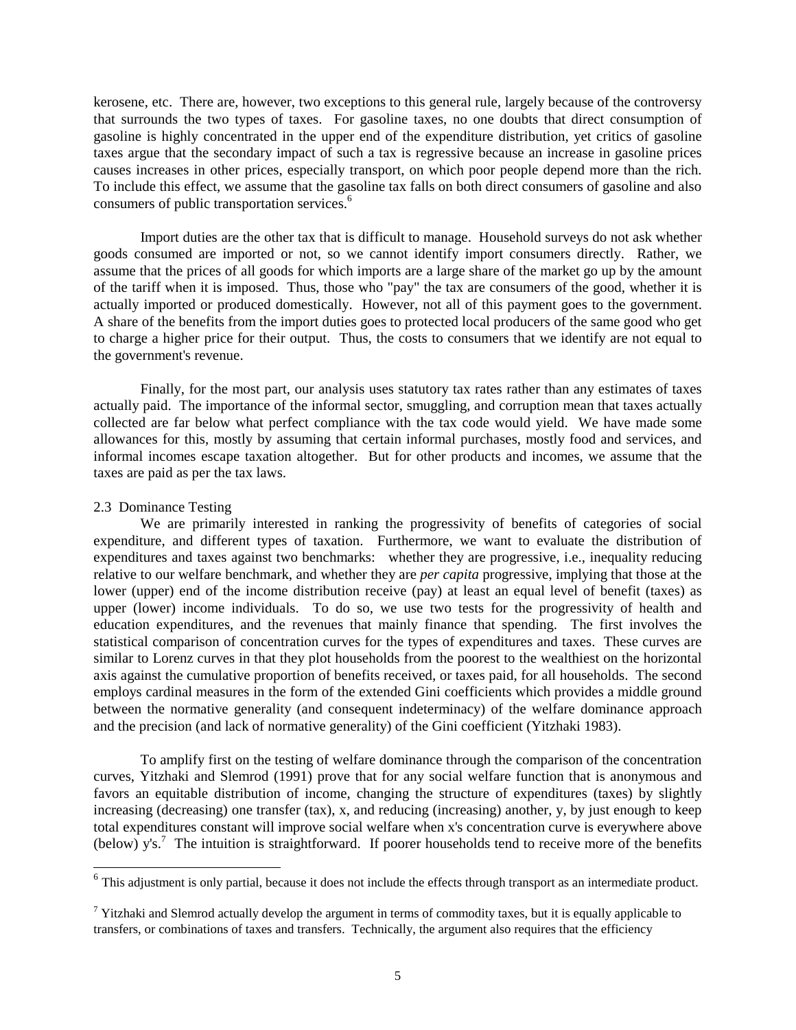kerosene, etc. There are, however, two exceptions to this general rule, largely because of the controversy that surrounds the two types of taxes. For gasoline taxes, no one doubts that direct consumption of gasoline is highly concentrated in the upper end of the expenditure distribution, yet critics of gasoline taxes argue that the secondary impact of such a tax is regressive because an increase in gasoline prices causes increases in other prices, especially transport, on which poor people depend more than the rich. To include this effect, we assume that the gasoline tax falls on both direct consumers of gasoline and also consumers of public transportation services.[6]

Import duties are the other tax that is difficult to manage. Household surveys do not ask whether goods consumed are imported or not, so we cannot identify import consumers directly. Rather, we assume that the prices of all goods for which imports are a large share of the market go up by the amount of the tariff when it is imposed. Thus, those who "pay" the tax are consumers of the good, whether it is actually imported or produced domestically. However, not all of this payment goes to the government. A share of the benefits from the import duties goes to protected local producers of the same good who get to charge a higher price for their output. Thus, the costs to consumers that we identify are not equal to the government's revenue.

Finally, for the most part, our analysis uses statutory tax rates rather than any estimates of taxes actually paid. The importance of the informal sector, smuggling, and corruption mean that taxes actually collected are far below what perfect compliance with the tax code would yield. We have made some allowances for this, mostly by assuming that certain informal purchases, mostly food and services, and informal incomes escape taxation altogether. But for other products and incomes, we assume that the taxes are paid as per the tax laws.

### 2.3 Dominance Testing

We are primarily interested in ranking the progressivity of benefits of categories of social expenditure, and different types of taxation. Furthermore, we want to evaluate the distribution of expenditures and taxes against two benchmarks: whether they are progressive, i.e., inequality reducing relative to our welfare benchmark, and whether they are *per capita* progressive, implying that those at the lower (upper) end of the income distribution receive (pay) at least an equal level of benefit (taxes) as upper (lower) income individuals. To do so, we use two tests for the progressivity of health and education expenditures, and the revenues that mainly finance that spending. The first involves the statistical comparison of concentration curves for the types of expenditures and taxes. These curves are similar to Lorenz curves in that they plot households from the poorest to the wealthiest on the horizontal axis against the cumulative proportion of benefits received, or taxes paid, for all households. The second employs cardinal measures in the form of the extended Gini coefficients which provides a middle ground between the normative generality (and consequent indeterminacy) of the welfare dominance approach and the precision (and lack of normative generality) of the Gini coefficient (Yitzhaki 1983).

To amplify first on the testing of welfare dominance through the comparison of the concentration curves, Yitzhaki and Slemrod (1991) prove that for any social welfare function that is anonymous and favors an equitable distribution of income, changing the structure of expenditures (taxes) by slightly increasing (decreasing) one transfer (tax), x, and reducing (increasing) another, y, by just enough to keep total expenditures constant will improve social welfare when x's concentration curve is everywhere above (below) y's.[7] The intuition is straightforward. If poorer households tend to receive more of the benefits

[6] This adjustment is only partial, because it does not include the effects through transport as an intermediate product.

[7] Yitzhaki and Slemrod actually develop the argument in terms of commodity taxes, but it is equally applicable to transfers, or combinations of taxes and transfers. Technically, the argument also requires that the efficiency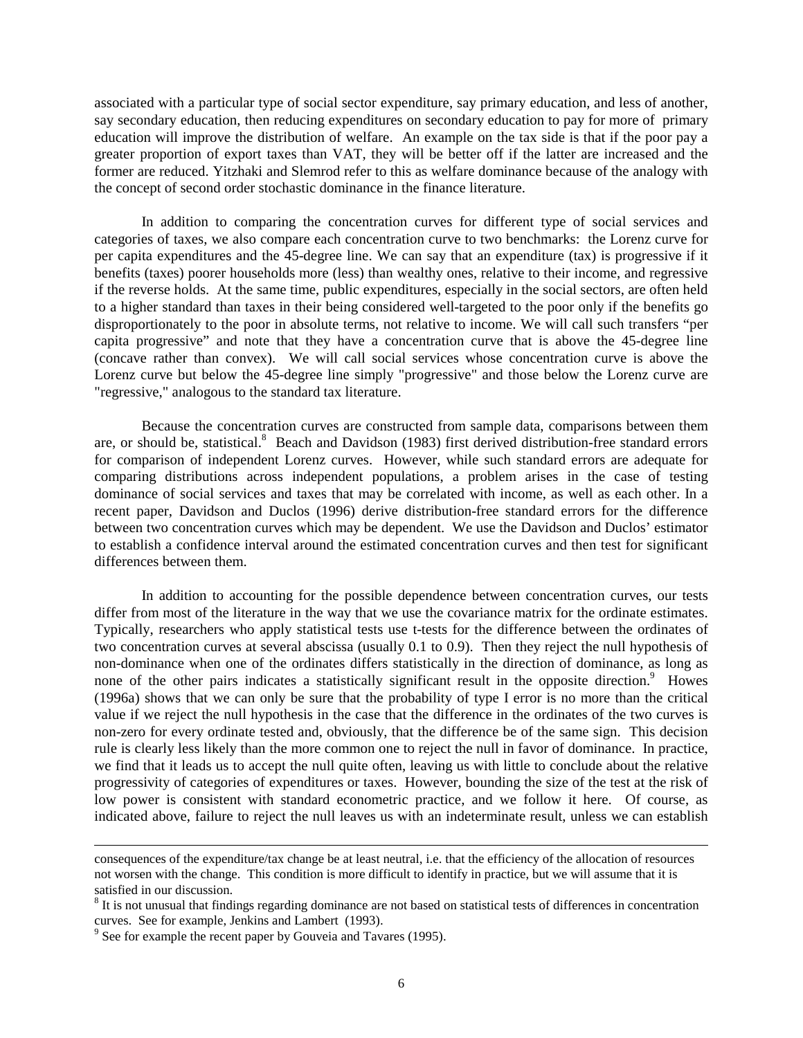associated with a particular type of social sector expenditure, say primary education, and less of another, say secondary education, then reducing expenditures on secondary education to pay for more of primary education will improve the distribution of welfare. An example on the tax side is that if the poor pay a greater proportion of export taxes than VAT, they will be better off if the latter are increased and the former are reduced. Yitzhaki and Slemrod refer to this as welfare dominance because of the analogy with the concept of second order stochastic dominance in the finance literature.

In addition to comparing the concentration curves for different type of social services and categories of taxes, we also compare each concentration curve to two benchmarks: the Lorenz curve for per capita expenditures and the 45-degree line. We can say that an expenditure (tax) is progressive if it benefits (taxes) poorer households more (less) than wealthy ones, relative to their income, and regressive if the reverse holds. At the same time, public expenditures, especially in the social sectors, are often held to a higher standard than taxes in their being considered well-targeted to the poor only if the benefits go disproportionately to the poor in absolute terms, not relative to income. We will call such transfers "per capita progressive" and note that they have a concentration curve that is above the 45-degree line (concave rather than convex). We will call social services whose concentration curve is above the Lorenz curve but below the 45-degree line simply "progressive" and those below the Lorenz curve are "regressive," analogous to the standard tax literature.

Because the concentration curves are constructed from sample data, comparisons between them are, or should be, statistical.[8] Beach and Davidson (1983) first derived distribution-free standard errors for comparison of independent Lorenz curves. However, while such standard errors are adequate for comparing distributions across independent populations, a problem arises in the case of testing dominance of social services and taxes that may be correlated with income, as well as each other. In a recent paper, Davidson and Duclos (1996) derive distribution-free standard errors for the difference between two concentration curves which may be dependent. We use the Davidson and Duclos' estimator to establish a confidence interval around the estimated concentration curves and then test for significant differences between them.

In addition to accounting for the possible dependence between concentration curves, our tests differ from most of the literature in the way that we use the covariance matrix for the ordinate estimates. Typically, researchers who apply statistical tests use t-tests for the difference between the ordinates of two concentration curves at several abscissa (usually 0.1 to 0.9). Then they reject the null hypothesis of non-dominance when one of the ordinates differs statistically in the direction of dominance, as long as none of the other pairs indicates a statistically significant result in the opposite direction.[9] Howes (1996a) shows that we can only be sure that the probability of type I error is no more than the critical value if we reject the null hypothesis in the case that the difference in the ordinates of the two curves is non-zero for every ordinate tested and, obviously, that the difference be of the same sign. This decision rule is clearly less likely than the more common one to reject the null in favor of dominance. In practice, we find that it leads us to accept the null quite often, leaving us with little to conclude about the relative progressivity of categories of expenditures or taxes. However, bounding the size of the test at the risk of low power is consistent with standard econometric practice, and we follow it here. Of course, as indicated above, failure to reject the null leaves us with an indeterminate result, unless we can establish

---

consequences of the expenditure/tax change be at least neutral, i.e. that the efficiency of the allocation of resources not worsen with the change. This condition is more difficult to identify in practice, but we will assume that it is satisfied in our discussion.

[8] It is not unusual that findings regarding dominance are not based on statistical tests of differences in concentration curves. See for example, Jenkins and Lambert (1993).

[9] See for example the recent paper by Gouveia and Tavares (1995).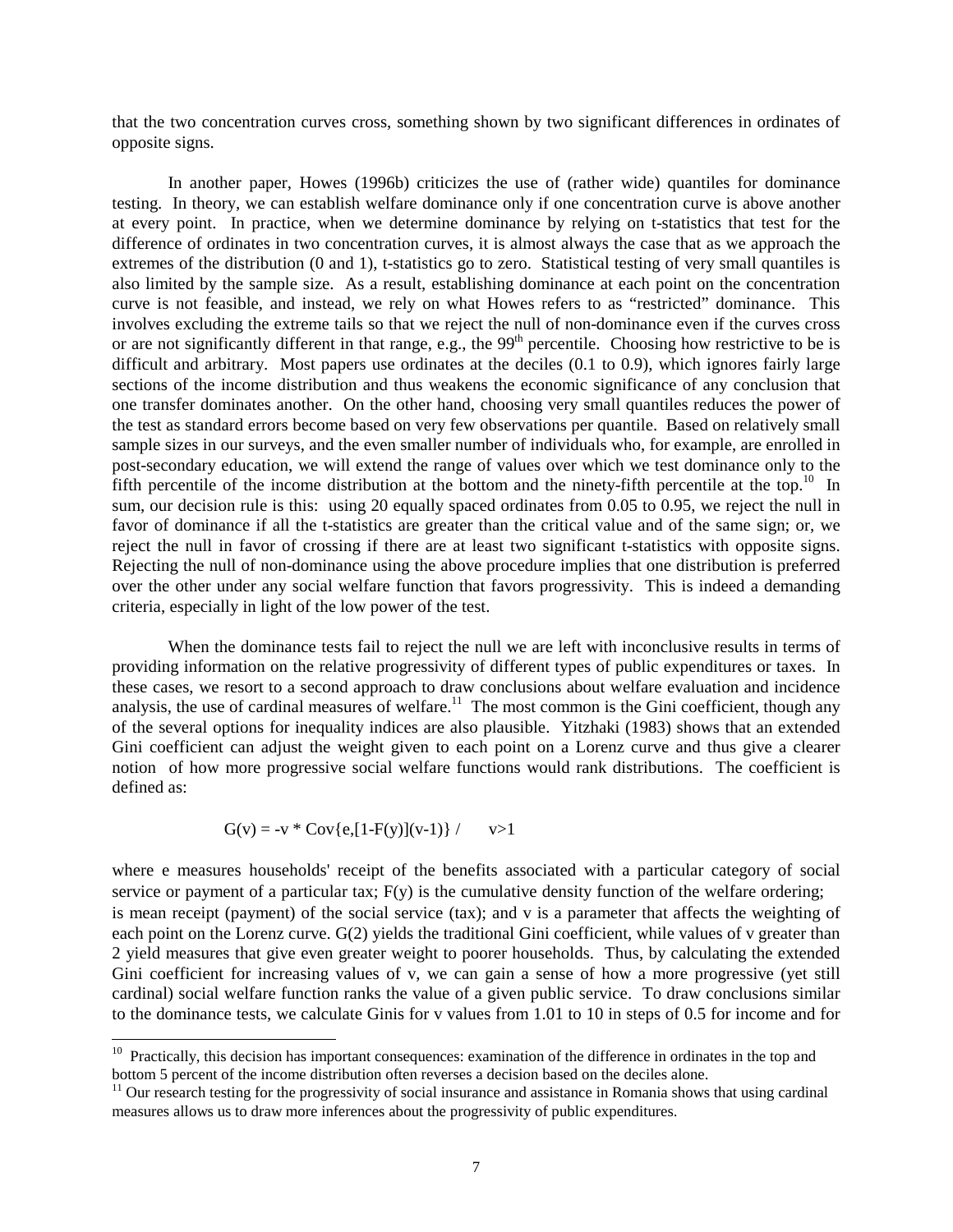that the two concentration curves cross, something shown by two significant differences in ordinates of opposite signs.

In another paper, Howes (1996b) criticizes the use of (rather wide) quantiles for dominance testing. In theory, we can establish welfare dominance only if one concentration curve is above another at every point. In practice, when we determine dominance by relying on t-statistics that test for the difference of ordinates in two concentration curves, it is almost always the case that as we approach the extremes of the distribution (0 and 1), t-statistics go to zero. Statistical testing of very small quantiles is also limited by the sample size. As a result, establishing dominance at each point on the concentration curve is not feasible, and instead, we rely on what Howes refers to as "restricted" dominance. This involves excluding the extreme tails so that we reject the null of non-dominance even if the curves cross or are not significantly different in that range, e.g., the 99[th] percentile. Choosing how restrictive to be is difficult and arbitrary. Most papers use ordinates at the deciles (0.1 to 0.9), which ignores fairly large sections of the income distribution and thus weakens the economic significance of any conclusion that one transfer dominates another. On the other hand, choosing very small quantiles reduces the power of the test as standard errors become based on very few observations per quantile. Based on relatively small sample sizes in our surveys, and the even smaller number of individuals who, for example, are enrolled in post-secondary education, we will extend the range of values over which we test dominance only to the fifth percentile of the income distribution at the bottom and the ninety-fifth percentile at the top.[10] In sum, our decision rule is this: using 20 equally spaced ordinates from 0.05 to 0.95, we reject the null in favor of dominance if all the t-statistics are greater than the critical value and of the same sign; or, we reject the null in favor of crossing if there are at least two significant t-statistics with opposite signs. Rejecting the null of non-dominance using the above procedure implies that one distribution is preferred over the other under any social welfare function that favors progressivity. This is indeed a demanding criteria, especially in light of the low power of the test.

When the dominance tests fail to reject the null we are left with inconclusive results in terms of providing information on the relative progressivity of different types of public expenditures or taxes. In these cases, we resort to a second approach to draw conclusions about welfare evaluation and incidence analysis, the use of cardinal measures of welfare.[11] The most common is the Gini coefficient, though any of the several options for inequality indices are also plausible. Yitzhaki (1983) shows that an extended Gini coefficient can adjust the weight given to each point on a Lorenz curve and thus give a clearer notion of how more progressive social welfare functions would rank distributions. The coefficient is defined as:

$$G(v) = -v * \text{Cov}\{e,[1-F(y)](v-1)\} / \qquad v>1$$

where e measures households' receipt of the benefits associated with a particular category of social service or payment of a particular tax; F(y) is the cumulative density function of the welfare ordering; is mean receipt (payment) of the social service (tax); and v is a parameter that affects the weighting of each point on the Lorenz curve. G(2) yields the traditional Gini coefficient, while values of v greater than 2 yield measures that give even greater weight to poorer households. Thus, by calculating the extended Gini coefficient for increasing values of v, we can gain a sense of how a more progressive (yet still cardinal) social welfare function ranks the value of a given public service. To draw conclusions similar to the dominance tests, we calculate Ginis for v values from 1.01 to 10 in steps of 0.5 for income and for

---

[10] Practically, this decision has important consequences: examination of the difference in ordinates in the top and bottom 5 percent of the income distribution often reverses a decision based on the deciles alone.

[11] Our research testing for the progressivity of social insurance and assistance in Romania shows that using cardinal measures allows us to draw more inferences about the progressivity of public expenditures.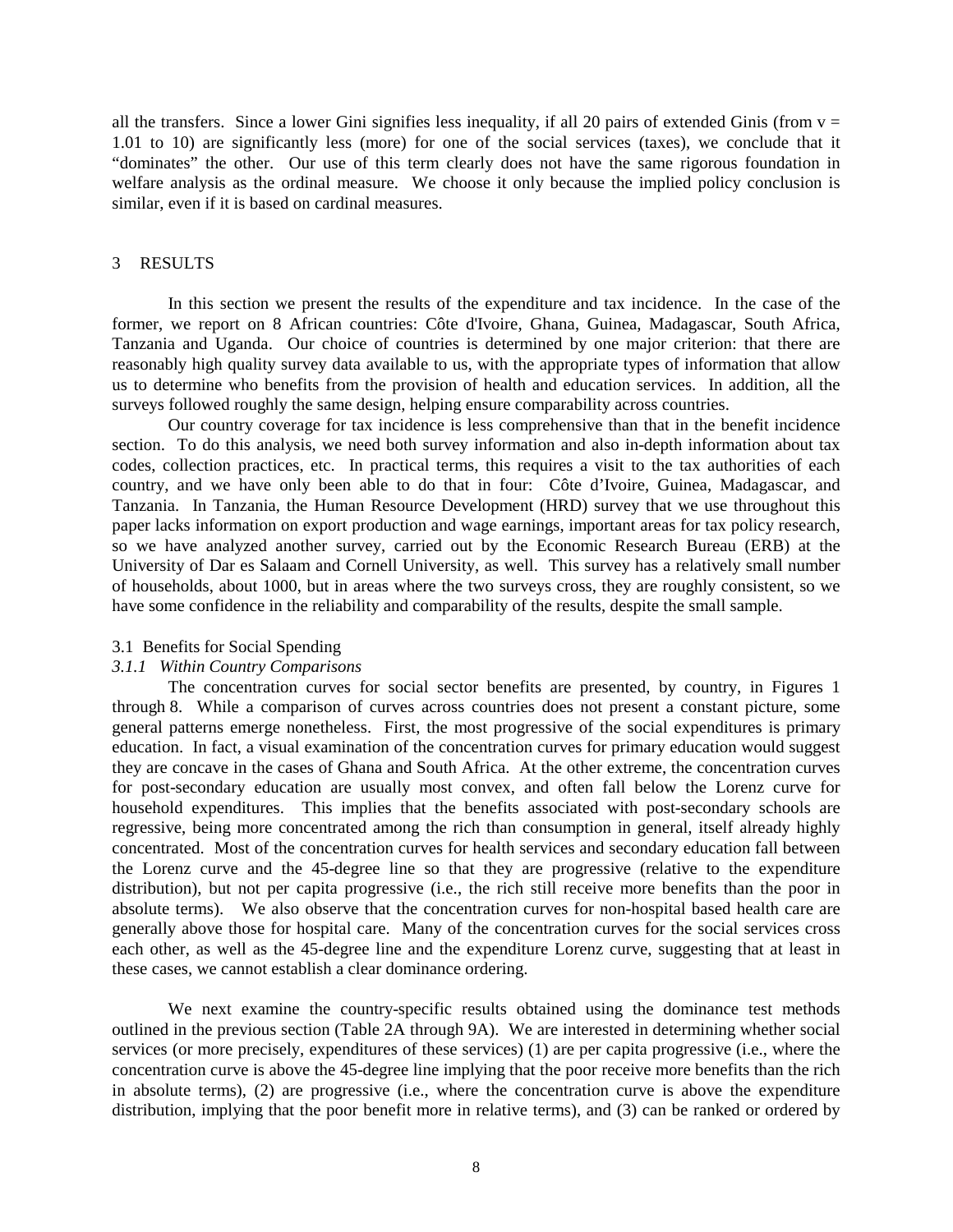all the transfers. Since a lower Gini signifies less inequality, if all 20 pairs of extended Ginis (from $v = 1.01$ to 10) are significantly less (more) for one of the social services (taxes), we conclude that it "dominates" the other. Our use of this term clearly does not have the same rigorous foundation in welfare analysis as the ordinal measure. We choose it only because the implied policy conclusion is similar, even if it is based on cardinal measures.

## 3 RESULTS

In this section we present the results of the expenditure and tax incidence. In the case of the former, we report on 8 African countries: Côte d'Ivoire, Ghana, Guinea, Madagascar, South Africa, Tanzania and Uganda. Our choice of countries is determined by one major criterion: that there are reasonably high quality survey data available to us, with the appropriate types of information that allow us to determine who benefits from the provision of health and education services. In addition, all the surveys followed roughly the same design, helping ensure comparability across countries.

Our country coverage for tax incidence is less comprehensive than that in the benefit incidence section. To do this analysis, we need both survey information and also in-depth information about tax codes, collection practices, etc. In practical terms, this requires a visit to the tax authorities of each country, and we have only been able to do that in four: Côte d'Ivoire, Guinea, Madagascar, and Tanzania. In Tanzania, the Human Resource Development (HRD) survey that we use throughout this paper lacks information on export production and wage earnings, important areas for tax policy research, so we have analyzed another survey, carried out by the Economic Research Bureau (ERB) at the University of Dar es Salaam and Cornell University, as well. This survey has a relatively small number of households, about 1000, but in areas where the two surveys cross, they are roughly consistent, so we have some confidence in the reliability and comparability of the results, despite the small sample.

### 3.1 Benefits for Social Spending

#### *3.1.1 Within Country Comparisons*

The concentration curves for social sector benefits are presented, by country, in Figures 1 through 8. While a comparison of curves across countries does not present a constant picture, some general patterns emerge nonetheless. First, the most progressive of the social expenditures is primary education. In fact, a visual examination of the concentration curves for primary education would suggest they are concave in the cases of Ghana and South Africa. At the other extreme, the concentration curves for post-secondary education are usually most convex, and often fall below the Lorenz curve for household expenditures. This implies that the benefits associated with post-secondary schools are regressive, being more concentrated among the rich than consumption in general, itself already highly concentrated. Most of the concentration curves for health services and secondary education fall between the Lorenz curve and the 45-degree line so that they are progressive (relative to the expenditure distribution), but not per capita progressive (i.e., the rich still receive more benefits than the poor in absolute terms). We also observe that the concentration curves for non-hospital based health care are generally above those for hospital care. Many of the concentration curves for the social services cross each other, as well as the 45-degree line and the expenditure Lorenz curve, suggesting that at least in these cases, we cannot establish a clear dominance ordering.

We next examine the country-specific results obtained using the dominance test methods outlined in the previous section (Table 2A through 9A). We are interested in determining whether social services (or more precisely, expenditures of these services) (1) are per capita progressive (i.e., where the concentration curve is above the 45-degree line implying that the poor receive more benefits than the rich in absolute terms), (2) are progressive (i.e., where the concentration curve is above the expenditure distribution, implying that the poor benefit more in relative terms), and (3) can be ranked or ordered by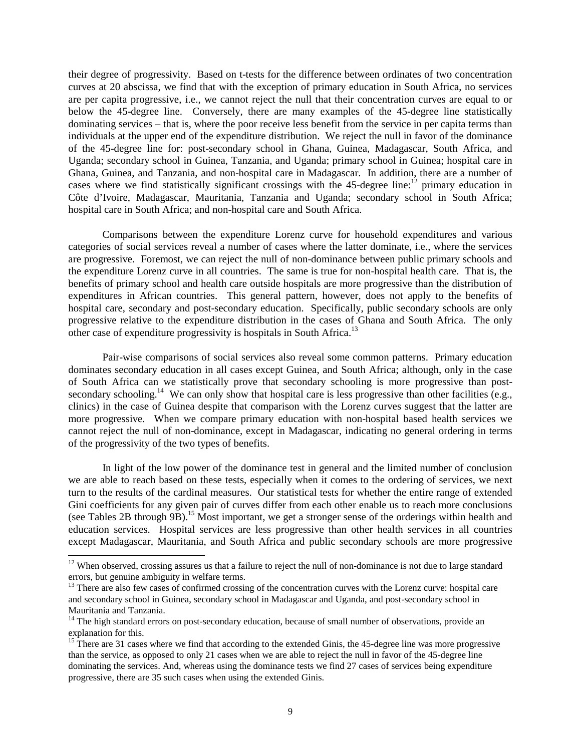their degree of progressivity. Based on t-tests for the difference between ordinates of two concentration curves at 20 abscissa, we find that with the exception of primary education in South Africa, no services are per capita progressive, i.e., we cannot reject the null that their concentration curves are equal to or below the 45-degree line. Conversely, there are many examples of the 45-degree line statistically dominating services – that is, where the poor receive less benefit from the service in per capita terms than individuals at the upper end of the expenditure distribution. We reject the null in favor of the dominance of the 45-degree line for: post-secondary school in Ghana, Guinea, Madagascar, South Africa, and Uganda; secondary school in Guinea, Tanzania, and Uganda; primary school in Guinea; hospital care in Ghana, Guinea, and Tanzania, and non-hospital care in Madagascar. In addition, there are a number of cases where we find statistically significant crossings with the 45-degree line:[12] primary education in Côte d'Ivoire, Madagascar, Mauritania, Tanzania and Uganda; secondary school in South Africa; hospital care in South Africa; and non-hospital care and South Africa.

Comparisons between the expenditure Lorenz curve for household expenditures and various categories of social services reveal a number of cases where the latter dominate, i.e., where the services are progressive. Foremost, we can reject the null of non-dominance between public primary schools and the expenditure Lorenz curve in all countries. The same is true for non-hospital health care. That is, the benefits of primary school and health care outside hospitals are more progressive than the distribution of expenditures in African countries. This general pattern, however, does not apply to the benefits of hospital care, secondary and post-secondary education. Specifically, public secondary schools are only progressive relative to the expenditure distribution in the cases of Ghana and South Africa. The only other case of expenditure progressivity is hospitals in South Africa.[13]

Pair-wise comparisons of social services also reveal some common patterns. Primary education dominates secondary education in all cases except Guinea, and South Africa; although, only in the case of South Africa can we statistically prove that secondary schooling is more progressive than post-secondary schooling.[14] We can only show that hospital care is less progressive than other facilities (e.g., clinics) in the case of Guinea despite that comparison with the Lorenz curves suggest that the latter are more progressive. When we compare primary education with non-hospital based health services we cannot reject the null of non-dominance, except in Madagascar, indicating no general ordering in terms of the progressivity of the two types of benefits.

In light of the low power of the dominance test in general and the limited number of conclusion we are able to reach based on these tests, especially when it comes to the ordering of services, we next turn to the results of the cardinal measures. Our statistical tests for whether the entire range of extended Gini coefficients for any given pair of curves differ from each other enable us to reach more conclusions (see Tables 2B through 9B).[15] Most important, we get a stronger sense of the orderings within health and education services. Hospital services are less progressive than other health services in all countries except Madagascar, Mauritania, and South Africa and public secondary schools are more progressive

---

[12] When observed, crossing assures us that a failure to reject the null of non-dominance is not due to large standard errors, but genuine ambiguity in welfare terms.

[13] There are also few cases of confirmed crossing of the concentration curves with the Lorenz curve: hospital care and secondary school in Guinea, secondary school in Madagascar and Uganda, and post-secondary school in Mauritania and Tanzania.

[14] The high standard errors on post-secondary education, because of small number of observations, provide an explanation for this.

[15] There are 31 cases where we find that according to the extended Ginis, the 45-degree line was more progressive than the service, as opposed to only 21 cases when we are able to reject the null in favor of the 45-degree line dominating the services. And, whereas using the dominance tests we find 27 cases of services being expenditure progressive, there are 35 such cases when using the extended Ginis.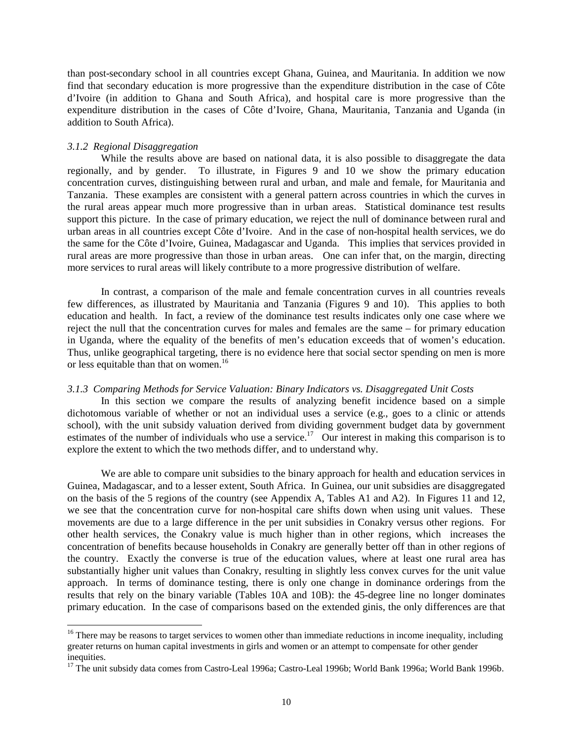than post-secondary school in all countries except Ghana, Guinea, and Mauritania. In addition we now find that secondary education is more progressive than the expenditure distribution in the case of Côte d'Ivoire (in addition to Ghana and South Africa), and hospital care is more progressive than the expenditure distribution in the cases of Côte d'Ivoire, Ghana, Mauritania, Tanzania and Uganda (in addition to South Africa).

### *3.1.2 Regional Disaggregation*

While the results above are based on national data, it is also possible to disaggregate the data regionally, and by gender. To illustrate, in Figures 9 and 10 we show the primary education concentration curves, distinguishing between rural and urban, and male and female, for Mauritania and Tanzania. These examples are consistent with a general pattern across countries in which the curves in the rural areas appear much more progressive than in urban areas. Statistical dominance test results support this picture. In the case of primary education, we reject the null of dominance between rural and urban areas in all countries except Côte d'Ivoire. And in the case of non-hospital health services, we do the same for the Côte d'Ivoire, Guinea, Madagascar and Uganda. This implies that services provided in rural areas are more progressive than those in urban areas. One can infer that, on the margin, directing more services to rural areas will likely contribute to a more progressive distribution of welfare.

In contrast, a comparison of the male and female concentration curves in all countries reveals few differences, as illustrated by Mauritania and Tanzania (Figures 9 and 10). This applies to both education and health. In fact, a review of the dominance test results indicates only one case where we reject the null that the concentration curves for males and females are the same – for primary education in Uganda, where the equality of the benefits of men's education exceeds that of women's education. Thus, unlike geographical targeting, there is no evidence here that social sector spending on men is more or less equitable than that on women.[16]

### *3.1.3 Comparing Methods for Service Valuation: Binary Indicators vs. Disaggregated Unit Costs*

In this section we compare the results of analyzing benefit incidence based on a simple dichotomous variable of whether or not an individual uses a service (e.g., goes to a clinic or attends school), with the unit subsidy valuation derived from dividing government budget data by government estimates of the number of individuals who use a service.[17] Our interest in making this comparison is to explore the extent to which the two methods differ, and to understand why.

We are able to compare unit subsidies to the binary approach for health and education services in Guinea, Madagascar, and to a lesser extent, South Africa. In Guinea, our unit subsidies are disaggregated on the basis of the 5 regions of the country (see Appendix A, Tables A1 and A2). In Figures 11 and 12, we see that the concentration curve for non-hospital care shifts down when using unit values. These movements are due to a large difference in the per unit subsidies in Conakry versus other regions. For other health services, the Conakry value is much higher than in other regions, which increases the concentration of benefits because households in Conakry are generally better off than in other regions of the country. Exactly the converse is true of the education values, where at least one rural area has substantially higher unit values than Conakry, resulting in slightly less convex curves for the unit value approach. In terms of dominance testing, there is only one change in dominance orderings from the results that rely on the binary variable (Tables 10A and 10B): the 45-degree line no longer dominates primary education. In the case of comparisons based on the extended ginis, the only differences are that

---

[16] There may be reasons to target services to women other than immediate reductions in income inequality, including greater returns on human capital investments in girls and women or an attempt to compensate for other gender inequities.

[17] The unit subsidy data comes from Castro-Leal 1996a; Castro-Leal 1996b; World Bank 1996a; World Bank 1996b.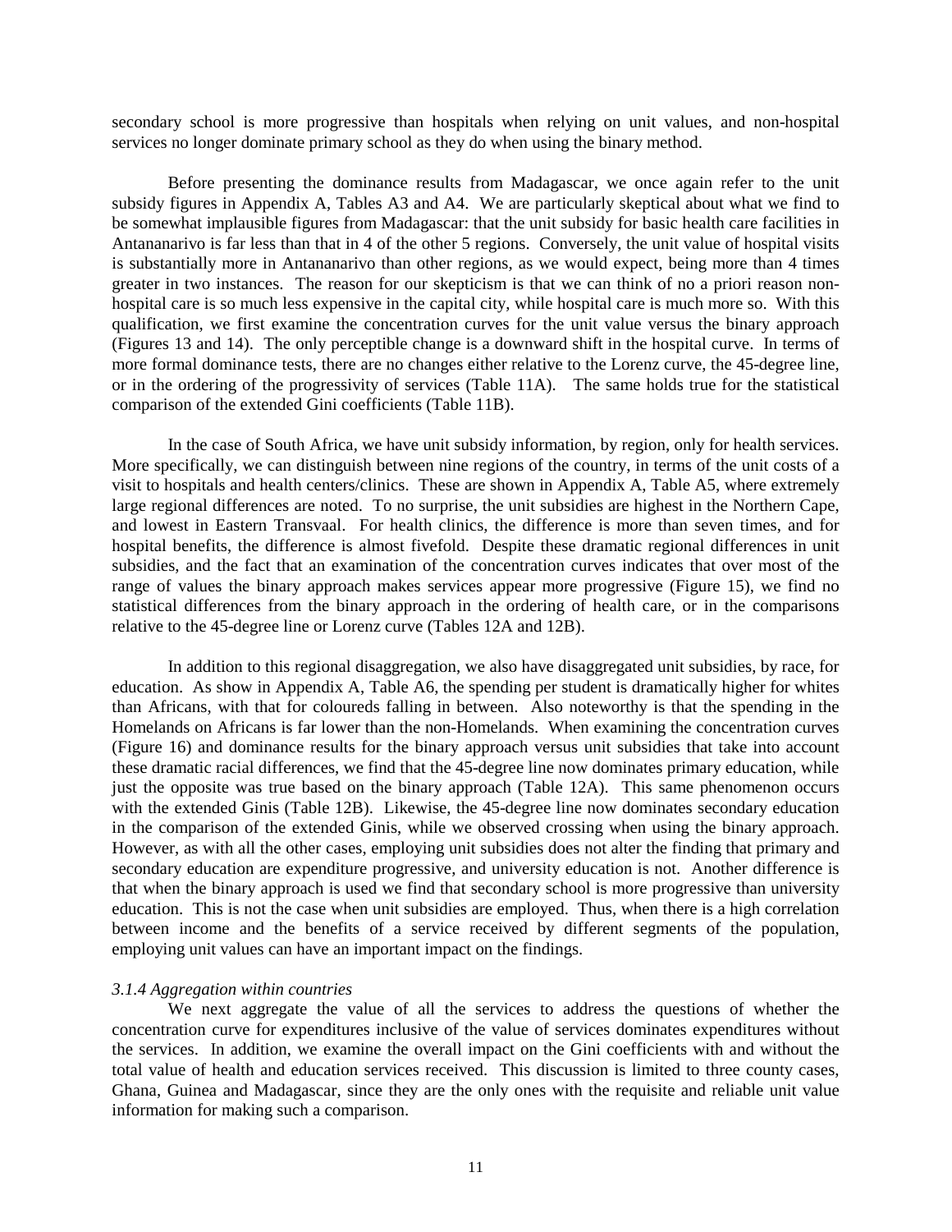secondary school is more progressive than hospitals when relying on unit values, and non-hospital services no longer dominate primary school as they do when using the binary method.

Before presenting the dominance results from Madagascar, we once again refer to the unit subsidy figures in Appendix A, Tables A3 and A4. We are particularly skeptical about what we find to be somewhat implausible figures from Madagascar: that the unit subsidy for basic health care facilities in Antananarivo is far less than that in 4 of the other 5 regions. Conversely, the unit value of hospital visits is substantially more in Antananarivo than other regions, as we would expect, being more than 4 times greater in two instances. The reason for our skepticism is that we can think of no a priori reason non-hospital care is so much less expensive in the capital city, while hospital care is much more so. With this qualification, we first examine the concentration curves for the unit value versus the binary approach (Figures 13 and 14). The only perceptible change is a downward shift in the hospital curve. In terms of more formal dominance tests, there are no changes either relative to the Lorenz curve, the 45-degree line, or in the ordering of the progressivity of services (Table 11A). The same holds true for the statistical comparison of the extended Gini coefficients (Table 11B).

In the case of South Africa, we have unit subsidy information, by region, only for health services. More specifically, we can distinguish between nine regions of the country, in terms of the unit costs of a visit to hospitals and health centers/clinics. These are shown in Appendix A, Table A5, where extremely large regional differences are noted. To no surprise, the unit subsidies are highest in the Northern Cape, and lowest in Eastern Transvaal. For health clinics, the difference is more than seven times, and for hospital benefits, the difference is almost fivefold. Despite these dramatic regional differences in unit subsidies, and the fact that an examination of the concentration curves indicates that over most of the range of values the binary approach makes services appear more progressive (Figure 15), we find no statistical differences from the binary approach in the ordering of health care, or in the comparisons relative to the 45-degree line or Lorenz curve (Tables 12A and 12B).

In addition to this regional disaggregation, we also have disaggregated unit subsidies, by race, for education. As show in Appendix A, Table A6, the spending per student is dramatically higher for whites than Africans, with that for coloureds falling in between. Also noteworthy is that the spending in the Homelands on Africans is far lower than the non-Homelands. When examining the concentration curves (Figure 16) and dominance results for the binary approach versus unit subsidies that take into account these dramatic racial differences, we find that the 45-degree line now dominates primary education, while just the opposite was true based on the binary approach (Table 12A). This same phenomenon occurs with the extended Ginis (Table 12B). Likewise, the 45-degree line now dominates secondary education in the comparison of the extended Ginis, while we observed crossing when using the binary approach. However, as with all the other cases, employing unit subsidies does not alter the finding that primary and secondary education are expenditure progressive, and university education is not. Another difference is that when the binary approach is used we find that secondary school is more progressive than university education. This is not the case when unit subsidies are employed. Thus, when there is a high correlation between income and the benefits of a service received by different segments of the population, employing unit values can have an important impact on the findings.

### *3.1.4 Aggregation within countries*

We next aggregate the value of all the services to address the questions of whether the concentration curve for expenditures inclusive of the value of services dominates expenditures without the services. In addition, we examine the overall impact on the Gini coefficients with and without the total value of health and education services received. This discussion is limited to three county cases, Ghana, Guinea and Madagascar, since they are the only ones with the requisite and reliable unit value information for making such a comparison.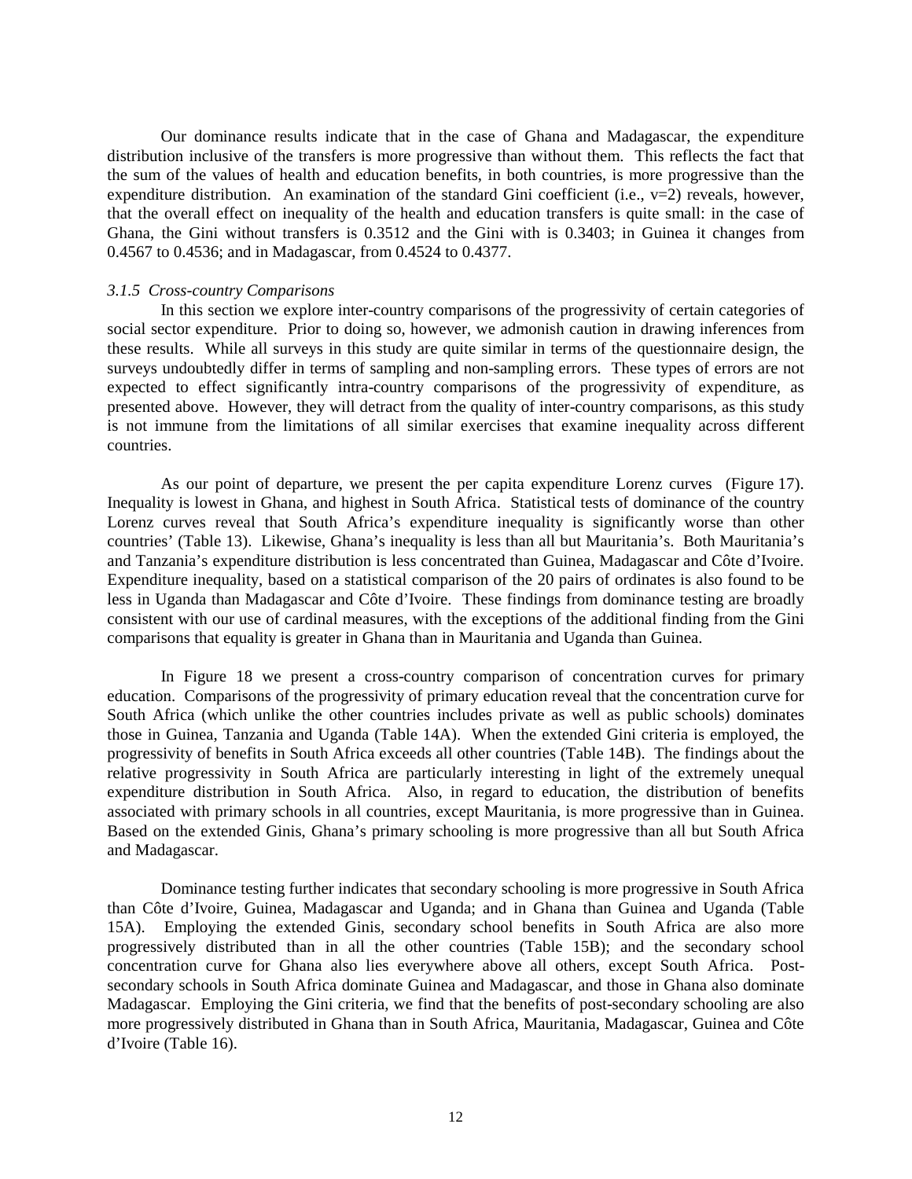Our dominance results indicate that in the case of Ghana and Madagascar, the expenditure distribution inclusive of the transfers is more progressive than without them. This reflects the fact that the sum of the values of health and education benefits, in both countries, is more progressive than the expenditure distribution. An examination of the standard Gini coefficient (i.e., v=2) reveals, however, that the overall effect on inequality of the health and education transfers is quite small: in the case of Ghana, the Gini without transfers is 0.3512 and the Gini with is 0.3403; in Guinea it changes from 0.4567 to 0.4536; and in Madagascar, from 0.4524 to 0.4377.

### *3.1.5 Cross-country Comparisons*

In this section we explore inter-country comparisons of the progressivity of certain categories of social sector expenditure. Prior to doing so, however, we admonish caution in drawing inferences from these results. While all surveys in this study are quite similar in terms of the questionnaire design, the surveys undoubtedly differ in terms of sampling and non-sampling errors. These types of errors are not expected to effect significantly intra-country comparisons of the progressivity of expenditure, as presented above. However, they will detract from the quality of inter-country comparisons, as this study is not immune from the limitations of all similar exercises that examine inequality across different countries.

As our point of departure, we present the per capita expenditure Lorenz curves (Figure 17). Inequality is lowest in Ghana, and highest in South Africa. Statistical tests of dominance of the country Lorenz curves reveal that South Africa's expenditure inequality is significantly worse than other countries' (Table 13). Likewise, Ghana's inequality is less than all but Mauritania's. Both Mauritania's and Tanzania's expenditure distribution is less concentrated than Guinea, Madagascar and Côte d'Ivoire. Expenditure inequality, based on a statistical comparison of the 20 pairs of ordinates is also found to be less in Uganda than Madagascar and Côte d'Ivoire. These findings from dominance testing are broadly consistent with our use of cardinal measures, with the exceptions of the additional finding from the Gini comparisons that equality is greater in Ghana than in Mauritania and Uganda than Guinea.

In Figure 18 we present a cross-country comparison of concentration curves for primary education. Comparisons of the progressivity of primary education reveal that the concentration curve for South Africa (which unlike the other countries includes private as well as public schools) dominates those in Guinea, Tanzania and Uganda (Table 14A). When the extended Gini criteria is employed, the progressivity of benefits in South Africa exceeds all other countries (Table 14B). The findings about the relative progressivity in South Africa are particularly interesting in light of the extremely unequal expenditure distribution in South Africa. Also, in regard to education, the distribution of benefits associated with primary schools in all countries, except Mauritania, is more progressive than in Guinea. Based on the extended Ginis, Ghana's primary schooling is more progressive than all but South Africa and Madagascar.

Dominance testing further indicates that secondary schooling is more progressive in South Africa than Côte d'Ivoire, Guinea, Madagascar and Uganda; and in Ghana than Guinea and Uganda (Table 15A). Employing the extended Ginis, secondary school benefits in South Africa are also more progressively distributed than in all the other countries (Table 15B); and the secondary school concentration curve for Ghana also lies everywhere above all others, except South Africa. Post-secondary schools in South Africa dominate Guinea and Madagascar, and those in Ghana also dominate Madagascar. Employing the Gini criteria, we find that the benefits of post-secondary schooling are also more progressively distributed in Ghana than in South Africa, Mauritania, Madagascar, Guinea and Côte d'Ivoire (Table 16).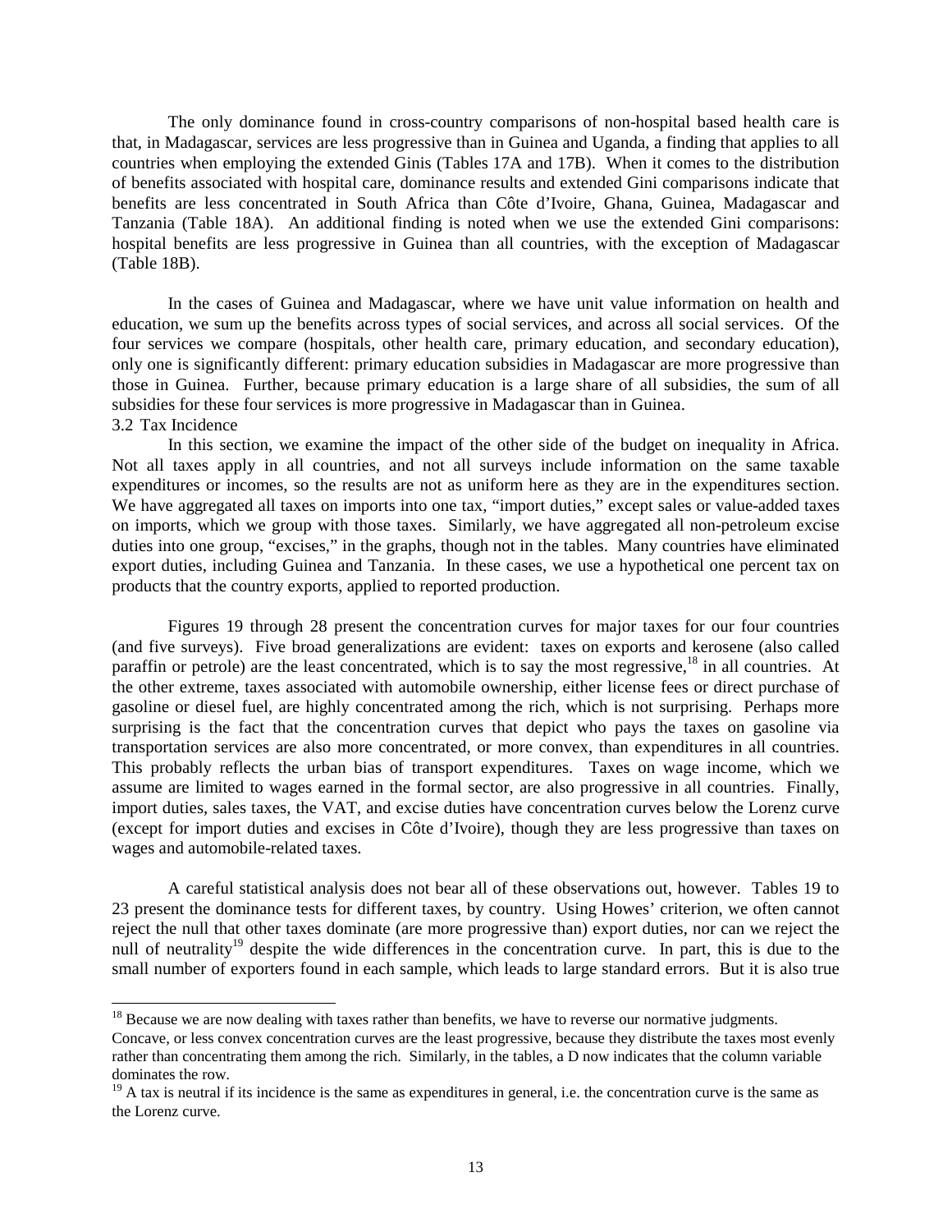The only dominance found in cross-country comparisons of non-hospital based health care is that, in Madagascar, services are less progressive than in Guinea and Uganda, a finding that applies to all countries when employing the extended Ginis (Tables 17A and 17B). When it comes to the distribution of benefits associated with hospital care, dominance results and extended Gini comparisons indicate that benefits are less concentrated in South Africa than Côte d'Ivoire, Ghana, Guinea, Madagascar and Tanzania (Table 18A). An additional finding is noted when we use the extended Gini comparisons: hospital benefits are less progressive in Guinea than all countries, with the exception of Madagascar (Table 18B).

In the cases of Guinea and Madagascar, where we have unit value information on health and education, we sum up the benefits across types of social services, and across all social services. Of the four services we compare (hospitals, other health care, primary education, and secondary education), only one is significantly different: primary education subsidies in Madagascar are more progressive than those in Guinea. Further, because primary education is a large share of all subsidies, the sum of all subsidies for these four services is more progressive in Madagascar than in Guinea.

### 3.2 Tax Incidence

In this section, we examine the impact of the other side of the budget on inequality in Africa. Not all taxes apply in all countries, and not all surveys include information on the same taxable expenditures or incomes, so the results are not as uniform here as they are in the expenditures section. We have aggregated all taxes on imports into one tax, "import duties," except sales or value-added taxes on imports, which we group with those taxes. Similarly, we have aggregated all non-petroleum excise duties into one group, "excises," in the graphs, though not in the tables. Many countries have eliminated export duties, including Guinea and Tanzania. In these cases, we use a hypothetical one percent tax on products that the country exports, applied to reported production.

Figures 19 through 28 present the concentration curves for major taxes for our four countries (and five surveys). Five broad generalizations are evident: taxes on exports and kerosene (also called paraffin or petrole) are the least concentrated, which is to say the most regressive,[18] in all countries. At the other extreme, taxes associated with automobile ownership, either license fees or direct purchase of gasoline or diesel fuel, are highly concentrated among the rich, which is not surprising. Perhaps more surprising is the fact that the concentration curves that depict who pays the taxes on gasoline via transportation services are also more concentrated, or more convex, than expenditures in all countries. This probably reflects the urban bias of transport expenditures. Taxes on wage income, which we assume are limited to wages earned in the formal sector, are also progressive in all countries. Finally, import duties, sales taxes, the VAT, and excise duties have concentration curves below the Lorenz curve (except for import duties and excises in Côte d'Ivoire), though they are less progressive than taxes on wages and automobile-related taxes.

A careful statistical analysis does not bear all of these observations out, however. Tables 19 to 23 present the dominance tests for different taxes, by country. Using Howes' criterion, we often cannot reject the null that other taxes dominate (are more progressive than) export duties, nor can we reject the null of neutrality[19] despite the wide differences in the concentration curve. In part, this is due to the small number of exporters found in each sample, which leads to large standard errors. But it is also true

---

[18] Because we are now dealing with taxes rather than benefits, we have to reverse our normative judgments. Concave, or less convex concentration curves are the least progressive, because they distribute the taxes most evenly rather than concentrating them among the rich. Similarly, in the tables, a D now indicates that the column variable dominates the row.

[19] A tax is neutral if its incidence is the same as expenditures in general, i.e. the concentration curve is the same as the Lorenz curve.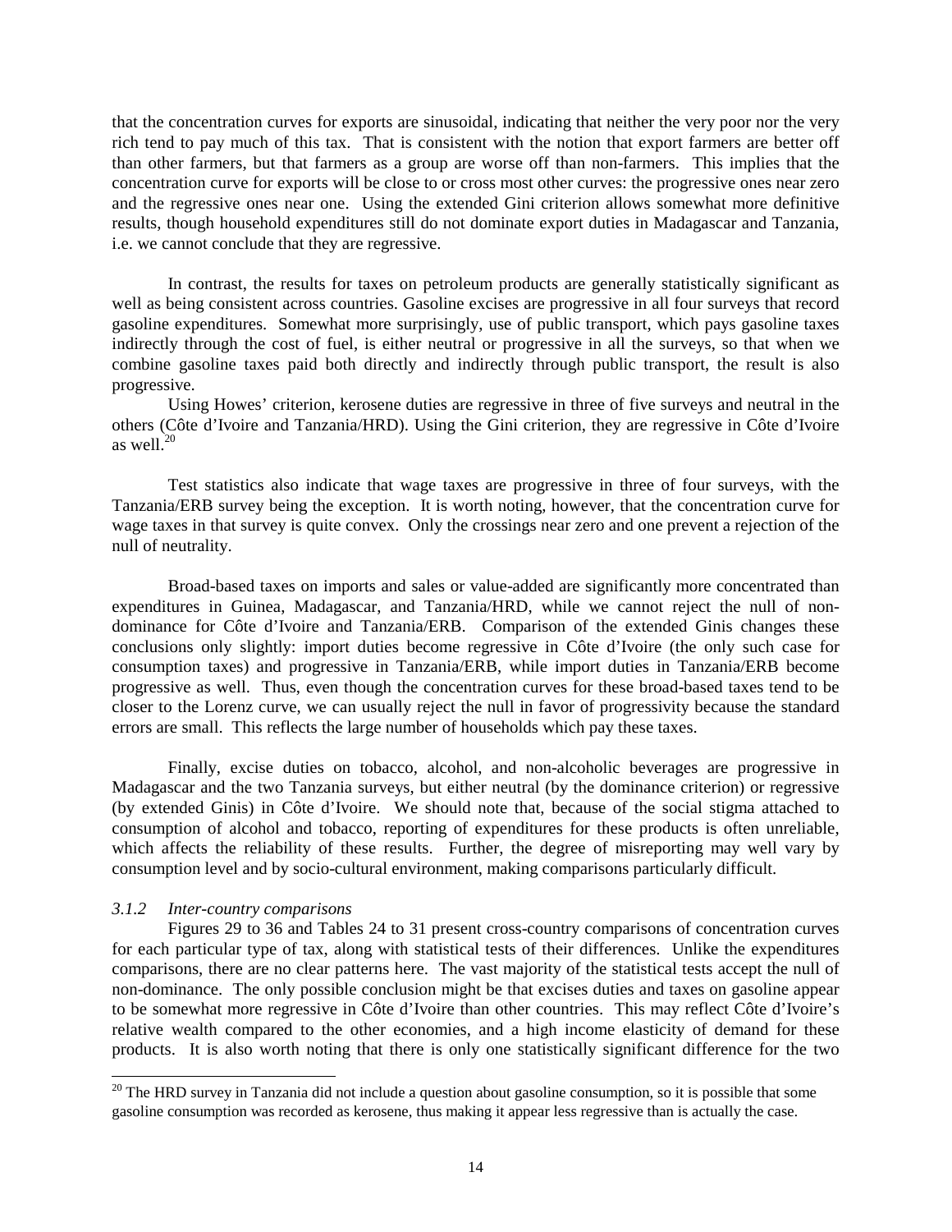that the concentration curves for exports are sinusoidal, indicating that neither the very poor nor the very rich tend to pay much of this tax. That is consistent with the notion that export farmers are better off than other farmers, but that farmers as a group are worse off than non-farmers. This implies that the concentration curve for exports will be close to or cross most other curves: the progressive ones near zero and the regressive ones near one. Using the extended Gini criterion allows somewhat more definitive results, though household expenditures still do not dominate export duties in Madagascar and Tanzania, i.e. we cannot conclude that they are regressive.

In contrast, the results for taxes on petroleum products are generally statistically significant as well as being consistent across countries. Gasoline excises are progressive in all four surveys that record gasoline expenditures. Somewhat more surprisingly, use of public transport, which pays gasoline taxes indirectly through the cost of fuel, is either neutral or progressive in all the surveys, so that when we combine gasoline taxes paid both directly and indirectly through public transport, the result is also progressive.

Using Howes' criterion, kerosene duties are regressive in three of five surveys and neutral in the others (Côte d'Ivoire and Tanzania/HRD). Using the Gini criterion, they are regressive in Côte d'Ivoire as well.[20]

Test statistics also indicate that wage taxes are progressive in three of four surveys, with the Tanzania/ERB survey being the exception. It is worth noting, however, that the concentration curve for wage taxes in that survey is quite convex. Only the crossings near zero and one prevent a rejection of the null of neutrality.

Broad-based taxes on imports and sales or value-added are significantly more concentrated than expenditures in Guinea, Madagascar, and Tanzania/HRD, while we cannot reject the null of non-dominance for Côte d'Ivoire and Tanzania/ERB. Comparison of the extended Ginis changes these conclusions only slightly: import duties become regressive in Côte d'Ivoire (the only such case for consumption taxes) and progressive in Tanzania/ERB, while import duties in Tanzania/ERB become progressive as well. Thus, even though the concentration curves for these broad-based taxes tend to be closer to the Lorenz curve, we can usually reject the null in favor of progressivity because the standard errors are small. This reflects the large number of households which pay these taxes.

Finally, excise duties on tobacco, alcohol, and non-alcoholic beverages are progressive in Madagascar and the two Tanzania surveys, but either neutral (by the dominance criterion) or regressive (by extended Ginis) in Côte d'Ivoire. We should note that, because of the social stigma attached to consumption of alcohol and tobacco, reporting of expenditures for these products is often unreliable, which affects the reliability of these results. Further, the degree of misreporting may well vary by consumption level and by socio-cultural environment, making comparisons particularly difficult.

### *3.1.2 Inter-country comparisons*

Figures 29 to 36 and Tables 24 to 31 present cross-country comparisons of concentration curves for each particular type of tax, along with statistical tests of their differences. Unlike the expenditures comparisons, there are no clear patterns here. The vast majority of the statistical tests accept the null of non-dominance. The only possible conclusion might be that excises duties and taxes on gasoline appear to be somewhat more regressive in Côte d'Ivoire than other countries. This may reflect Côte d'Ivoire's relative wealth compared to the other economies, and a high income elasticity of demand for these products. It is also worth noting that there is only one statistically significant difference for the two

[20] The HRD survey in Tanzania did not include a question about gasoline consumption, so it is possible that some gasoline consumption was recorded as kerosene, thus making it appear less regressive than is actually the case.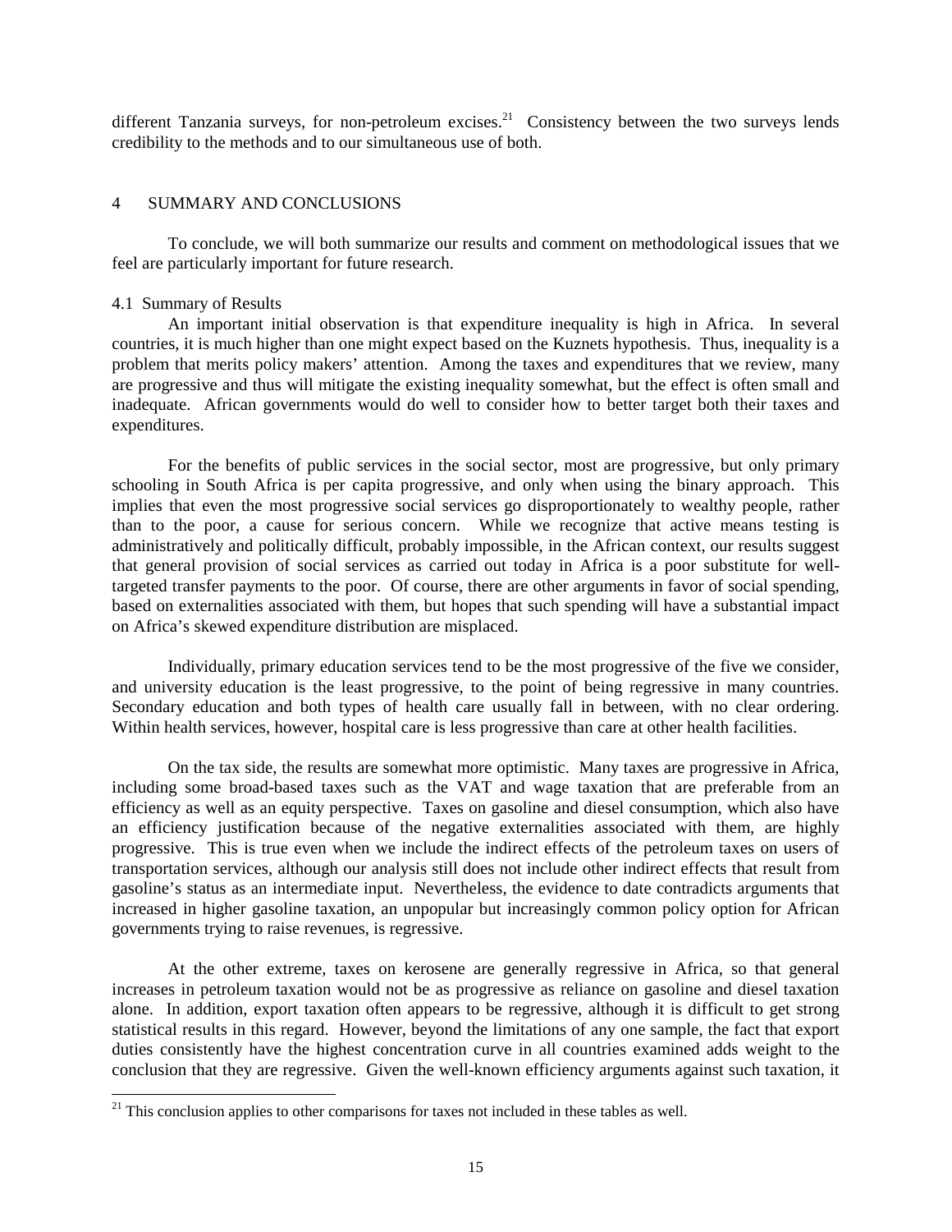different Tanzania surveys, for non-petroleum excises.[21] Consistency between the two surveys lends credibility to the methods and to our simultaneous use of both.

## 4 SUMMARY AND CONCLUSIONS

To conclude, we will both summarize our results and comment on methodological issues that we feel are particularly important for future research.

### 4.1 Summary of Results

An important initial observation is that expenditure inequality is high in Africa. In several countries, it is much higher than one might expect based on the Kuznets hypothesis. Thus, inequality is a problem that merits policy makers' attention. Among the taxes and expenditures that we review, many are progressive and thus will mitigate the existing inequality somewhat, but the effect is often small and inadequate. African governments would do well to consider how to better target both their taxes and expenditures.

For the benefits of public services in the social sector, most are progressive, but only primary schooling in South Africa is per capita progressive, and only when using the binary approach. This implies that even the most progressive social services go disproportionately to wealthy people, rather than to the poor, a cause for serious concern. While we recognize that active means testing is administratively and politically difficult, probably impossible, in the African context, our results suggest that general provision of social services as carried out today in Africa is a poor substitute for well-targeted transfer payments to the poor. Of course, there are other arguments in favor of social spending, based on externalities associated with them, but hopes that such spending will have a substantial impact on Africa's skewed expenditure distribution are misplaced.

Individually, primary education services tend to be the most progressive of the five we consider, and university education is the least progressive, to the point of being regressive in many countries. Secondary education and both types of health care usually fall in between, with no clear ordering. Within health services, however, hospital care is less progressive than care at other health facilities.

On the tax side, the results are somewhat more optimistic. Many taxes are progressive in Africa, including some broad-based taxes such as the VAT and wage taxation that are preferable from an efficiency as well as an equity perspective. Taxes on gasoline and diesel consumption, which also have an efficiency justification because of the negative externalities associated with them, are highly progressive. This is true even when we include the indirect effects of the petroleum taxes on users of transportation services, although our analysis still does not include other indirect effects that result from gasoline's status as an intermediate input. Nevertheless, the evidence to date contradicts arguments that increased in higher gasoline taxation, an unpopular but increasingly common policy option for African governments trying to raise revenues, is regressive.

At the other extreme, taxes on kerosene are generally regressive in Africa, so that general increases in petroleum taxation would not be as progressive as reliance on gasoline and diesel taxation alone. In addition, export taxation often appears to be regressive, although it is difficult to get strong statistical results in this regard. However, beyond the limitations of any one sample, the fact that export duties consistently have the highest concentration curve in all countries examined adds weight to the conclusion that they are regressive. Given the well-known efficiency arguments against such taxation, it

[21] This conclusion applies to other comparisons for taxes not included in these tables as well.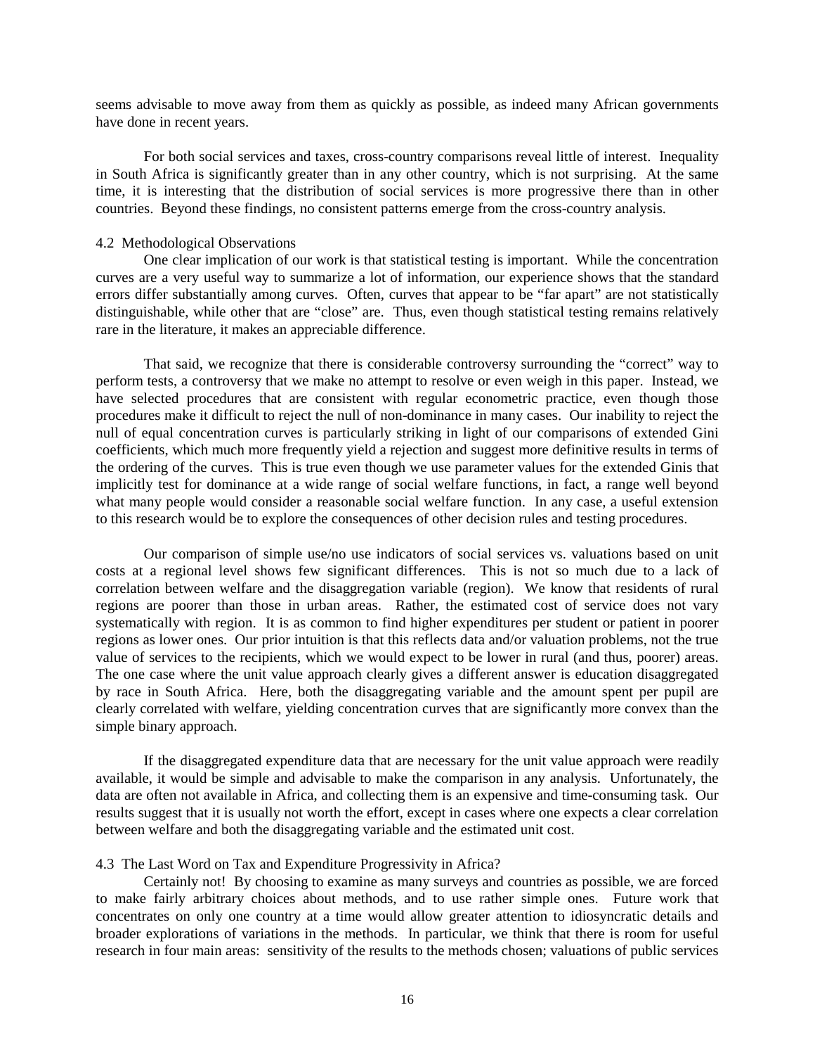seems advisable to move away from them as quickly as possible, as indeed many African governments have done in recent years.

For both social services and taxes, cross-country comparisons reveal little of interest. Inequality in South Africa is significantly greater than in any other country, which is not surprising. At the same time, it is interesting that the distribution of social services is more progressive there than in other countries. Beyond these findings, no consistent patterns emerge from the cross-country analysis.

### 4.2 Methodological Observations

One clear implication of our work is that statistical testing is important. While the concentration curves are a very useful way to summarize a lot of information, our experience shows that the standard errors differ substantially among curves. Often, curves that appear to be "far apart" are not statistically distinguishable, while other that are "close" are. Thus, even though statistical testing remains relatively rare in the literature, it makes an appreciable difference.

That said, we recognize that there is considerable controversy surrounding the "correct" way to perform tests, a controversy that we make no attempt to resolve or even weigh in this paper. Instead, we have selected procedures that are consistent with regular econometric practice, even though those procedures make it difficult to reject the null of non-dominance in many cases. Our inability to reject the null of equal concentration curves is particularly striking in light of our comparisons of extended Gini coefficients, which much more frequently yield a rejection and suggest more definitive results in terms of the ordering of the curves. This is true even though we use parameter values for the extended Ginis that implicitly test for dominance at a wide range of social welfare functions, in fact, a range well beyond what many people would consider a reasonable social welfare function. In any case, a useful extension to this research would be to explore the consequences of other decision rules and testing procedures.

Our comparison of simple use/no use indicators of social services vs. valuations based on unit costs at a regional level shows few significant differences. This is not so much due to a lack of correlation between welfare and the disaggregation variable (region). We know that residents of rural regions are poorer than those in urban areas. Rather, the estimated cost of service does not vary systematically with region. It is as common to find higher expenditures per student or patient in poorer regions as lower ones. Our prior intuition is that this reflects data and/or valuation problems, not the true value of services to the recipients, which we would expect to be lower in rural (and thus, poorer) areas. The one case where the unit value approach clearly gives a different answer is education disaggregated by race in South Africa. Here, both the disaggregating variable and the amount spent per pupil are clearly correlated with welfare, yielding concentration curves that are significantly more convex than the simple binary approach.

If the disaggregated expenditure data that are necessary for the unit value approach were readily available, it would be simple and advisable to make the comparison in any analysis. Unfortunately, the data are often not available in Africa, and collecting them is an expensive and time-consuming task. Our results suggest that it is usually not worth the effort, except in cases where one expects a clear correlation between welfare and both the disaggregating variable and the estimated unit cost.

### 4.3 The Last Word on Tax and Expenditure Progressivity in Africa?

Certainly not! By choosing to examine as many surveys and countries as possible, we are forced to make fairly arbitrary choices about methods, and to use rather simple ones. Future work that concentrates on only one country at a time would allow greater attention to idiosyncratic details and broader explorations of variations in the methods. In particular, we think that there is room for useful research in four main areas: sensitivity of the results to the methods chosen; valuations of public services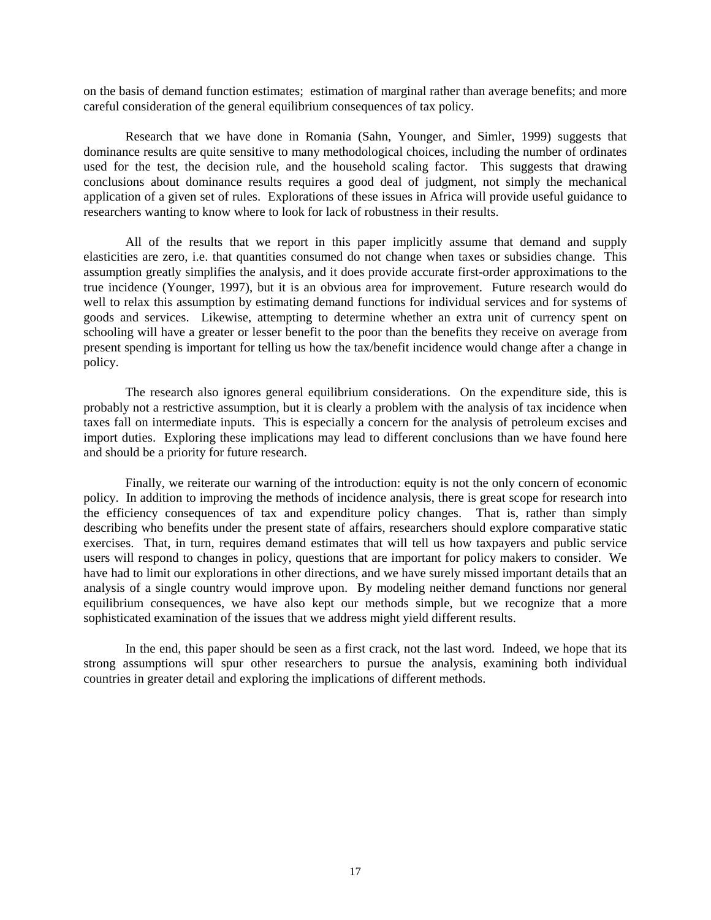on the basis of demand function estimates; estimation of marginal rather than average benefits; and more careful consideration of the general equilibrium consequences of tax policy.

Research that we have done in Romania (Sahn, Younger, and Simler, 1999) suggests that dominance results are quite sensitive to many methodological choices, including the number of ordinates used for the test, the decision rule, and the household scaling factor. This suggests that drawing conclusions about dominance results requires a good deal of judgment, not simply the mechanical application of a given set of rules. Explorations of these issues in Africa will provide useful guidance to researchers wanting to know where to look for lack of robustness in their results.

All of the results that we report in this paper implicitly assume that demand and supply elasticities are zero, i.e. that quantities consumed do not change when taxes or subsidies change. This assumption greatly simplifies the analysis, and it does provide accurate first-order approximations to the true incidence (Younger, 1997), but it is an obvious area for improvement. Future research would do well to relax this assumption by estimating demand functions for individual services and for systems of goods and services. Likewise, attempting to determine whether an extra unit of currency spent on schooling will have a greater or lesser benefit to the poor than the benefits they receive on average from present spending is important for telling us how the tax/benefit incidence would change after a change in policy.

The research also ignores general equilibrium considerations. On the expenditure side, this is probably not a restrictive assumption, but it is clearly a problem with the analysis of tax incidence when taxes fall on intermediate inputs. This is especially a concern for the analysis of petroleum excises and import duties. Exploring these implications may lead to different conclusions than we have found here and should be a priority for future research.

Finally, we reiterate our warning of the introduction: equity is not the only concern of economic policy. In addition to improving the methods of incidence analysis, there is great scope for research into the efficiency consequences of tax and expenditure policy changes. That is, rather than simply describing who benefits under the present state of affairs, researchers should explore comparative static exercises. That, in turn, requires demand estimates that will tell us how taxpayers and public service users will respond to changes in policy, questions that are important for policy makers to consider. We have had to limit our explorations in other directions, and we have surely missed important details that an analysis of a single country would improve upon. By modeling neither demand functions nor general equilibrium consequences, we have also kept our methods simple, but we recognize that a more sophisticated examination of the issues that we address might yield different results.

In the end, this paper should be seen as a first crack, not the last word. Indeed, we hope that its strong assumptions will spur other researchers to pursue the analysis, examining both individual countries in greater detail and exploring the implications of different methods.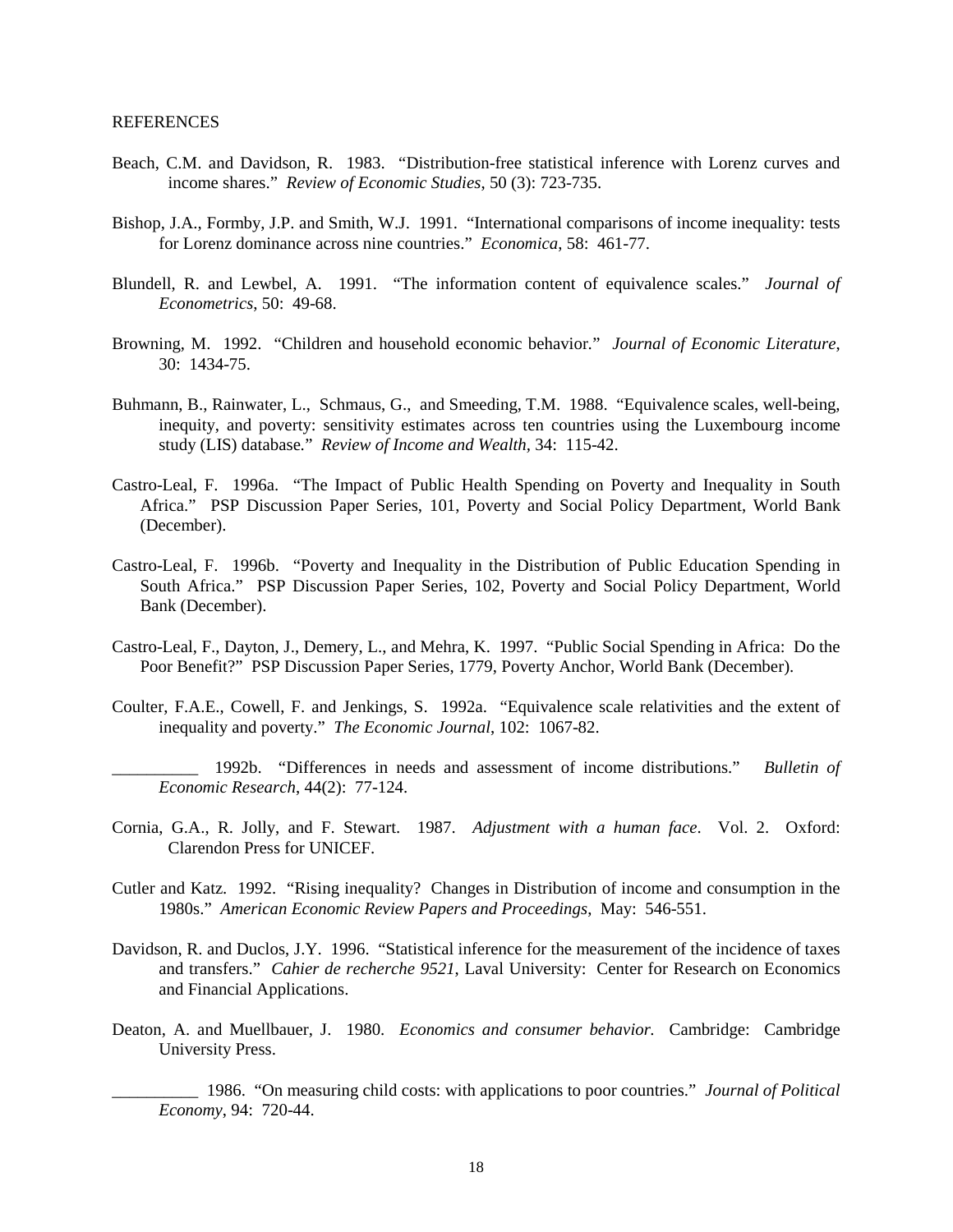REFERENCES

Beach, C.M. and Davidson, R. 1983. "Distribution-free statistical inference with Lorenz curves and income shares." *Review of Economic Studies*, 50 (3): 723-735.

Bishop, J.A., Formby, J.P. and Smith, W.J. 1991. "International comparisons of income inequality: tests for Lorenz dominance across nine countries." *Economica*, 58: 461-77.

Blundell, R. and Lewbel, A. 1991. "The information content of equivalence scales." *Journal of Econometrics*, 50: 49-68.

Browning, M. 1992. "Children and household economic behavior." *Journal of Economic Literature*, 30: 1434-75.

Buhmann, B., Rainwater, L., Schmaus, G., and Smeeding, T.M. 1988. "Equivalence scales, well-being, inequity, and poverty: sensitivity estimates across ten countries using the Luxembourg income study (LIS) database." *Review of Income and Wealth*, 34: 115-42.

Castro-Leal, F. 1996a. "The Impact of Public Health Spending on Poverty and Inequality in South Africa." PSP Discussion Paper Series, 101, Poverty and Social Policy Department, World Bank (December).

Castro-Leal, F. 1996b. "Poverty and Inequality in the Distribution of Public Education Spending in South Africa." PSP Discussion Paper Series, 102, Poverty and Social Policy Department, World Bank (December).

Castro-Leal, F., Dayton, J., Demery, L., and Mehra, K. 1997. "Public Social Spending in Africa: Do the Poor Benefit?" PSP Discussion Paper Series, 1779, Poverty Anchor, World Bank (December).

Coulter, F.A.E., Cowell, F. and Jenkings, S. 1992a. "Equivalence scale relativities and the extent of inequality and poverty." *The Economic Journal*, 102: 1067-82.

__________ 1992b. "Differences in needs and assessment of income distributions." *Bulletin of Economic Research*, 44(2): 77-124.

Cornia, G.A., R. Jolly, and F. Stewart. 1987. *Adjustment with a human face*. Vol. 2. Oxford: Clarendon Press for UNICEF.

Cutler and Katz. 1992. "Rising inequality? Changes in Distribution of income and consumption in the 1980s." *American Economic Review Papers and Proceedings*, May: 546-551.

Davidson, R. and Duclos, J.Y. 1996. "Statistical inference for the measurement of the incidence of taxes and transfers." *Cahier de recherche 9521*, Laval University: Center for Research on Economics and Financial Applications.

Deaton, A. and Muellbauer, J. 1980. *Economics and consumer behavior.* Cambridge: Cambridge University Press.

__________ 1986. "On measuring child costs: with applications to poor countries." *Journal of Political Economy*, 94: 720-44.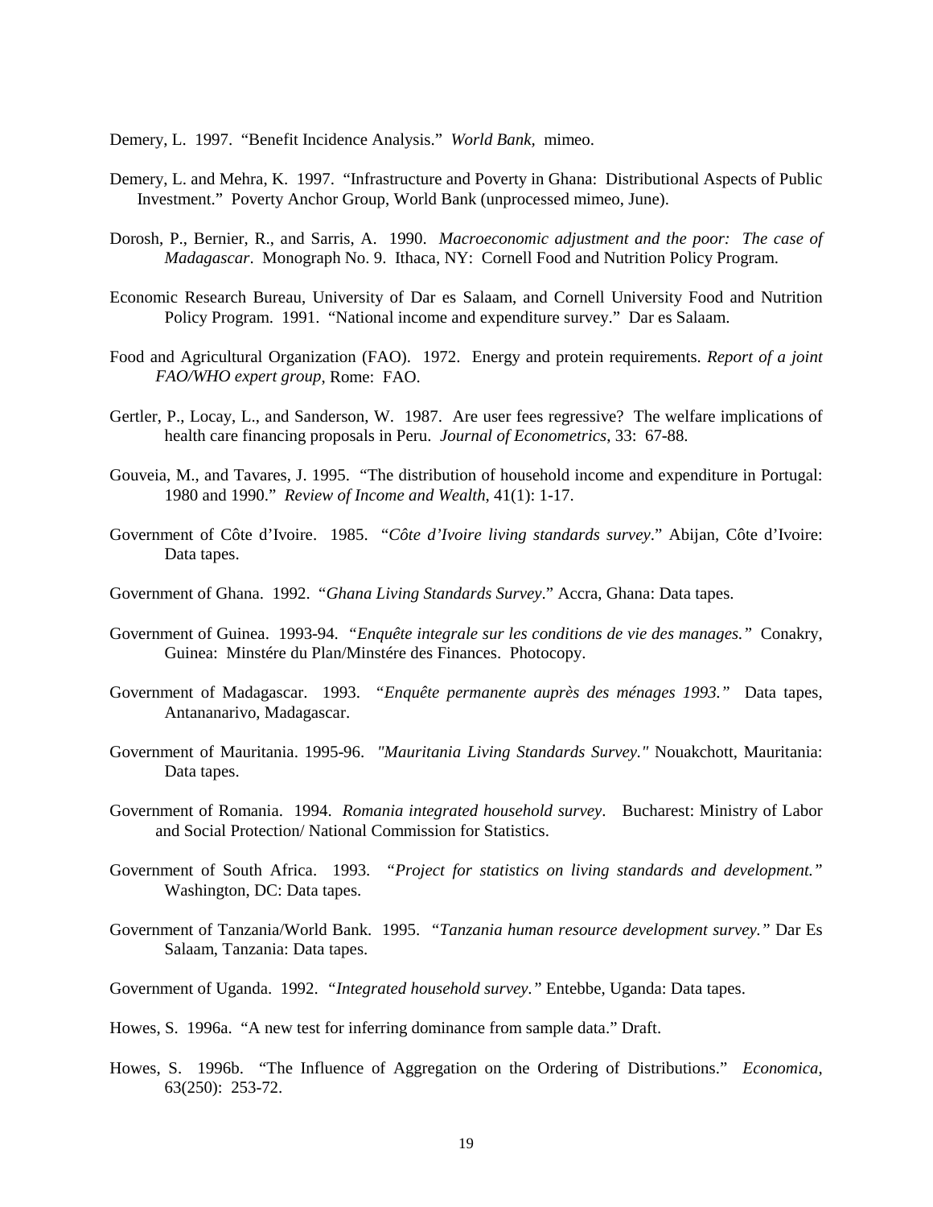Demery, L. 1997. "Benefit Incidence Analysis." *World Bank*, mimeo.

Demery, L. and Mehra, K. 1997. "Infrastructure and Poverty in Ghana: Distributional Aspects of Public Investment." Poverty Anchor Group, World Bank (unprocessed mimeo, June).

Dorosh, P., Bernier, R., and Sarris, A. 1990. *Macroeconomic adjustment and the poor: The case of Madagascar*. Monograph No. 9. Ithaca, NY: Cornell Food and Nutrition Policy Program.

Economic Research Bureau, University of Dar es Salaam, and Cornell University Food and Nutrition Policy Program. 1991. "National income and expenditure survey." Dar es Salaam.

Food and Agricultural Organization (FAO). 1972. Energy and protein requirements. *Report of a joint FAO/WHO expert group*, Rome: FAO.

Gertler, P., Locay, L., and Sanderson, W. 1987. Are user fees regressive? The welfare implications of health care financing proposals in Peru. *Journal of Econometrics*, 33: 67-88.

Gouveia, M., and Tavares, J. 1995. "The distribution of household income and expenditure in Portugal: 1980 and 1990." *Review of Income and Wealth*, 41(1): 1-17.

Government of Côte d'Ivoire. 1985. "*Côte d'Ivoire living standards survey*." Abijan, Côte d'Ivoire: Data tapes.

Government of Ghana. 1992. "*Ghana Living Standards Survey*." Accra, Ghana: Data tapes.

Government of Guinea. 1993-94. *"Enquête integrale sur les conditions de vie des manages."* Conakry, Guinea: Minstére du Plan/Minstére des Finances. Photocopy.

Government of Madagascar. 1993. *"Enquête permanente auprès des ménages 1993."* Data tapes, Antananarivo, Madagascar.

Government of Mauritania. 1995-96. *"Mauritania Living Standards Survey."* Nouakchott, Mauritania: Data tapes.

Government of Romania. 1994. *Romania integrated household survey*. Bucharest: Ministry of Labor and Social Protection/ National Commission for Statistics.

Government of South Africa. 1993. *"Project for statistics on living standards and development."* Washington, DC: Data tapes.

Government of Tanzania/World Bank. 1995. *"Tanzania human resource development survey."* Dar Es Salaam, Tanzania: Data tapes.

Government of Uganda. 1992. *"Integrated household survey."* Entebbe, Uganda: Data tapes.

Howes, S. 1996a. "A new test for inferring dominance from sample data." Draft.

Howes, S. 1996b. "The Influence of Aggregation on the Ordering of Distributions." *Economica*, 63(250): 253-72.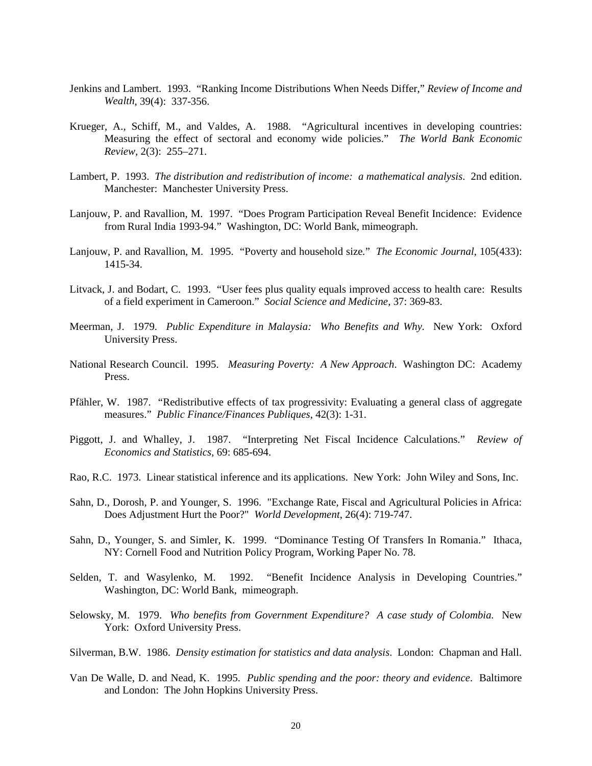Jenkins and Lambert. 1993. "Ranking Income Distributions When Needs Differ," *Review of Income and Wealth*, 39(4): 337-356.

Krueger, A., Schiff, M., and Valdes, A. 1988. "Agricultural incentives in developing countries: Measuring the effect of sectoral and economy wide policies." *The World Bank Economic Review,* 2(3): 255–271.

Lambert, P. 1993. *The distribution and redistribution of income: a mathematical analysis*. 2nd edition. Manchester: Manchester University Press.

Lanjouw, P. and Ravallion, M. 1997. "Does Program Participation Reveal Benefit Incidence: Evidence from Rural India 1993-94." Washington, DC: World Bank, mimeograph.

Lanjouw, P. and Ravallion, M. 1995. "Poverty and household size." *The Economic Journal*, 105(433): 1415-34.

Litvack, J. and Bodart, C. 1993. "User fees plus quality equals improved access to health care: Results of a field experiment in Cameroon." *Social Science and Medicine,* 37: 369-83.

Meerman, J. 1979. *Public Expenditure in Malaysia: Who Benefits and Why.* New York: Oxford University Press.

National Research Council. 1995. *Measuring Poverty: A New Approach*. Washington DC: Academy Press.

Pfähler, W. 1987. "Redistributive effects of tax progressivity: Evaluating a general class of aggregate measures." *Public Finance/Finances Publiques*, 42(3): 1-31.

Piggott, J. and Whalley, J. 1987. "Interpreting Net Fiscal Incidence Calculations." *Review of Economics and Statistics*, 69: 685-694.

Rao, R.C. 1973. Linear statistical inference and its applications. New York: John Wiley and Sons, Inc.

Sahn, D., Dorosh, P. and Younger, S. 1996. "Exchange Rate, Fiscal and Agricultural Policies in Africa: Does Adjustment Hurt the Poor?" *World Development*, 26(4): 719-747.

Sahn, D., Younger, S. and Simler, K. 1999. "Dominance Testing Of Transfers In Romania." Ithaca, NY: Cornell Food and Nutrition Policy Program, Working Paper No. 78.

Selden, T. and Wasylenko, M. 1992. "Benefit Incidence Analysis in Developing Countries." Washington, DC: World Bank, mimeograph.

Selowsky, M. 1979. *Who benefits from Government Expenditure? A case study of Colombia.* New York: Oxford University Press.

Silverman, B.W. 1986. *Density estimation for statistics and data analysis*. London: Chapman and Hall.

Van De Walle, D. and Nead, K. 1995. *Public spending and the poor: theory and evidence*. Baltimore and London: The John Hopkins University Press.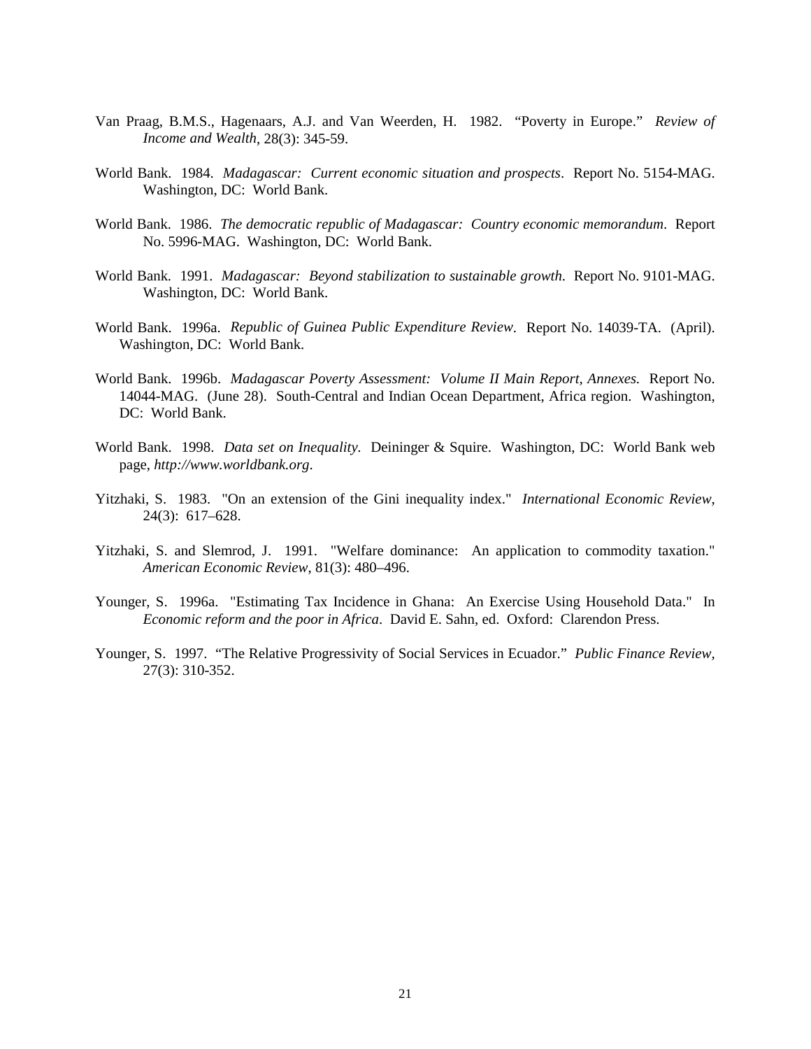Van Praag, B.M.S., Hagenaars, A.J. and Van Weerden, H. 1982. "Poverty in Europe." *Review of Income and Wealth*, 28(3): 345-59.

World Bank. 1984. *Madagascar: Current economic situation and prospects*. Report No. 5154-MAG. Washington, DC: World Bank.

World Bank. 1986. *The democratic republic of Madagascar: Country economic memorandum*. Report No. 5996-MAG. Washington, DC: World Bank.

World Bank. 1991. *Madagascar: Beyond stabilization to sustainable growth*. Report No. 9101-MAG. Washington, DC: World Bank.

World Bank. 1996a. *Republic of Guinea Public Expenditure Review*. Report No. 14039-TA. (April). Washington, DC: World Bank.

World Bank. 1996b. *Madagascar Poverty Assessment: Volume II Main Report, Annexes.* Report No. 14044-MAG. (June 28). South-Central and Indian Ocean Department, Africa region. Washington, DC: World Bank.

World Bank. 1998. *Data set on Inequality*. Deininger & Squire. Washington, DC: World Bank web page, *http://www.worldbank.org*.

Yitzhaki, S. 1983. "On an extension of the Gini inequality index." *International Economic Review*, 24(3): 617–628.

Yitzhaki, S. and Slemrod, J. 1991. "Welfare dominance: An application to commodity taxation." *American Economic Review*, 81(3): 480–496.

Younger, S. 1996a. "Estimating Tax Incidence in Ghana: An Exercise Using Household Data." In *Economic reform and the poor in Africa*. David E. Sahn, ed. Oxford: Clarendon Press.

Younger, S. 1997. "The Relative Progressivity of Social Services in Ecuador." *Public Finance Review*, 27(3): 310-352.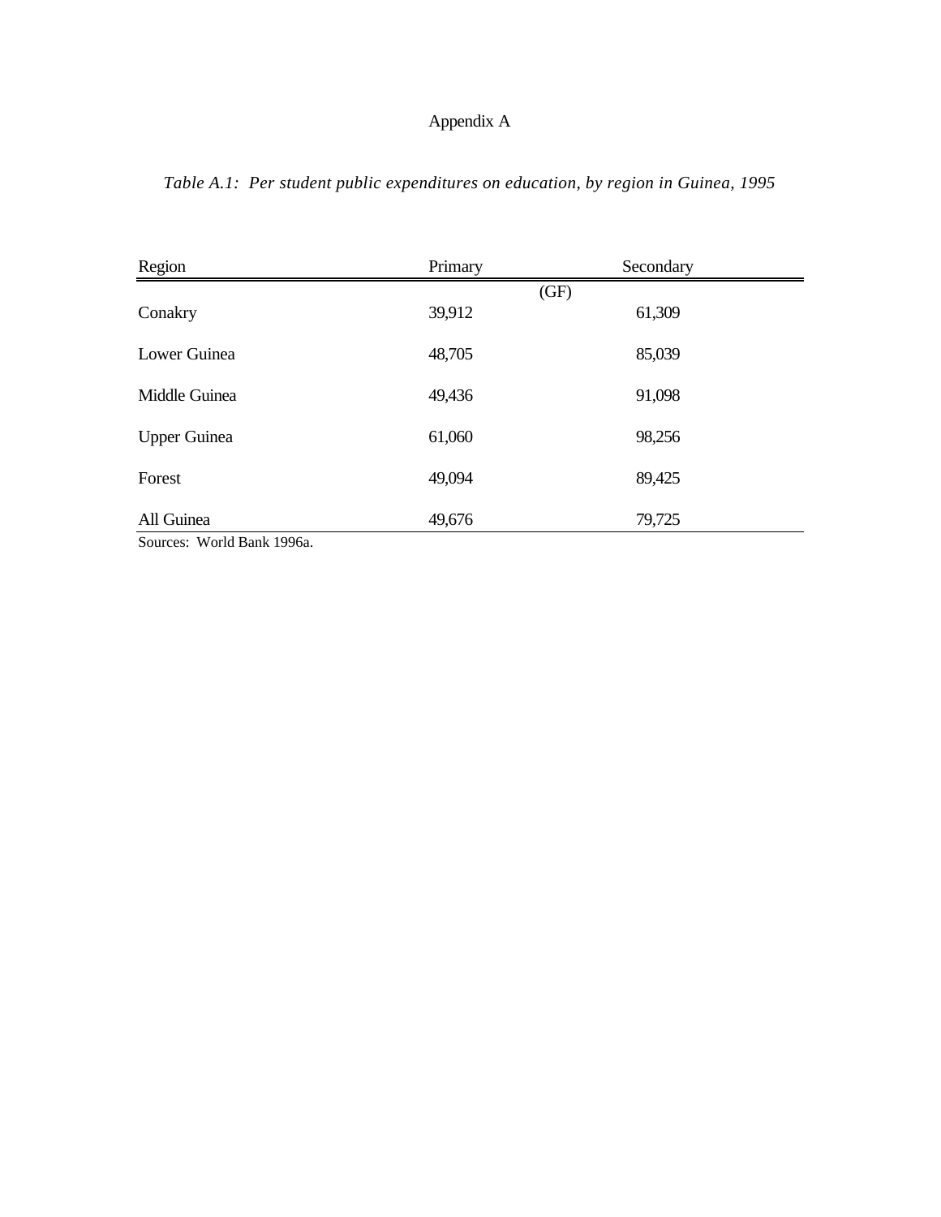# Appendix A

*Table A.1: Per student public expenditures on education, by region in Guinea, 1995*

| Region | Primary | Secondary |
|---|---|---|
| | (GF) | |
| Conakry | 39,912 | 61,309 |
| Lower Guinea | 48,705 | 85,039 |
| Middle Guinea | 49,436 | 91,098 |
| Upper Guinea | 61,060 | 98,256 |
| Forest | 49,094 | 89,425 |
| All Guinea | 49,676 | 79,725 |

Sources: World Bank 1996a.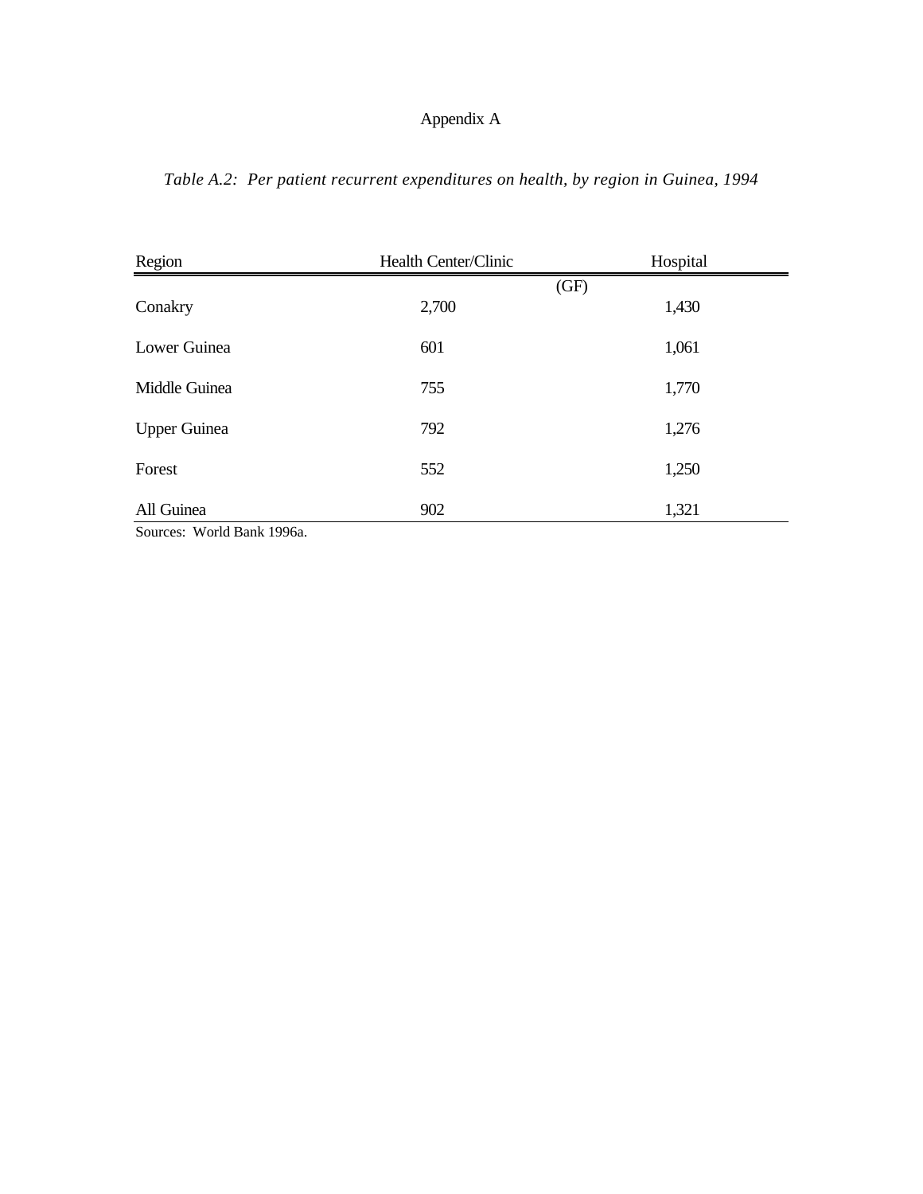Appendix A

*Table A.2: Per patient recurrent expenditures on health, by region in Guinea, 1994*

| Region | Health Center/Clinic | Hospital |
|---|---|---|
| | (GF) | |
| Conakry | 2,700 | 1,430 |
| Lower Guinea | 601 | 1,061 |
| Middle Guinea | 755 | 1,770 |
| Upper Guinea | 792 | 1,276 |
| Forest | 552 | 1,250 |
| All Guinea | 902 | 1,321 |

Sources: World Bank 1996a.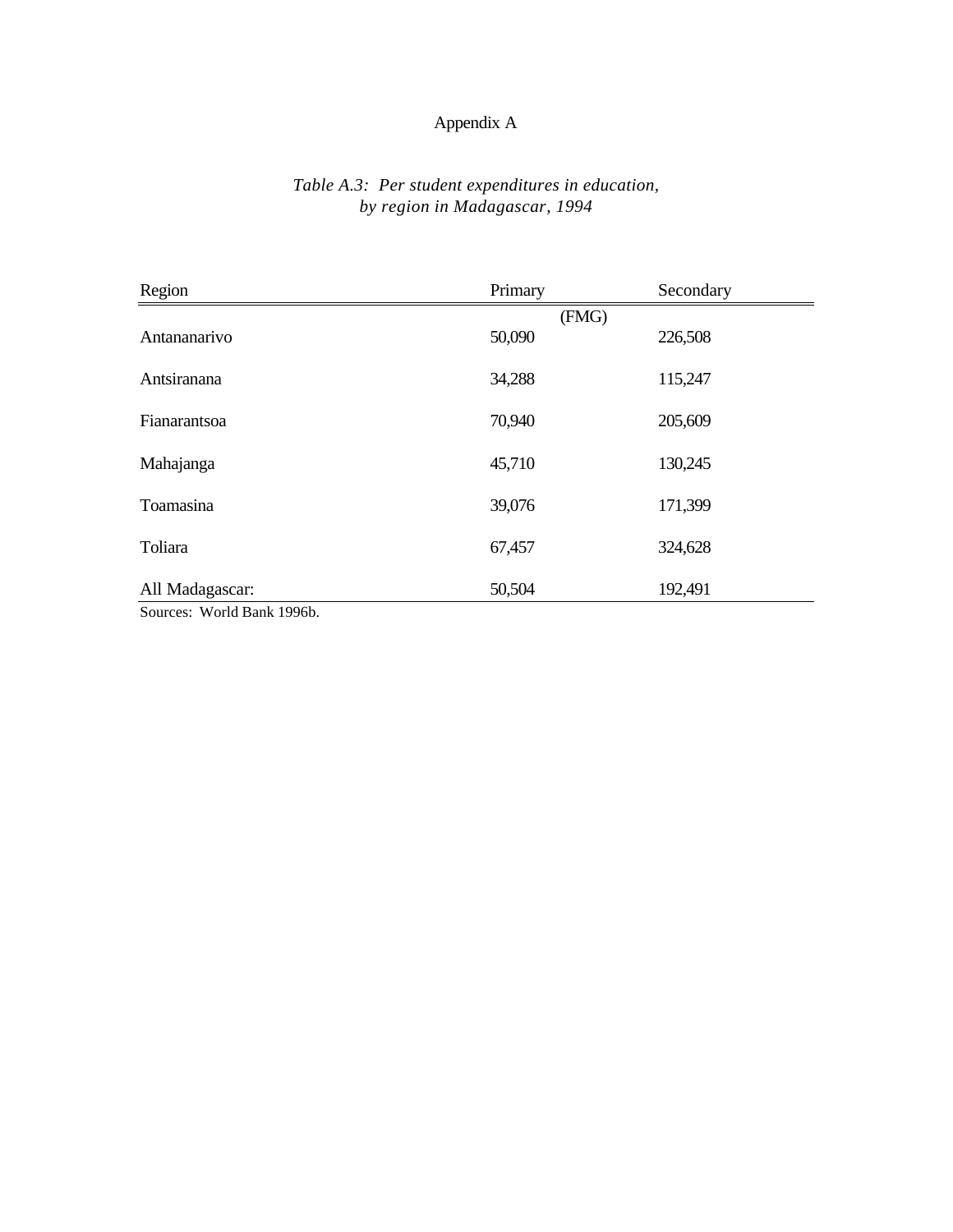Appendix A

*Table A.3: Per student expenditures in education, by region in Madagascar, 1994*

| Region | Primary | Secondary |
|---|---|---|
| | (FMG) | |
| Antananarivo | 50,090 | 226,508 |
| Antsiranana | 34,288 | 115,247 |
| Fianarantsoa | 70,940 | 205,609 |
| Mahajanga | 45,710 | 130,245 |
| Toamasina | 39,076 | 171,399 |
| Toliara | 67,457 | 324,628 |
| All Madagascar: | 50,504 | 192,491 |

Sources: World Bank 1996b.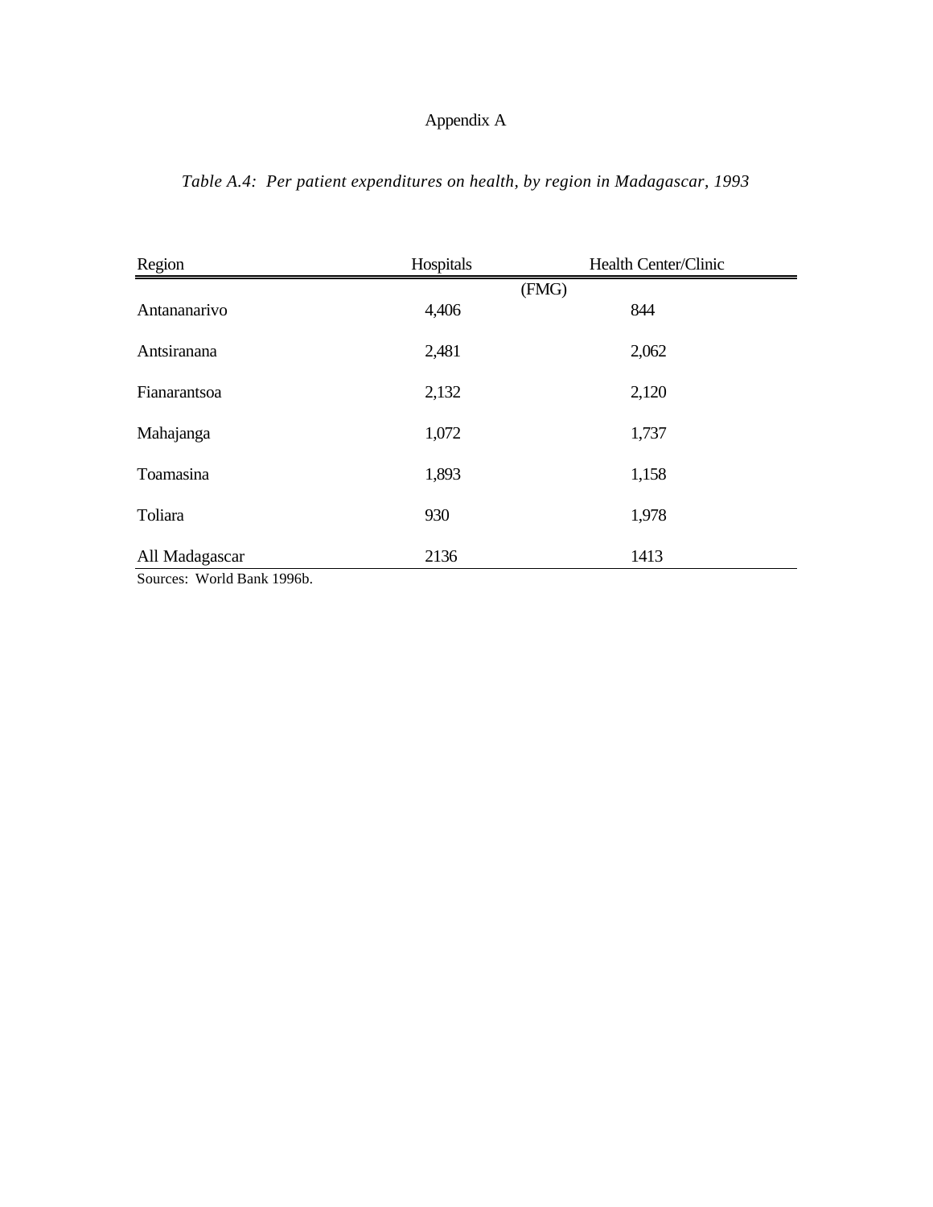Appendix A

*Table A.4: Per patient expenditures on health, by region in Madagascar, 1993*

| Region | Hospitals | Health Center/Clinic |
|---|---|---|
| | (FMG) | |
| Antananarivo | 4,406 | 844 |
| Antsiranana | 2,481 | 2,062 |
| Fianarantsoa | 2,132 | 2,120 |
| Mahajanga | 1,072 | 1,737 |
| Toamasina | 1,893 | 1,158 |
| Toliara | 930 | 1,978 |
| All Madagascar | 2136 | 1413 |

Sources: World Bank 1996b.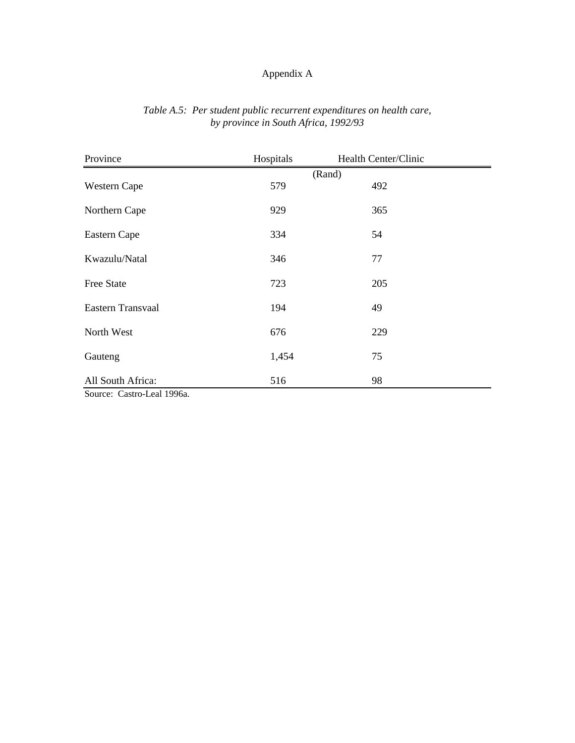Appendix A

*Table A.5: Per student public recurrent expenditures on health care, by province in South Africa, 1992/93*

| Province | Hospitals | Health Center/Clinic |
|---|---|---|
| | (Rand) | |
| Western Cape | 579 | 492 |
| Northern Cape | 929 | 365 |
| Eastern Cape | 334 | 54 |
| Kwazulu/Natal | 346 | 77 |
| Free State | 723 | 205 |
| Eastern Transvaal | 194 | 49 |
| North West | 676 | 229 |
| Gauteng | 1,454 | 75 |
| All South Africa: | 516 | 98 |

Source: Castro-Leal 1996a.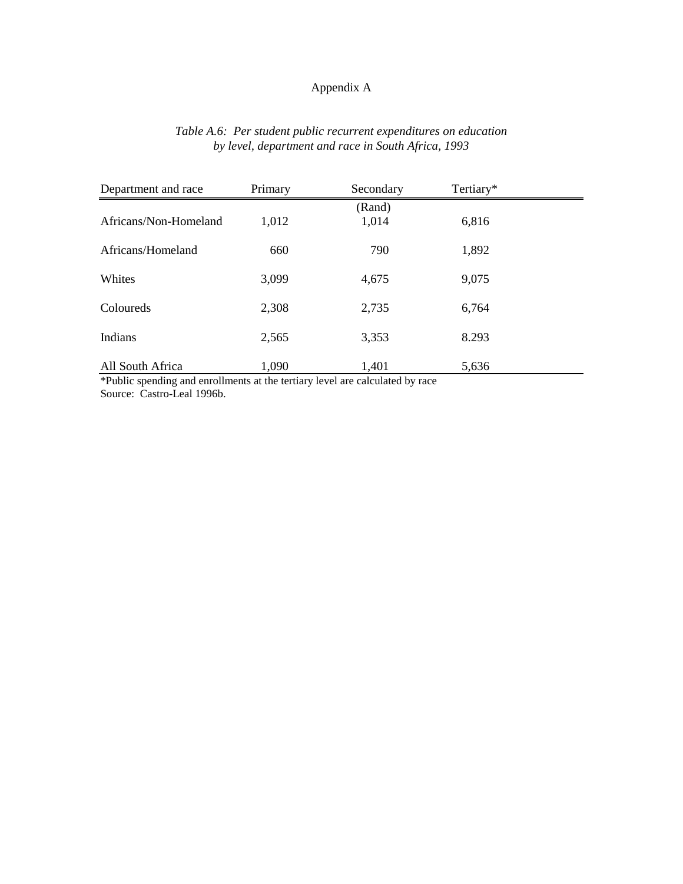Appendix A

*Table A.6: Per student public recurrent expenditures on education by level, department and race in South Africa, 1993*

| Department and race | Primary | Secondary | Tertiary* |
|---|---|---|---|
| | | (Rand) | |
| Africans/Non-Homeland | 1,012 | 1,014 | 6,816 |
| Africans/Homeland | 660 | 790 | 1,892 |
| Whites | 3,099 | 4,675 | 9,075 |
| Coloureds | 2,308 | 2,735 | 6,764 |
| Indians | 2,565 | 3,353 | 8.293 |
| All South Africa | 1,090 | 1,401 | 5,636 |

*Public spending and enrollments at the tertiary level are calculated by race

Source: Castro-Leal 1996b.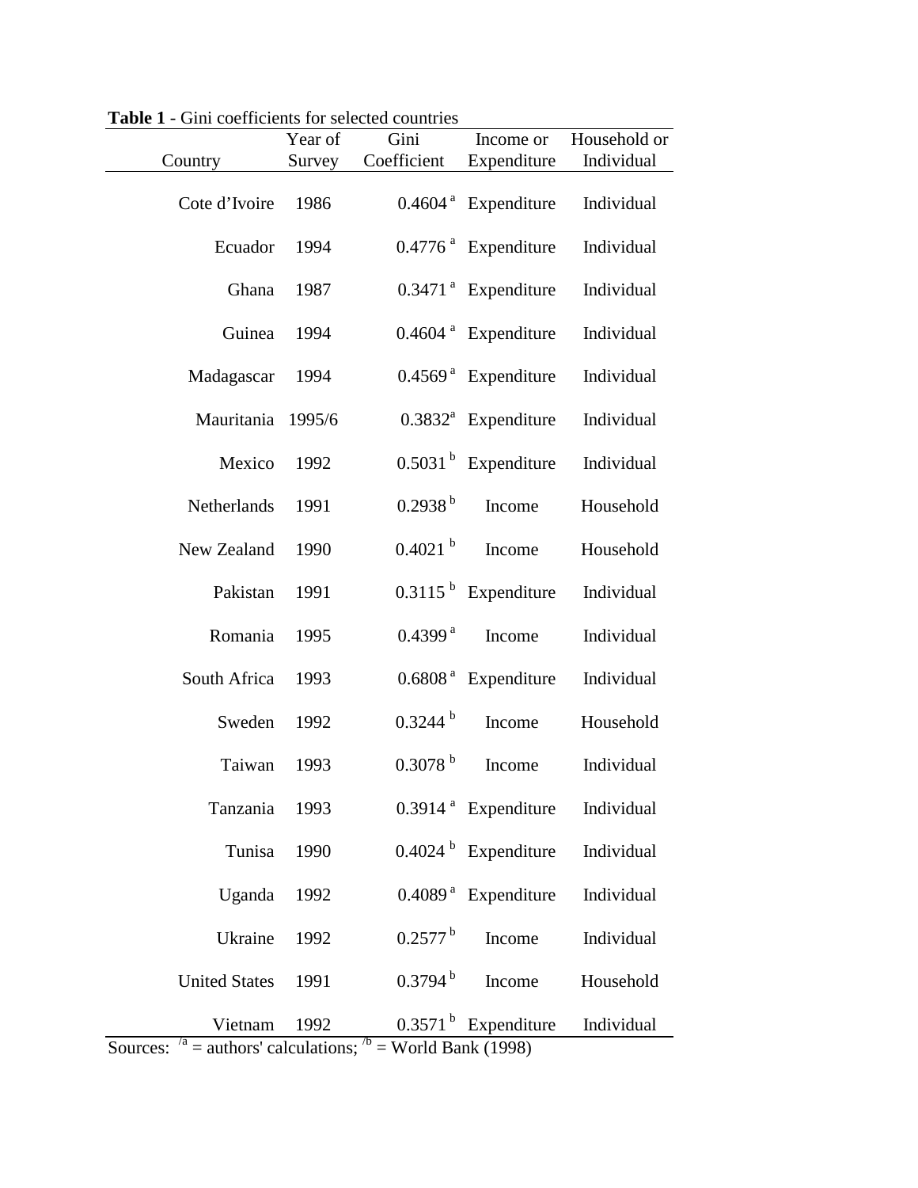**Table 1** - Gini coefficients for selected countries

| Country | Year of Survey | Gini Coefficient | Income or Expenditure | Household or Individual |
|---|---|---|---|---|
| Cote d'Ivoire | 1986 | 0.4604 [a] | Expenditure | Individual |
| Ecuador | 1994 | 0.4776 [a] | Expenditure | Individual |
| Ghana | 1987 | 0.3471 [a] | Expenditure | Individual |
| Guinea | 1994 | 0.4604 [a] | Expenditure | Individual |
| Madagascar | 1994 | 0.4569 [a] | Expenditure | Individual |
| Mauritania | 1995/6 | 0.3832[a] | Expenditure | Individual |
| Mexico | 1992 | 0.5031 [b] | Expenditure | Individual |
| Netherlands | 1991 | 0.2938 [b] | Income | Household |
| New Zealand | 1990 | 0.4021 [b] | Income | Household |
| Pakistan | 1991 | 0.3115 [b] | Expenditure | Individual |
| Romania | 1995 | 0.4399 [a] | Income | Individual |
| South Africa | 1993 | 0.6808 [a] | Expenditure | Individual |
| Sweden | 1992 | 0.3244 [b] | Income | Household |
| Taiwan | 1993 | 0.3078 [b] | Income | Individual |
| Tanzania | 1993 | 0.3914 [a] | Expenditure | Individual |
| Tunisa | 1990 | 0.4024 [b] | Expenditure | Individual |
| Uganda | 1992 | 0.4089 [a] | Expenditure | Individual |
| Ukraine | 1992 | 0.2577 [b] | Income | Individual |
| United States | 1991 | 0.3794 [b] | Income | Household |
| Vietnam | 1992 | 0.3571 [b] | Expenditure | Individual |

Sources: /a = authors' calculations; /b = World Bank (1998)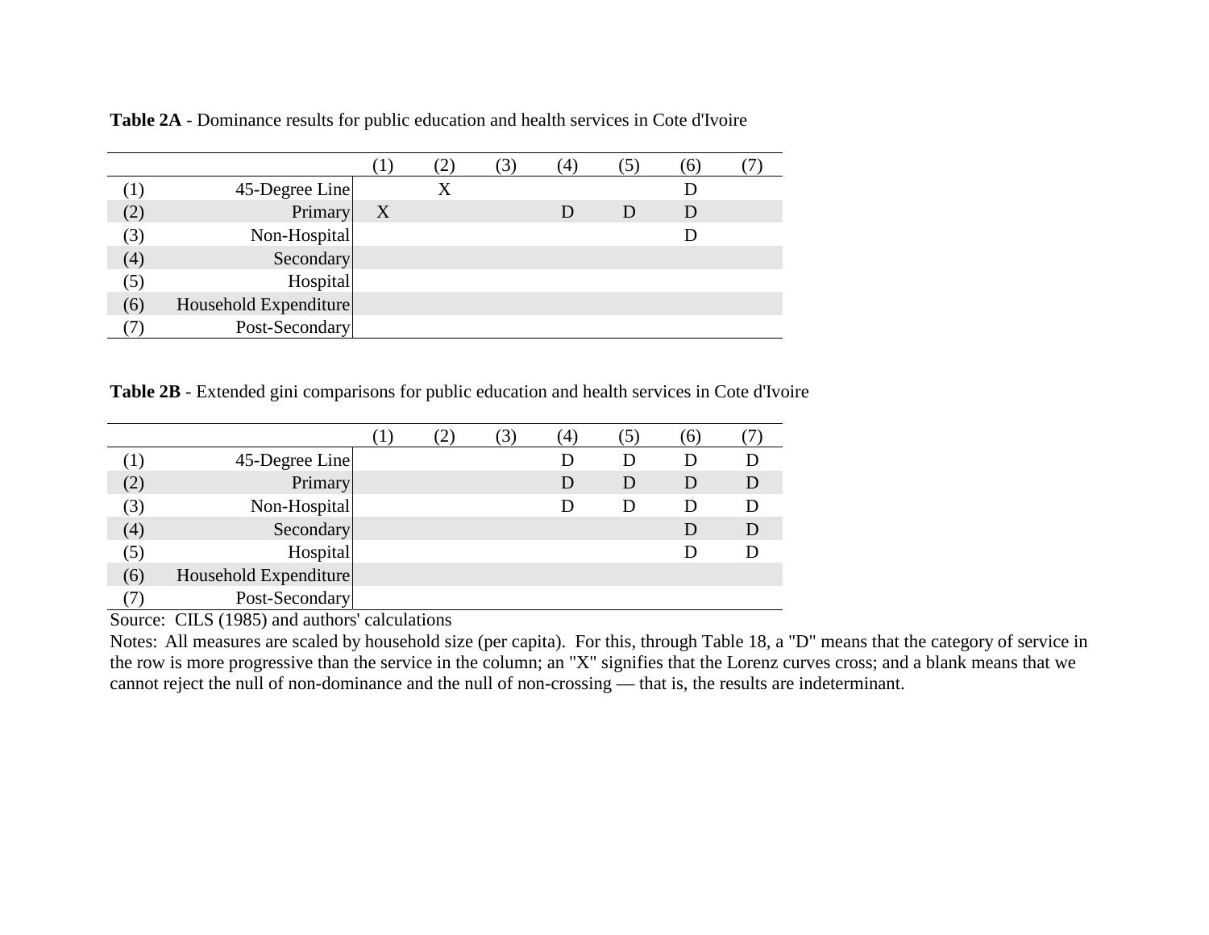**Table 2A** - Dominance results for public education and health services in Cote d'Ivoire

| | | (1) | (2) | (3) | (4) | (5) | (6) | (7) |
|---|---|---|---|---|---|---|---|---|
| (1) | 45-Degree Line | | X | | | | D | |
| (2) | Primary | X | | | D | D | D | |
| (3) | Non-Hospital | | | | | | D | |
| (4) | Secondary | | | | | | | |
| (5) | Hospital | | | | | | | |
| (6) | Household Expenditure | | | | | | | |
| (7) | Post-Secondary | | | | | | | |

**Table 2B** - Extended gini comparisons for public education and health services in Cote d'Ivoire

| | | (1) | (2) | (3) | (4) | (5) | (6) | (7) |
|---|---|---|---|---|---|---|---|---|
| (1) | 45-Degree Line | | | | D | D | D | D |
| (2) | Primary | | | | D | D | D | D |
| (3) | Non-Hospital | | | | D | D | D | D |
| (4) | Secondary | | | | | | D | D |
| (5) | Hospital | | | | | | D | D |
| (6) | Household Expenditure | | | | | | | |
| (7) | Post-Secondary | | | | | | | |

Source: CILS (1985) and authors' calculations

Notes: All measures are scaled by household size (per capita). For this, through Table 18, a "D" means that the category of service in the row is more progressive than the service in the column; an "X" signifies that the Lorenz curves cross; and a blank means that we cannot reject the null of non-dominance and the null of non-crossing — that is, the results are indeterminant.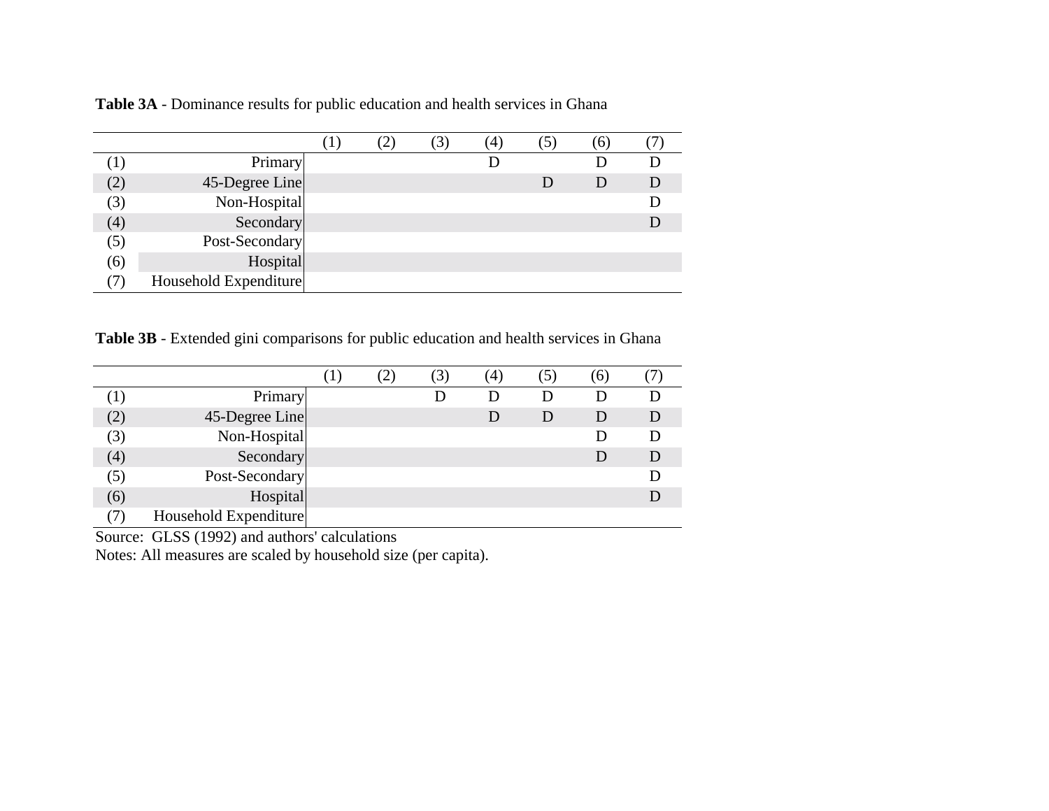**Table 3A** - Dominance results for public education and health services in Ghana

| | | (1) | (2) | (3) | (4) | (5) | (6) | (7) |
|---|---|---|---|---|---|---|---|---|
| (1) | Primary | | | | D | | D | D |
| (2) | 45-Degree Line | | | | | D | D | D |
| (3) | Non-Hospital | | | | | | | D |
| (4) | Secondary | | | | | | | D |
| (5) | Post-Secondary | | | | | | | |
| (6) | Hospital | | | | | | | |
| (7) | Household Expenditure | | | | | | | |

**Table 3B** - Extended gini comparisons for public education and health services in Ghana

| | | (1) | (2) | (3) | (4) | (5) | (6) | (7) |
|---|---|---|---|---|---|---|---|---|
| (1) | Primary | | | D | D | D | D | D |
| (2) | 45-Degree Line | | | | D | D | D | D |
| (3) | Non-Hospital | | | | | | D | D |
| (4) | Secondary | | | | | | D | D |
| (5) | Post-Secondary | | | | | | | D |
| (6) | Hospital | | | | | | | D |
| (7) | Household Expenditure | | | | | | | |

Source: GLSS (1992) and authors' calculations

Notes: All measures are scaled by household size (per capita).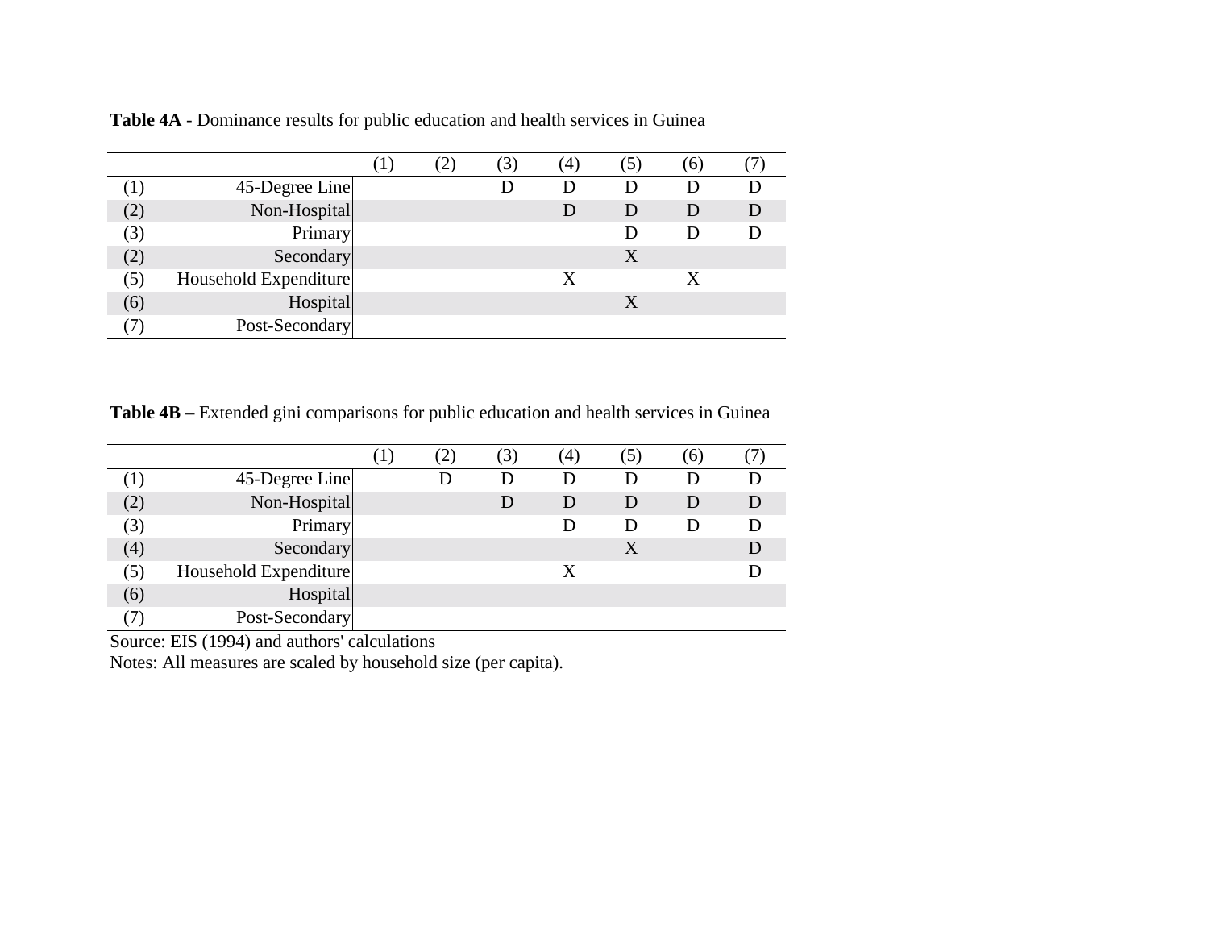**Table 4A** - Dominance results for public education and health services in Guinea

| | | (1) | (2) | (3) | (4) | (5) | (6) | (7) |
|---|---|---|---|---|---|---|---|---|
| (1) | 45-Degree Line | | | D | D | D | D | D |
| (2) | Non-Hospital | | | | D | D | D | D |
| (3) | Primary | | | | | D | D | D |
| (2) | Secondary | | | | | X | | |
| (5) | Household Expenditure | | | | X | | X | |
| (6) | Hospital | | | | | X | | |
| (7) | Post-Secondary | | | | | | | |

**Table 4B** – Extended gini comparisons for public education and health services in Guinea

| | | (1) | (2) | (3) | (4) | (5) | (6) | (7) |
|---|---|---|---|---|---|---|---|---|
| (1) | 45-Degree Line | | D | D | D | D | D | D |
| (2) | Non-Hospital | | | D | D | D | D | D |
| (3) | Primary | | | | D | D | D | D |
| (4) | Secondary | | | | | X | | D |
| (5) | Household Expenditure | | | | X | | | D |
| (6) | Hospital | | | | | | | |
| (7) | Post-Secondary | | | | | | | |

Source: EIS (1994) and authors' calculations

Notes: All measures are scaled by household size (per capita).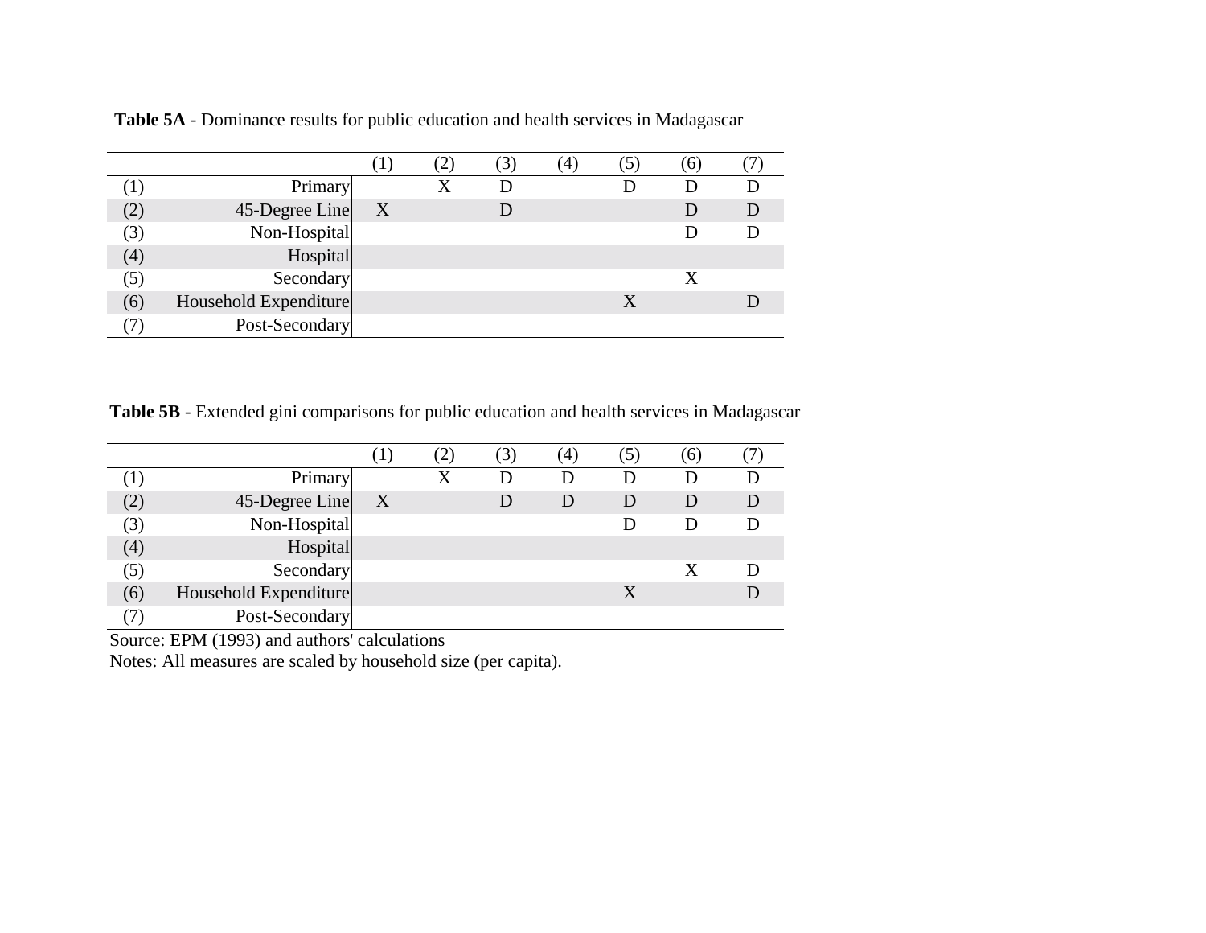**Table 5A** - Dominance results for public education and health services in Madagascar

| | | (1) | (2) | (3) | (4) | (5) | (6) | (7) |
|---|---|---|---|---|---|---|---|---|
| (1) | Primary | | X | D | | D | D | D |
| (2) | 45-Degree Line | X | | D | | | D | D |
| (3) | Non-Hospital | | | | | | D | D |
| (4) | Hospital | | | | | | | |
| (5) | Secondary | | | | | | X | |
| (6) | Household Expenditure | | | | | X | | D |
| (7) | Post-Secondary | | | | | | | |

**Table 5B** - Extended gini comparisons for public education and health services in Madagascar

| | | (1) | (2) | (3) | (4) | (5) | (6) | (7) |
|---|---|---|---|---|---|---|---|---|
| (1) | Primary | | X | D | D | D | D | D |
| (2) | 45-Degree Line | X | | D | D | D | D | D |
| (3) | Non-Hospital | | | | | D | D | D |
| (4) | Hospital | | | | | | | |
| (5) | Secondary | | | | | | X | D |
| (6) | Household Expenditure | | | | | X | | D |
| (7) | Post-Secondary | | | | | | | |

Source: EPM (1993) and authors' calculations

Notes: All measures are scaled by household size (per capita).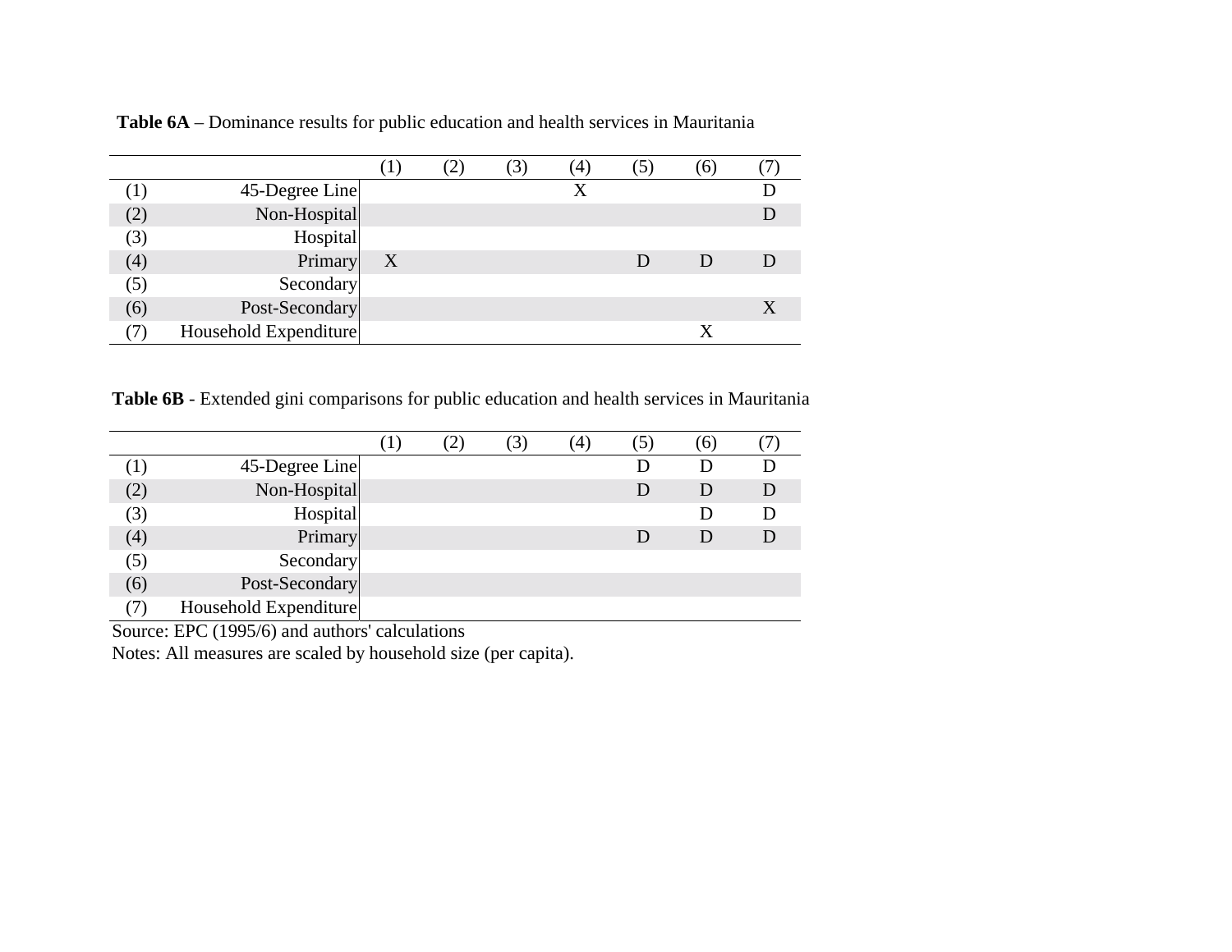**Table 6A** – Dominance results for public education and health services in Mauritania

| | | (1) | (2) | (3) | (4) | (5) | (6) | (7) |
|---|---|---|---|---|---|---|---|---|
| (1) | 45-Degree Line | | | | X | | | D |
| (2) | Non-Hospital | | | | | | | D |
| (3) | Hospital | | | | | | | |
| (4) | Primary | X | | | | D | D | D |
| (5) | Secondary | | | | | | | |
| (6) | Post-Secondary | | | | | | | X |
| (7) | Household Expenditure | | | | | | X | |

**Table 6B** - Extended gini comparisons for public education and health services in Mauritania

| | | (1) | (2) | (3) | (4) | (5) | (6) | (7) |
|---|---|---|---|---|---|---|---|---|
| (1) | 45-Degree Line | | | | | D | D | D |
| (2) | Non-Hospital | | | | | D | D | D |
| (3) | Hospital | | | | | | D | D |
| (4) | Primary | | | | | D | D | D |
| (5) | Secondary | | | | | | | |
| (6) | Post-Secondary | | | | | | | |
| (7) | Household Expenditure | | | | | | | |

Source: EPC (1995/6) and authors' calculations

Notes: All measures are scaled by household size (per capita).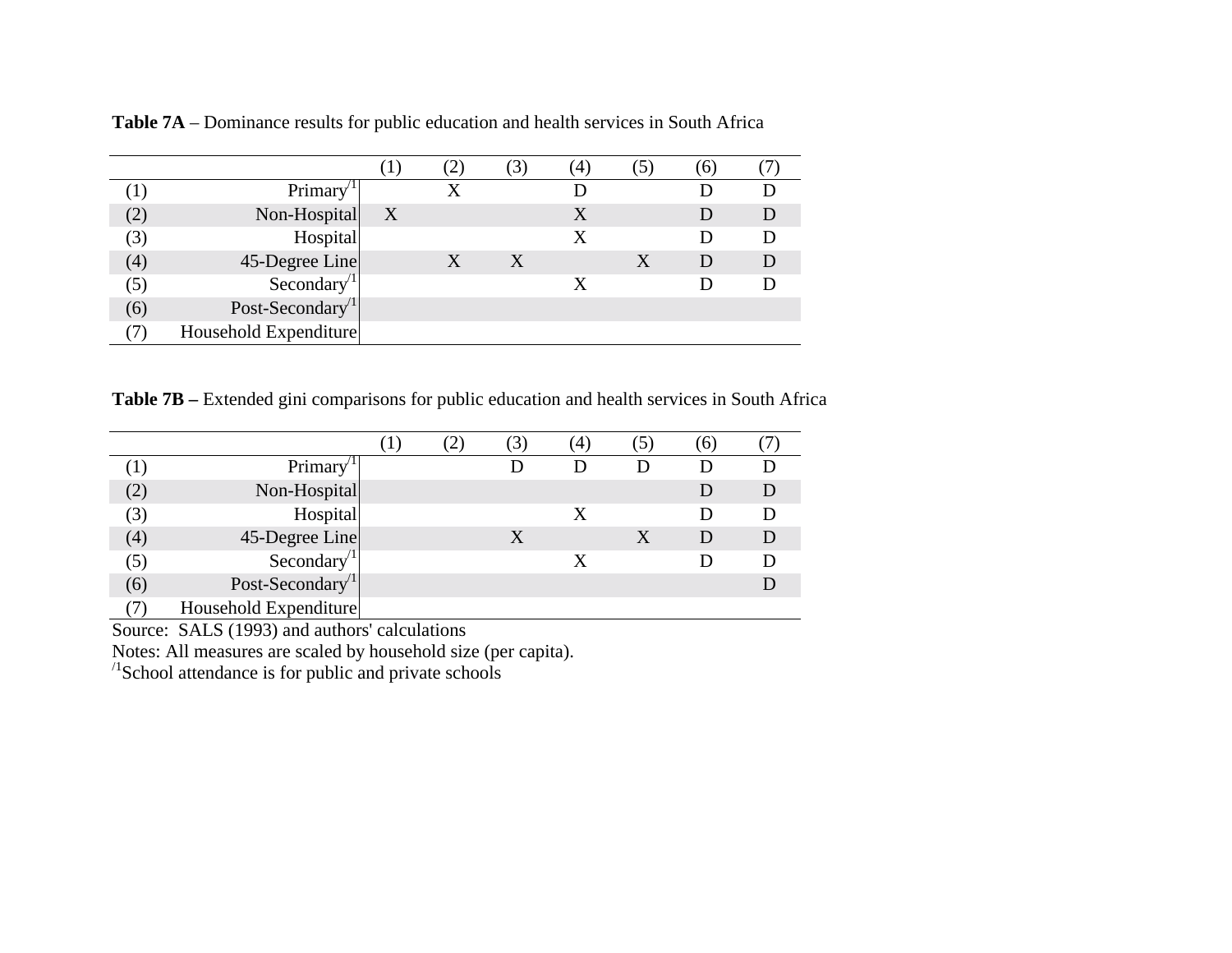**Table 7A** – Dominance results for public education and health services in South Africa

| | | (1) | (2) | (3) | (4) | (5) | (6) | (7) |
|---|---|---|---|---|---|---|---|---|
| (1) | Primary[/1] | | X | | D | | D | D |
| (2) | Non-Hospital | X | | | X | | D | D |
| (3) | Hospital | | | | X | | D | D |
| (4) | 45-Degree Line | | X | X | | X | D | D |
| (5) | Secondary[/1] | | | | X | | D | D |
| (6) | Post-Secondary[/1] | | | | | | | |
| (7) | Household Expenditure | | | | | | | |

**Table 7B –** Extended gini comparisons for public education and health services in South Africa

| | | (1) | (2) | (3) | (4) | (5) | (6) | (7) |
|---|---|---|---|---|---|---|---|---|
| (1) | Primary[/1] | | | D | D | D | D | D |
| (2) | Non-Hospital | | | | | | D | D |
| (3) | Hospital | | | | X | | D | D |
| (4) | 45-Degree Line | | | X | | X | D | D |
| (5) | Secondary[/1] | | | | X | | D | D |
| (6) | Post-Secondary[/1] | | | | | | | D |
| (7) | Household Expenditure | | | | | | | |

Source: SALS (1993) and authors' calculations

Notes: All measures are scaled by household size (per capita).

[/1]School attendance is for public and private schools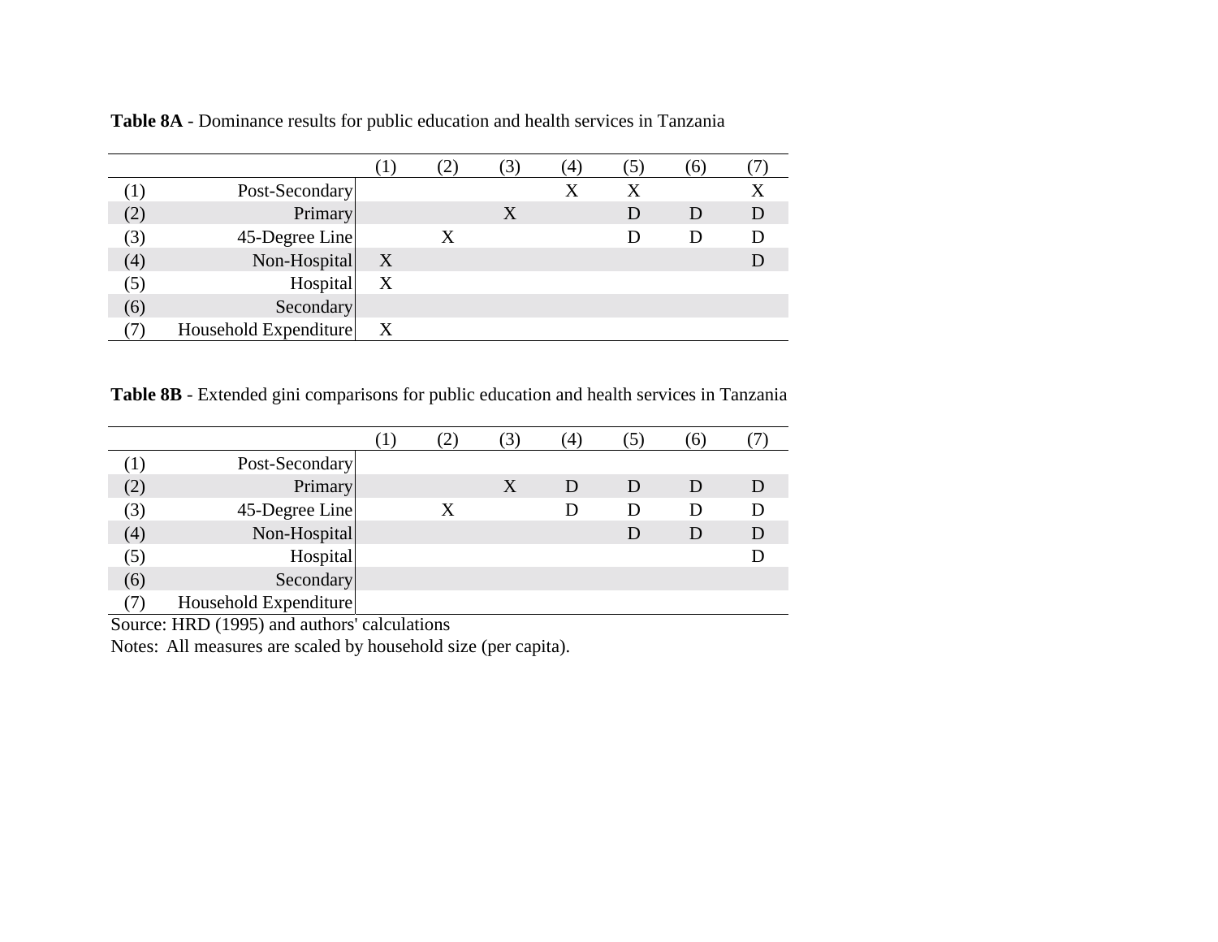**Table 8A** - Dominance results for public education and health services in Tanzania

| | | (1) | (2) | (3) | (4) | (5) | (6) | (7) |
|---|---|---|---|---|---|---|---|---|
| (1) | Post-Secondary | | | | X | X | | X |
| (2) | Primary | | | X | | D | D | D |
| (3) | 45-Degree Line | | X | | | D | D | D |
| (4) | Non-Hospital | X | | | | | | D |
| (5) | Hospital | X | | | | | | |
| (6) | Secondary | | | | | | | |
| (7) | Household Expenditure | X | | | | | | |

**Table 8B** - Extended gini comparisons for public education and health services in Tanzania

| | | (1) | (2) | (3) | (4) | (5) | (6) | (7) |
|---|---|---|---|---|---|---|---|---|
| (1) | Post-Secondary | | | | | | | |
| (2) | Primary | | | X | D | D | D | D |
| (3) | 45-Degree Line | | X | | D | D | D | D |
| (4) | Non-Hospital | | | | | D | D | D |
| (5) | Hospital | | | | | | | D |
| (6) | Secondary | | | | | | | |
| (7) | Household Expenditure | | | | | | | |

Source: HRD (1995) and authors' calculations

Notes: All measures are scaled by household size (per capita).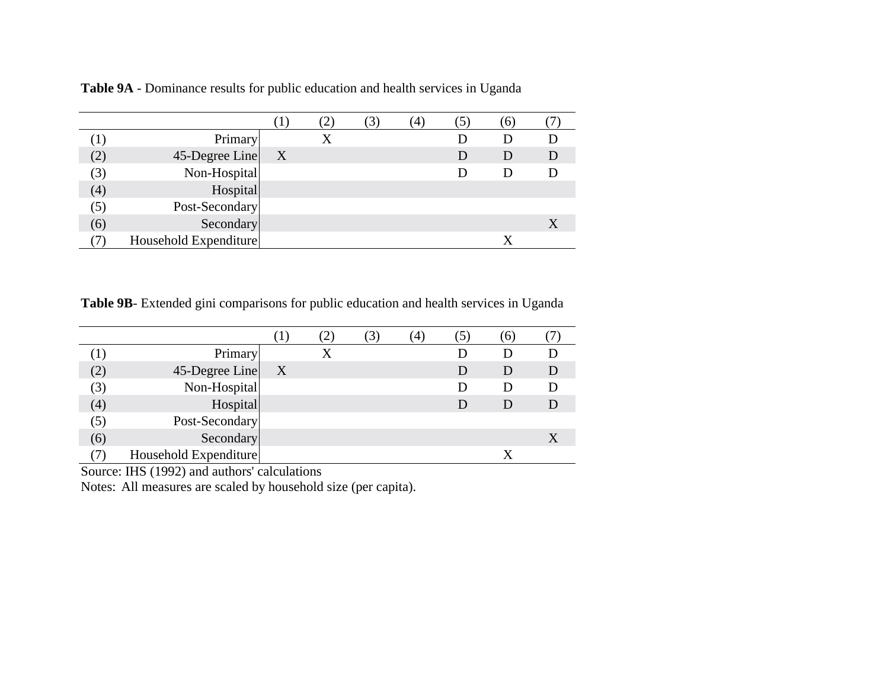**Table 9A** - Dominance results for public education and health services in Uganda

| | | (1) | (2) | (3) | (4) | (5) | (6) | (7) |
|---|---|---|---|---|---|---|---|---|
| (1) | Primary | | X | | | D | D | D |
| (2) | 45-Degree Line | X | | | | D | D | D |
| (3) | Non-Hospital | | | | | D | D | D |
| (4) | Hospital | | | | | | | |
| (5) | Post-Secondary | | | | | | | |
| (6) | Secondary | | | | | | | X |
| (7) | Household Expenditure | | | | | | X | |

**Table 9B**- Extended gini comparisons for public education and health services in Uganda

| | | (1) | (2) | (3) | (4) | (5) | (6) | (7) |
|---|---|---|---|---|---|---|---|---|
| (1) | Primary | | X | | | D | D | D |
| (2) | 45-Degree Line | X | | | | D | D | D |
| (3) | Non-Hospital | | | | | D | D | D |
| (4) | Hospital | | | | | D | D | D |
| (5) | Post-Secondary | | | | | | | |
| (6) | Secondary | | | | | | | X |
| (7) | Household Expenditure | | | | | | X | |

Source: IHS (1992) and authors' calculations

Notes: All measures are scaled by household size (per capita).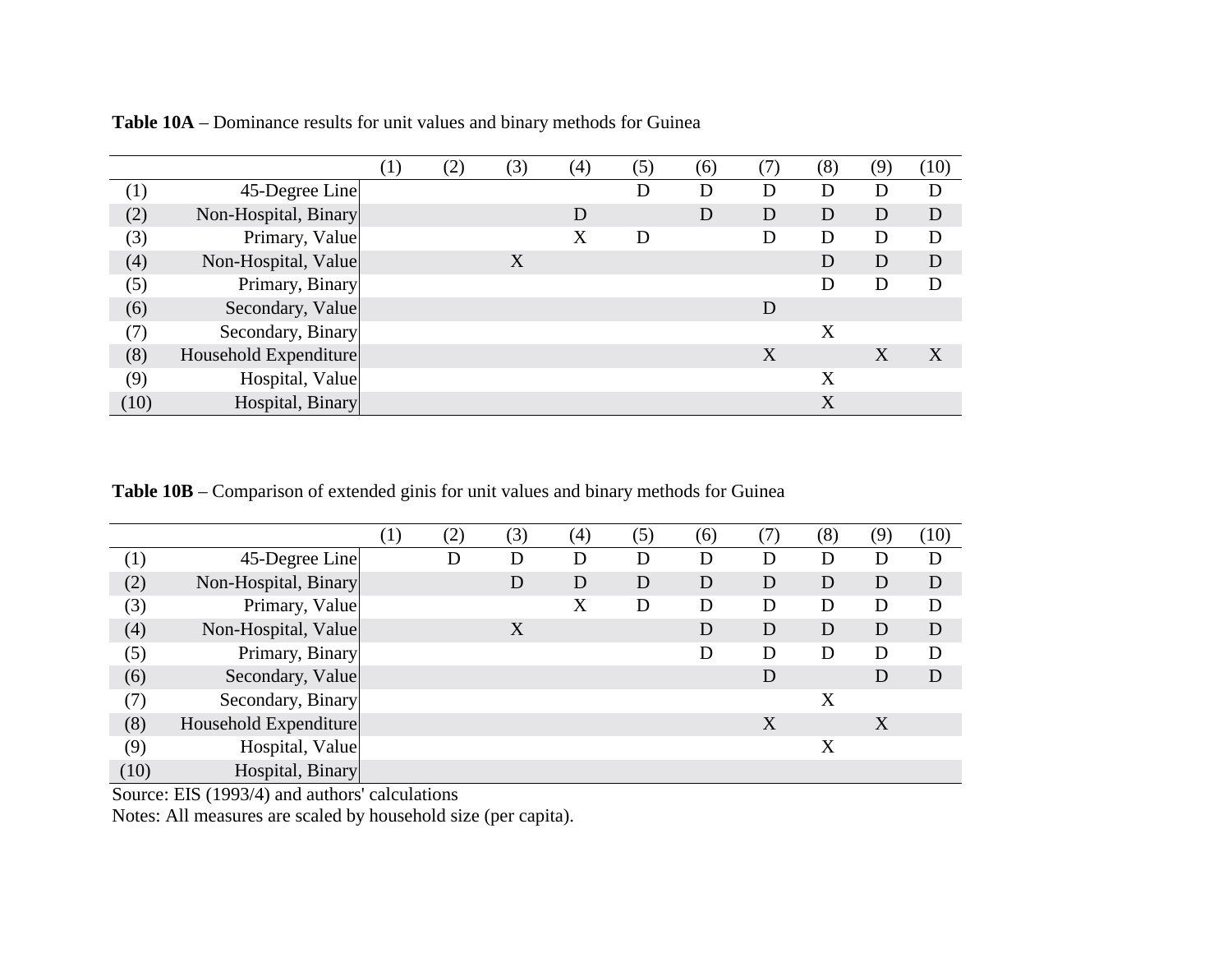**Table 10A** – Dominance results for unit values and binary methods for Guinea

| | | (1) | (2) | (3) | (4) | (5) | (6) | (7) | (8) | (9) | (10) |
|---|---|---|---|---|---|---|---|---|---|---|---|
| (1) | 45-Degree Line | | | | | D | D | D | D | D | D |
| (2) | Non-Hospital, Binary | | | | D | | D | D | D | D | D |
| (3) | Primary, Value | | | | X | D | | D | D | D | D |
| (4) | Non-Hospital, Value | | | X | | | | | D | D | D |
| (5) | Primary, Binary | | | | | | | | D | D | D |
| (6) | Secondary, Value | | | | | | | D | | | |
| (7) | Secondary, Binary | | | | | | | | X | | |
| (8) | Household Expenditure | | | | | | | X | | X | X |
| (9) | Hospital, Value | | | | | | | | X | | |
| (10) | Hospital, Binary | | | | | | | | X | | |

**Table 10B** – Comparison of extended ginis for unit values and binary methods for Guinea

| | | (1) | (2) | (3) | (4) | (5) | (6) | (7) | (8) | (9) | (10) |
|---|---|---|---|---|---|---|---|---|---|---|---|
| (1) | 45-Degree Line | | D | D | D | D | D | D | D | D | D |
| (2) | Non-Hospital, Binary | | | D | D | D | D | D | D | D | D |
| (3) | Primary, Value | | | | X | D | D | D | D | D | D |
| (4) | Non-Hospital, Value | | | X | | | D | D | D | D | D |
| (5) | Primary, Binary | | | | | | D | D | D | D | D |
| (6) | Secondary, Value | | | | | | | D | | D | D |
| (7) | Secondary, Binary | | | | | | | | X | | |
| (8) | Household Expenditure | | | | | | | X | | X | |
| (9) | Hospital, Value | | | | | | | | X | | |
| (10) | Hospital, Binary | | | | | | | | | | |

Source: EIS (1993/4) and authors' calculations

Notes: All measures are scaled by household size (per capita).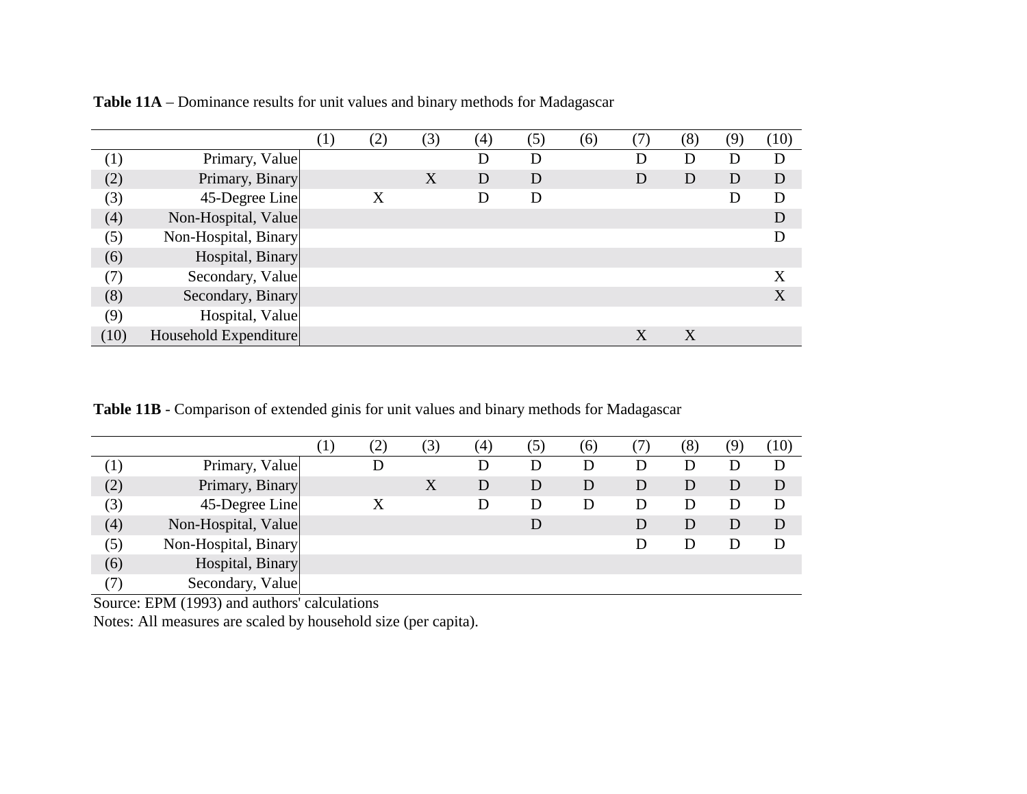**Table 11A** – Dominance results for unit values and binary methods for Madagascar

| | | (1) | (2) | (3) | (4) | (5) | (6) | (7) | (8) | (9) | (10) |
|---|---|---|---|---|---|---|---|---|---|---|---|
| (1) | Primary, Value | | | | D | D | | D | D | D | D |
| (2) | Primary, Binary | | | X | D | D | | D | D | D | D |
| (3) | 45-Degree Line | | X | | D | D | | | | D | D |
| (4) | Non-Hospital, Value | | | | | | | | | | D |
| (5) | Non-Hospital, Binary | | | | | | | | | | D |
| (6) | Hospital, Binary | | | | | | | | | | |
| (7) | Secondary, Value | | | | | | | | | | X |
| (8) | Secondary, Binary | | | | | | | | | | X |
| (9) | Hospital, Value | | | | | | | | | | |
| (10) | Household Expenditure | | | | | | | X | X | | |

**Table 11B** - Comparison of extended ginis for unit values and binary methods for Madagascar

| | | (1) | (2) | (3) | (4) | (5) | (6) | (7) | (8) | (9) | (10) |
|---|---|---|---|---|---|---|---|---|---|---|---|
| (1) | Primary, Value | | D | | D | D | D | D | D | D | D |
| (2) | Primary, Binary | | | X | D | D | D | D | D | D | D |
| (3) | 45-Degree Line | | X | | D | D | D | D | D | D | D |
| (4) | Non-Hospital, Value | | | | | D | | D | D | D | D |
| (5) | Non-Hospital, Binary | | | | | | | D | D | D | D |
| (6) | Hospital, Binary | | | | | | | | | | |
| (7) | Secondary, Value | | | | | | | | | | |

Source: EPM (1993) and authors' calculations

Notes: All measures are scaled by household size (per capita).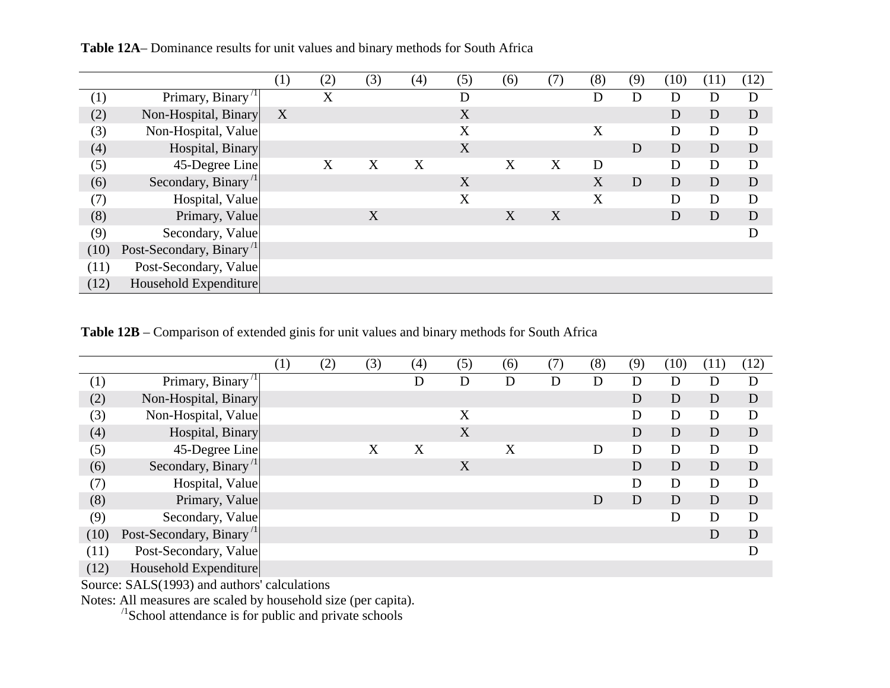**Table 12A**– Dominance results for unit values and binary methods for South Africa

| | | (1) | (2) | (3) | (4) | (5) | (6) | (7) | (8) | (9) | (10) | (11) | (12) |
|---|---|---|---|---|---|---|---|---|---|---|---|---|---|
| (1) | Primary, Binary [/1] | | X | | | D | | | D | D | D | D | D |
| (2) | Non-Hospital, Binary | X | | | | X | | | | | D | D | D |
| (3) | Non-Hospital, Value | | | | | X | | | X | | D | D | D |
| (4) | Hospital, Binary | | | | | X | | | | D | D | D | D |
| (5) | 45-Degree Line | | X | X | X | | X | X | D | | D | D | D |
| (6) | Secondary, Binary [/1] | | | | | X | | | X | D | D | D | D |
| (7) | Hospital, Value | | | | | X | | | X | | D | D | D |
| (8) | Primary, Value | | | X | | | X | X | | | D | D | D |
| (9) | Secondary, Value | | | | | | | | | | | | D |
| (10) | Post-Secondary, Binary [/1] | | | | | | | | | | | | |
| (11) | Post-Secondary, Value | | | | | | | | | | | | |
| (12) | Household Expenditure | | | | | | | | | | | | |

**Table 12B** – Comparison of extended ginis for unit values and binary methods for South Africa

| | | (1) | (2) | (3) | (4) | (5) | (6) | (7) | (8) | (9) | (10) | (11) | (12) |
|---|---|---|---|---|---|---|---|---|---|---|---|---|---|
| (1) | Primary, Binary [/1] | | | | D | D | D | D | D | D | D | D | D |
| (2) | Non-Hospital, Binary | | | | | | | | | D | D | D | D |
| (3) | Non-Hospital, Value | | | | | X | | | | D | D | D | D |
| (4) | Hospital, Binary | | | | | X | | | | D | D | D | D |
| (5) | 45-Degree Line | | | X | X | | X | | D | D | D | D | D |
| (6) | Secondary, Binary [/1] | | | | | X | | | | D | D | D | D |
| (7) | Hospital, Value | | | | | | | | | D | D | D | D |
| (8) | Primary, Value | | | | | | | | D | D | D | D | D |
| (9) | Secondary, Value | | | | | | | | | | D | D | D |
| (10) | Post-Secondary, Binary [/1] | | | | | | | | | | | D | D |
| (11) | Post-Secondary, Value | | | | | | | | | | | | D |
| (12) | Household Expenditure | | | | | | | | | | | | |

Source: SALS(1993) and authors' calculations

Notes: All measures are scaled by household size (per capita).

[/1] School attendance is for public and private schools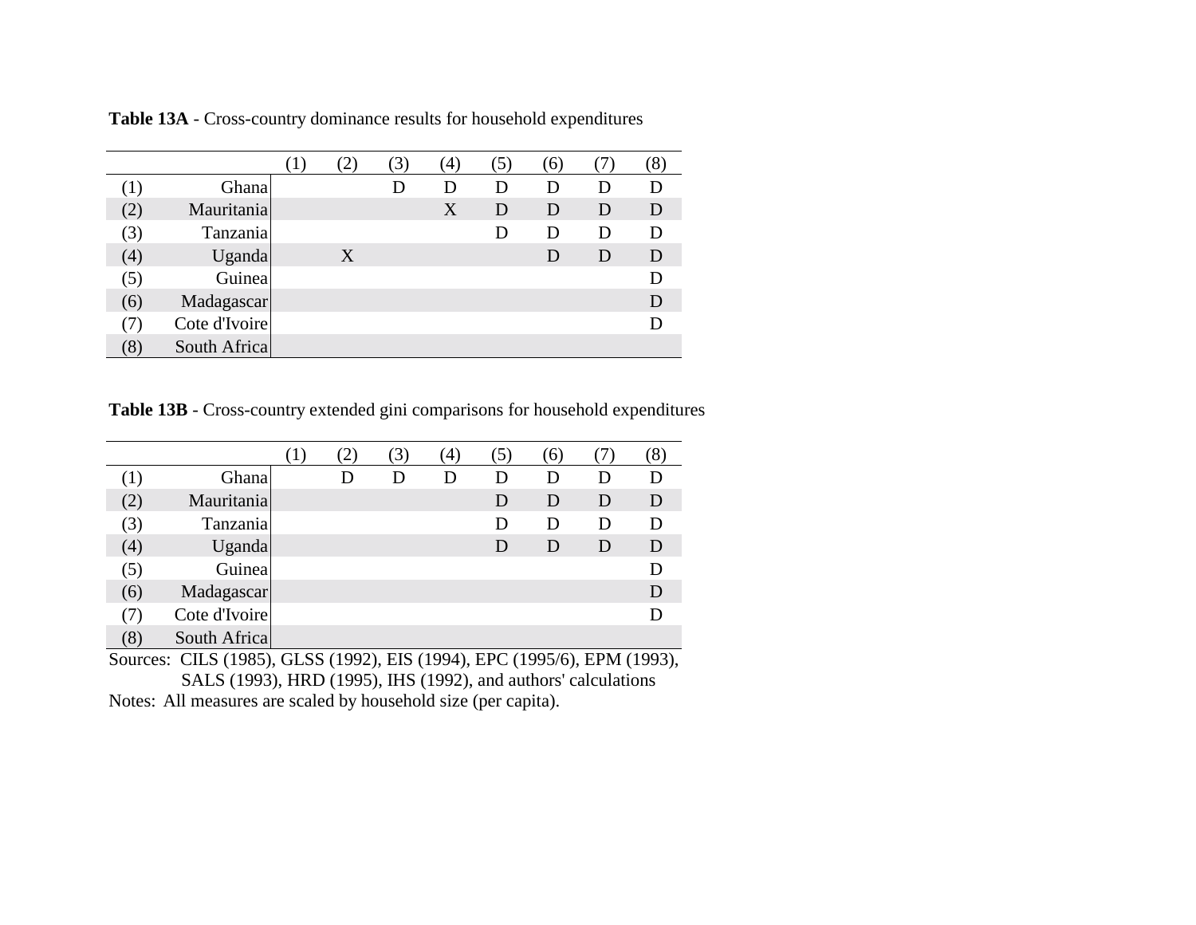**Table 13A** - Cross-country dominance results for household expenditures

| | | (1) | (2) | (3) | (4) | (5) | (6) | (7) | (8) |
|---|---|---|---|---|---|---|---|---|---|
| (1) | Ghana | | | D | D | D | D | D | D |
| (2) | Mauritania | | | | X | D | D | D | D |
| (3) | Tanzania | | | | | D | D | D | D |
| (4) | Uganda | | X | | | | D | D | D |
| (5) | Guinea | | | | | | | | D |
| (6) | Madagascar | | | | | | | | D |
| (7) | Cote d'Ivoire | | | | | | | | D |
| (8) | South Africa | | | | | | | | |

**Table 13B** - Cross-country extended gini comparisons for household expenditures

| | | (1) | (2) | (3) | (4) | (5) | (6) | (7) | (8) |
|---|---|---|---|---|---|---|---|---|---|
| (1) | Ghana | | D | D | D | D | D | D | D |
| (2) | Mauritania | | | | | D | D | D | D |
| (3) | Tanzania | | | | | D | D | D | D |
| (4) | Uganda | | | | | D | D | D | D |
| (5) | Guinea | | | | | | | | D |
| (6) | Madagascar | | | | | | | | D |
| (7) | Cote d'Ivoire | | | | | | | | D |
| (8) | South Africa | | | | | | | | |

Sources: CILS (1985), GLSS (1992), EIS (1994), EPC (1995/6), EPM (1993), SALS (1993), HRD (1995), IHS (1992), and authors' calculations

Notes: All measures are scaled by household size (per capita).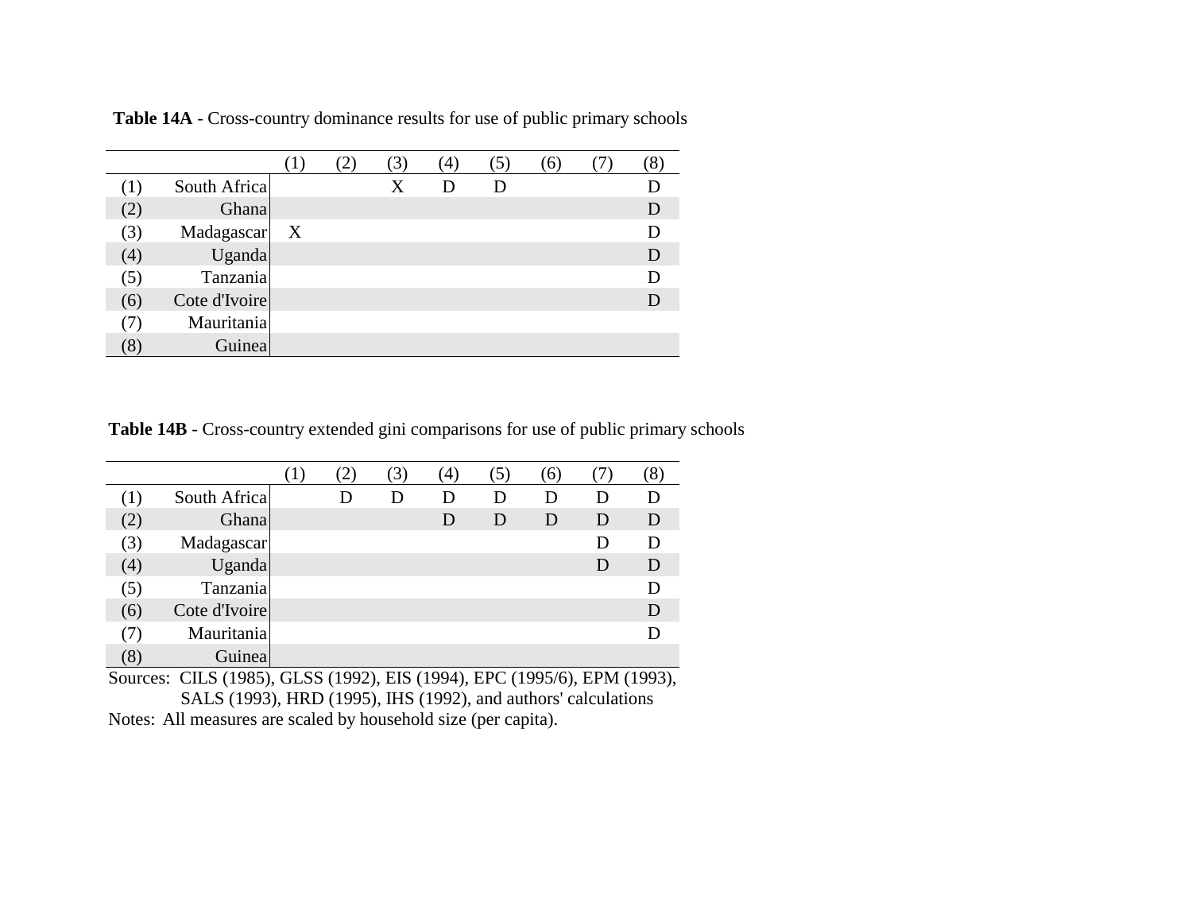**Table 14A** - Cross-country dominance results for use of public primary schools

| | | (1) | (2) | (3) | (4) | (5) | (6) | (7) | (8) |
|---|---|---|---|---|---|---|---|---|---|
| (1) | South Africa | | | X | D | D | | | D |
| (2) | Ghana | | | | | | | | D |
| (3) | Madagascar | X | | | | | | | D |
| (4) | Uganda | | | | | | | | D |
| (5) | Tanzania | | | | | | | | D |
| (6) | Cote d'Ivoire | | | | | | | | D |
| (7) | Mauritania | | | | | | | | |
| (8) | Guinea | | | | | | | | |

**Table 14B** - Cross-country extended gini comparisons for use of public primary schools

| | | (1) | (2) | (3) | (4) | (5) | (6) | (7) | (8) |
|---|---|---|---|---|---|---|---|---|---|
| (1) | South Africa | | D | D | D | D | D | D | D |
| (2) | Ghana | | | | D | D | D | D | D |
| (3) | Madagascar | | | | | | | D | D |
| (4) | Uganda | | | | | | | D | D |
| (5) | Tanzania | | | | | | | | D |
| (6) | Cote d'Ivoire | | | | | | | | D |
| (7) | Mauritania | | | | | | | | D |
| (8) | Guinea | | | | | | | | |

Sources: CILS (1985), GLSS (1992), EIS (1994), EPC (1995/6), EPM (1993), SALS (1993), HRD (1995), IHS (1992), and authors' calculations

Notes: All measures are scaled by household size (per capita).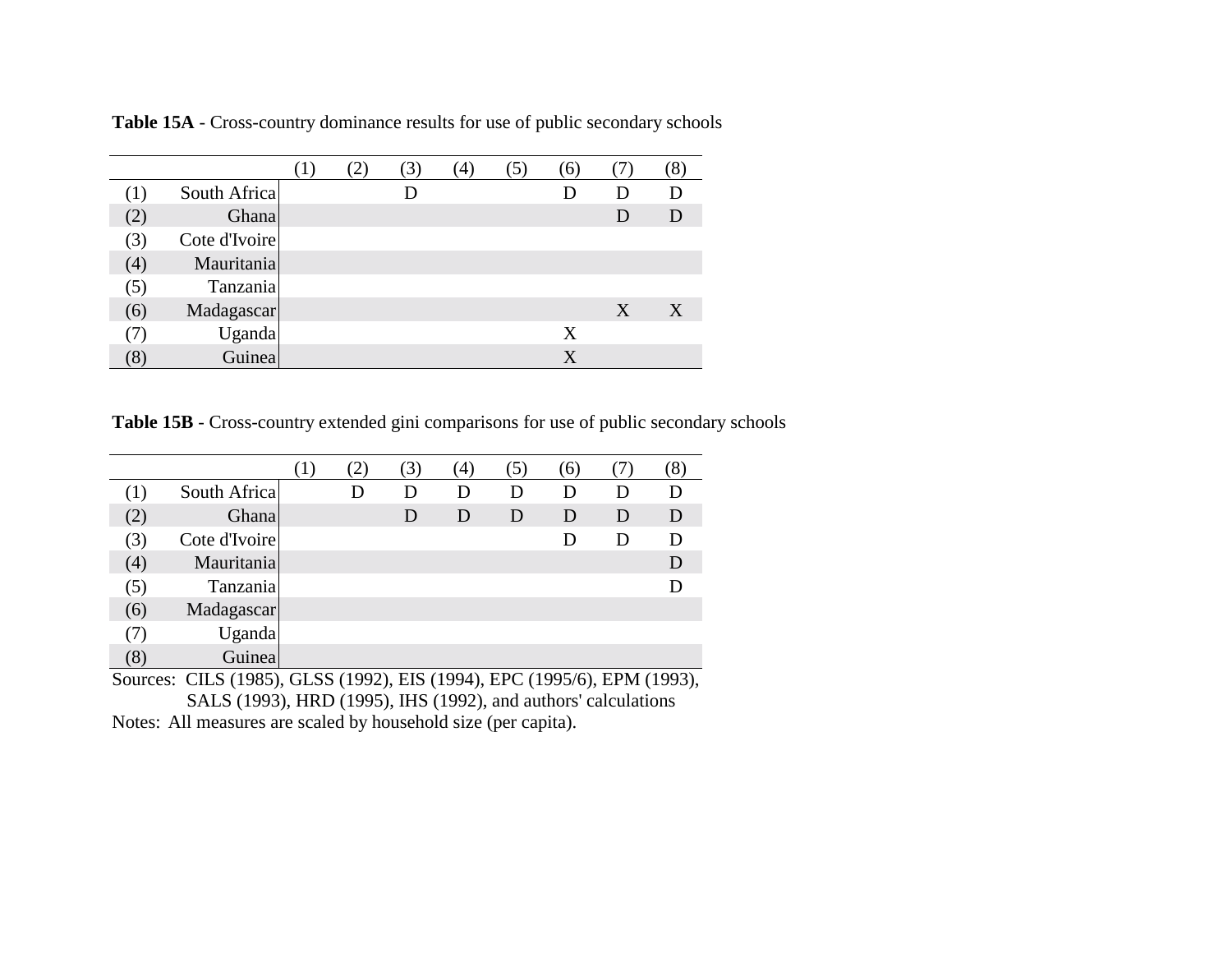**Table 15A** - Cross-country dominance results for use of public secondary schools

| | | (1) | (2) | (3) | (4) | (5) | (6) | (7) | (8) |
|---|---|---|---|---|---|---|---|---|---|
| (1) | South Africa | | | D | | | D | D | D |
| (2) | Ghana | | | | | | | D | D |
| (3) | Cote d'Ivoire | | | | | | | | |
| (4) | Mauritania | | | | | | | | |
| (5) | Tanzania | | | | | | | | |
| (6) | Madagascar | | | | | | | X | X |
| (7) | Uganda | | | | | | X | | |
| (8) | Guinea | | | | | | X | | |

**Table 15B** - Cross-country extended gini comparisons for use of public secondary schools

| | | (1) | (2) | (3) | (4) | (5) | (6) | (7) | (8) |
|---|---|---|---|---|---|---|---|---|---|
| (1) | South Africa | | D | D | D | D | D | D | D |
| (2) | Ghana | | | D | D | D | D | D | D |
| (3) | Cote d'Ivoire | | | | | | D | D | D |
| (4) | Mauritania | | | | | | | | D |
| (5) | Tanzania | | | | | | | | D |
| (6) | Madagascar | | | | | | | | |
| (7) | Uganda | | | | | | | | |
| (8) | Guinea | | | | | | | | |

Sources: CILS (1985), GLSS (1992), EIS (1994), EPC (1995/6), EPM (1993), SALS (1993), HRD (1995), IHS (1992), and authors' calculations

Notes: All measures are scaled by household size (per capita).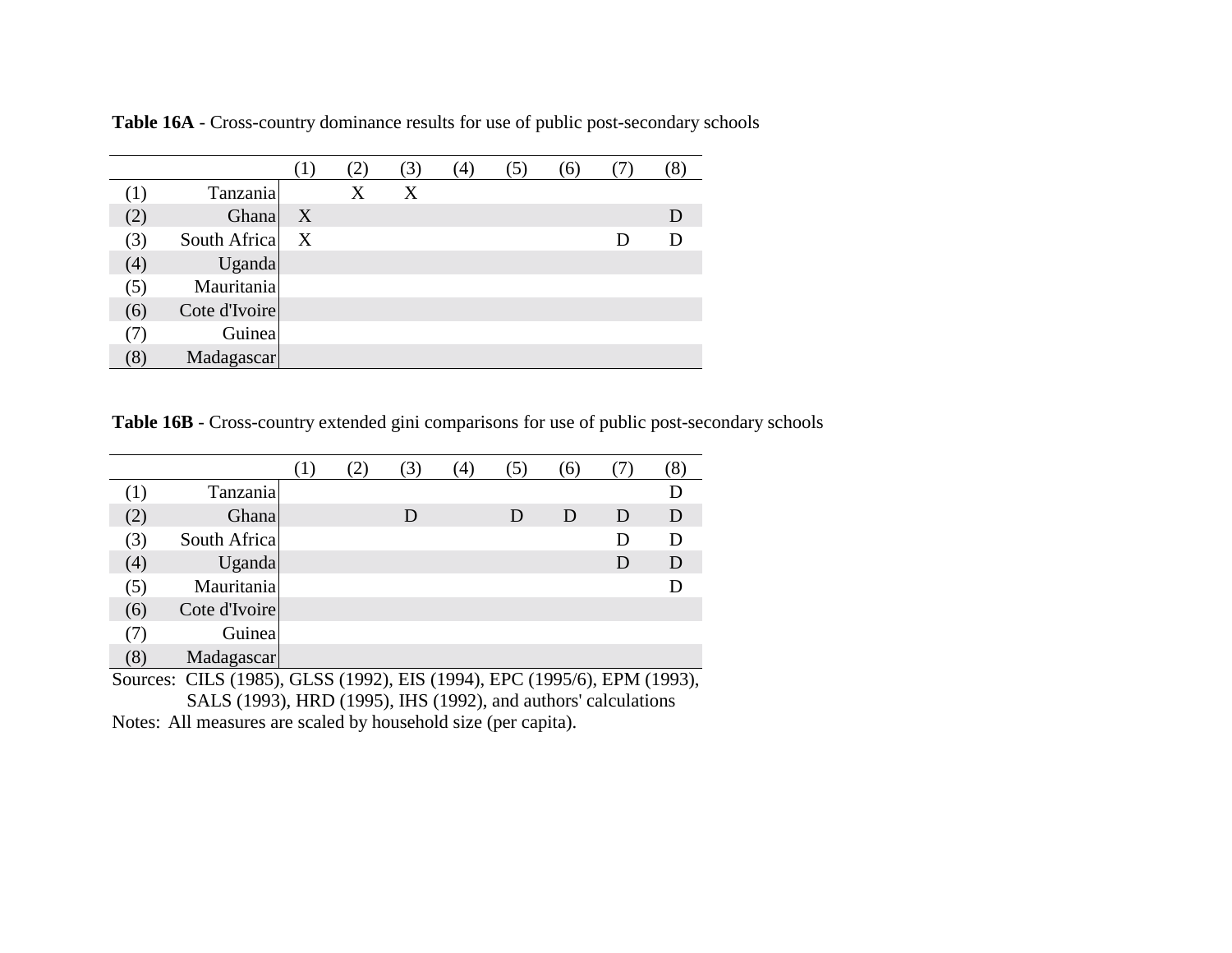**Table 16A** - Cross-country dominance results for use of public post-secondary schools

| | | (1) | (2) | (3) | (4) | (5) | (6) | (7) | (8) |
|---|---|---|---|---|---|---|---|---|---|
| (1) | Tanzania | | X | X | | | | | |
| (2) | Ghana | X | | | | | | | D |
| (3) | South Africa | X | | | | | | D | D |
| (4) | Uganda | | | | | | | | |
| (5) | Mauritania | | | | | | | | |
| (6) | Cote d'Ivoire | | | | | | | | |
| (7) | Guinea | | | | | | | | |
| (8) | Madagascar | | | | | | | | |

**Table 16B** - Cross-country extended gini comparisons for use of public post-secondary schools

| | | (1) | (2) | (3) | (4) | (5) | (6) | (7) | (8) |
|---|---|---|---|---|---|---|---|---|---|
| (1) | Tanzania | | | | | | | | D |
| (2) | Ghana | | | D | | D | D | D | D |
| (3) | South Africa | | | | | | | D | D |
| (4) | Uganda | | | | | | | D | D |
| (5) | Mauritania | | | | | | | | D |
| (6) | Cote d'Ivoire | | | | | | | | |
| (7) | Guinea | | | | | | | | |
| (8) | Madagascar | | | | | | | | |

Sources: CILS (1985), GLSS (1992), EIS (1994), EPC (1995/6), EPM (1993), SALS (1993), HRD (1995), IHS (1992), and authors' calculations

Notes: All measures are scaled by household size (per capita).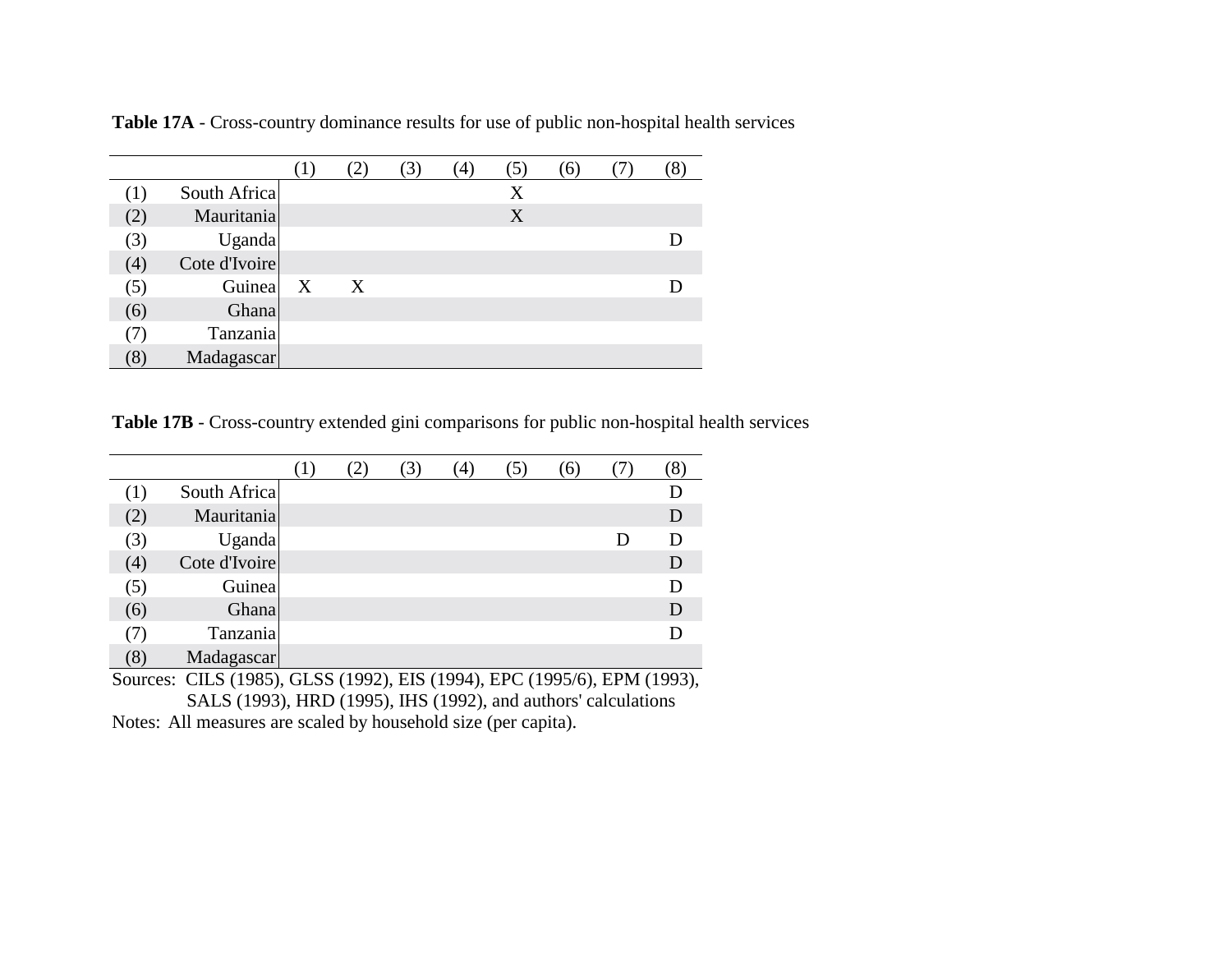**Table 17A** - Cross-country dominance results for use of public non-hospital health services

| | | (1) | (2) | (3) | (4) | (5) | (6) | (7) | (8) |
|---|---|---|---|---|---|---|---|---|---|
| (1) | South Africa | | | | | X | | | |
| (2) | Mauritania | | | | | X | | | |
| (3) | Uganda | | | | | | | | D |
| (4) | Cote d'Ivoire | | | | | | | | |
| (5) | Guinea | X | X | | | | | | D |
| (6) | Ghana | | | | | | | | |
| (7) | Tanzania | | | | | | | | |
| (8) | Madagascar | | | | | | | | |

**Table 17B** - Cross-country extended gini comparisons for public non-hospital health services

| | | (1) | (2) | (3) | (4) | (5) | (6) | (7) | (8) |
|---|---|---|---|---|---|---|---|---|---|
| (1) | South Africa | | | | | | | | D |
| (2) | Mauritania | | | | | | | | D |
| (3) | Uganda | | | | | | | D | D |
| (4) | Cote d'Ivoire | | | | | | | | D |
| (5) | Guinea | | | | | | | | D |
| (6) | Ghana | | | | | | | | D |
| (7) | Tanzania | | | | | | | | D |
| (8) | Madagascar | | | | | | | | |

Sources: CILS (1985), GLSS (1992), EIS (1994), EPC (1995/6), EPM (1993), SALS (1993), HRD (1995), IHS (1992), and authors' calculations

Notes: All measures are scaled by household size (per capita).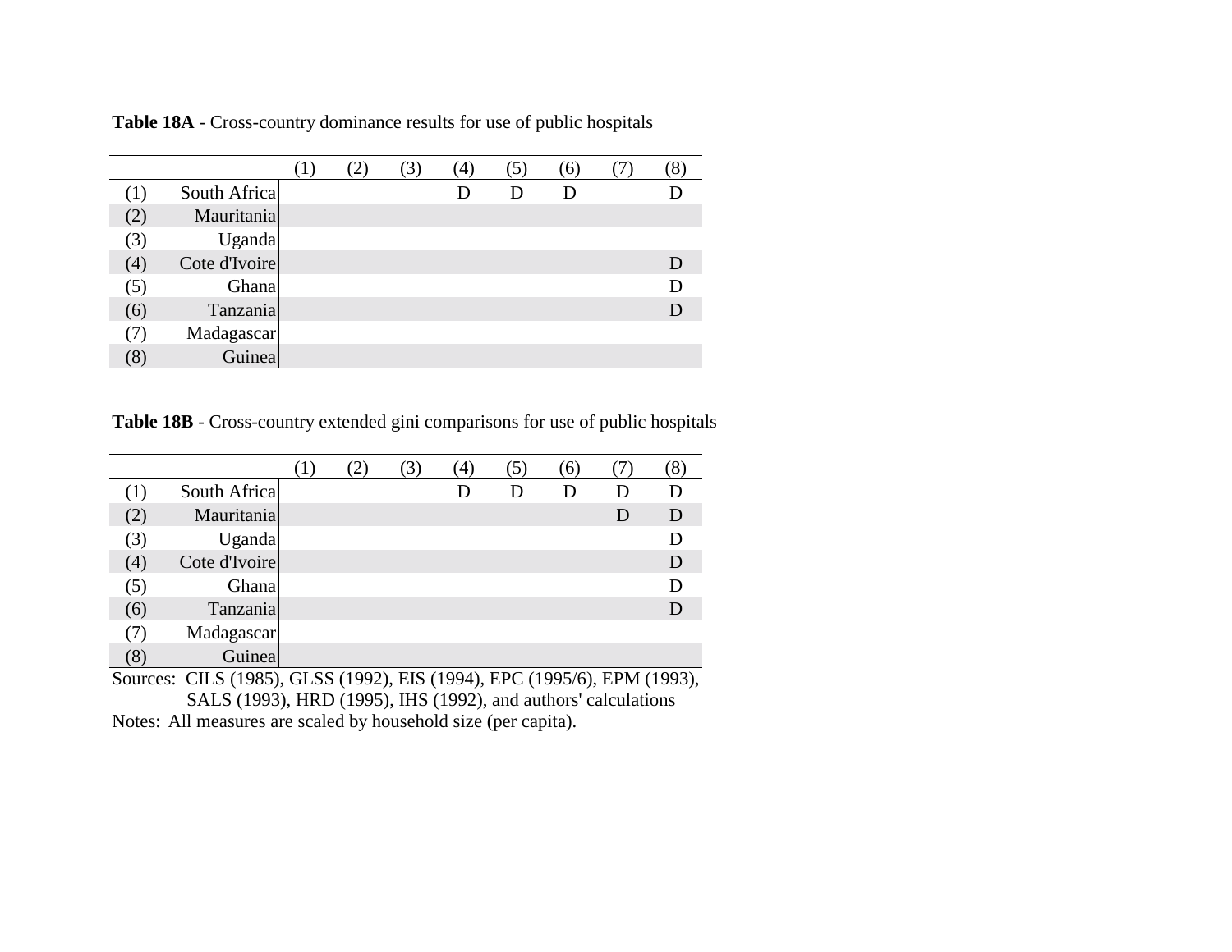**Table 18A** - Cross-country dominance results for use of public hospitals

| | | (1) | (2) | (3) | (4) | (5) | (6) | (7) | (8) |
|---|---|---|---|---|---|---|---|---|---|
| (1) | South Africa | | | | D | D | D | | D |
| (2) | Mauritania | | | | | | | | |
| (3) | Uganda | | | | | | | | |
| (4) | Cote d'Ivoire | | | | | | | | D |
| (5) | Ghana | | | | | | | | D |
| (6) | Tanzania | | | | | | | | D |
| (7) | Madagascar | | | | | | | | |
| (8) | Guinea | | | | | | | | |

**Table 18B** - Cross-country extended gini comparisons for use of public hospitals

| | | (1) | (2) | (3) | (4) | (5) | (6) | (7) | (8) |
|---|---|---|---|---|---|---|---|---|---|
| (1) | South Africa | | | | D | D | D | D | D |
| (2) | Mauritania | | | | | | | D | D |
| (3) | Uganda | | | | | | | | D |
| (4) | Cote d'Ivoire | | | | | | | | D |
| (5) | Ghana | | | | | | | | D |
| (6) | Tanzania | | | | | | | | D |
| (7) | Madagascar | | | | | | | | |
| (8) | Guinea | | | | | | | | |

Sources: CILS (1985), GLSS (1992), EIS (1994), EPC (1995/6), EPM (1993), SALS (1993), HRD (1995), IHS (1992), and authors' calculations

Notes: All measures are scaled by household size (per capita).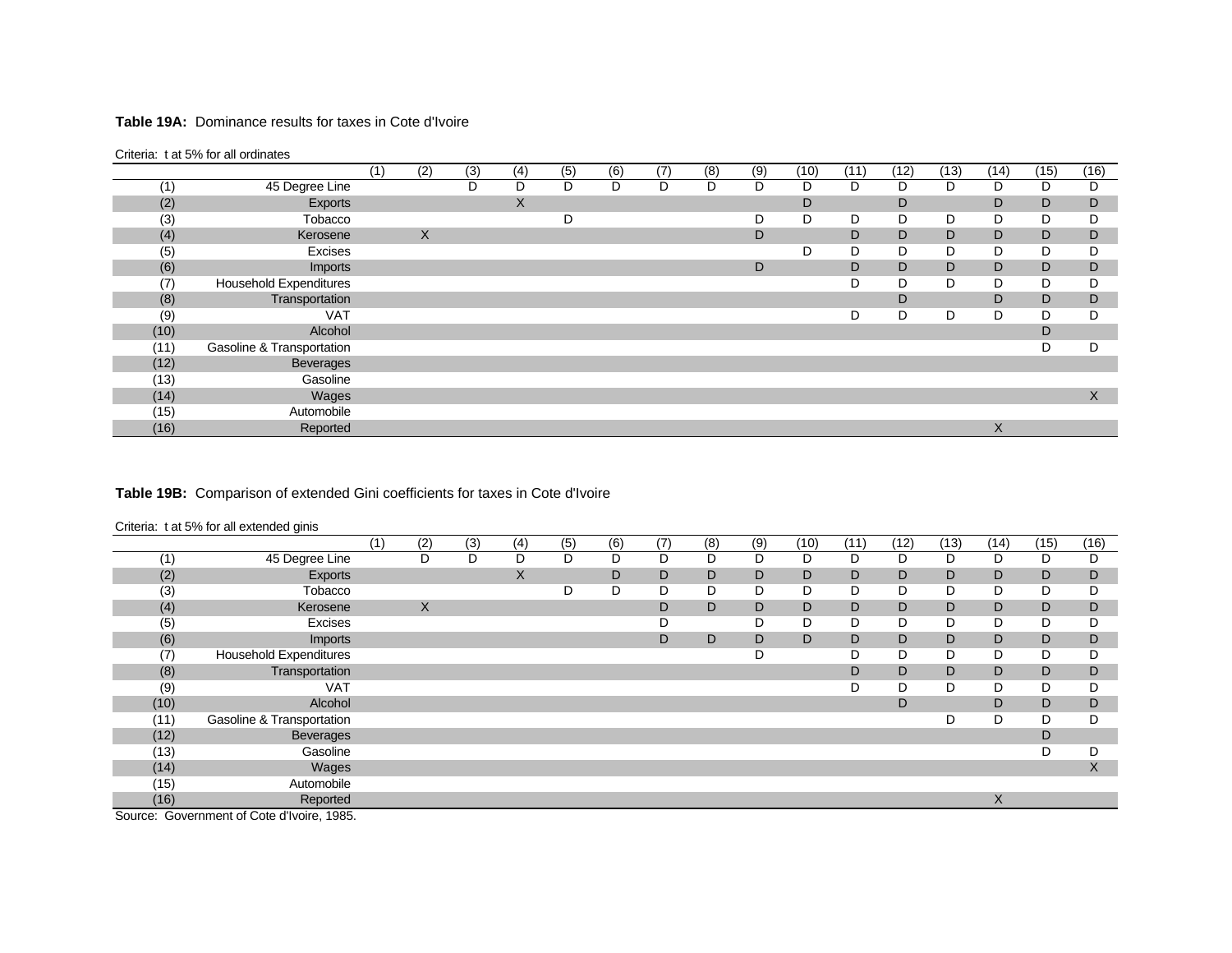**Table 19A:** Dominance results for taxes in Cote d'Ivoire

Criteria: t at 5% for all ordinates

| | | (1) | (2) | (3) | (4) | (5) | (6) | (7) | (8) | (9) | (10) | (11) | (12) | (13) | (14) | (15) | (16) |
|---|---|---|---|---|---|---|---|---|---|---|---|---|---|---|---|---|---|
| (1) | 45 Degree Line | | | D | D | D | D | D | D | D | D | D | D | D | D | D | D |
| (2) | Exports | | | | X | | | | | | D | | D | | D | D | D |
| (3) | Tobacco | | | | | D | | | | D | D | D | D | D | D | D | D |
| (4) | Kerosene | | X | | | | | | | D | | D | D | D | D | D | D |
| (5) | Excises | | | | | | | | | | D | D | D | D | D | D | D |
| (6) | Imports | | | | | | | | | D | | D | D | D | D | D | D |
| (7) | Household Expenditures | | | | | | | | | | | D | D | D | D | D | D |
| (8) | Transportation | | | | | | | | | | | | D | | D | D | D |
| (9) | VAT | | | | | | | | | | | D | D | D | D | D | D |
| (10) | Alcohol | | | | | | | | | | | | | | | D | |
| (11) | Gasoline & Transportation | | | | | | | | | | | | | | | D | D |
| (12) | Beverages | | | | | | | | | | | | | | | | |
| (13) | Gasoline | | | | | | | | | | | | | | | | |
| (14) | Wages | | | | | | | | | | | | | | | | X |
| (15) | Automobile | | | | | | | | | | | | | | | | |
| (16) | Reported | | | | | | | | | | | | | | X | | |

**Table 19B:** Comparison of extended Gini coefficients for taxes in Cote d'Ivoire

Criteria: t at 5% for all extended ginis

| | | (1) | (2) | (3) | (4) | (5) | (6) | (7) | (8) | (9) | (10) | (11) | (12) | (13) | (14) | (15) | (16) |
|---|---|---|---|---|---|---|---|---|---|---|---|---|---|---|---|---|---|
| (1) | 45 Degree Line | | D | D | D | D | D | D | D | D | D | D | D | D | D | D | D |
| (2) | Exports | | | | X | | D | D | D | D | D | D | D | D | D | D | D |
| (3) | Tobacco | | | | | D | D | D | D | D | D | D | D | D | D | D | D |
| (4) | Kerosene | | X | | | | | D | D | D | D | D | D | D | D | D | D |
| (5) | Excises | | | | | | | D | | D | D | D | D | D | D | D | D |
| (6) | Imports | | | | | | | D | D | D | D | D | D | D | D | D | D |
| (7) | Household Expenditures | | | | | | | | | D | | D | D | D | D | D | D |
| (8) | Transportation | | | | | | | | | | | D | D | D | D | D | D |
| (9) | VAT | | | | | | | | | | | D | D | D | D | D | D |
| (10) | Alcohol | | | | | | | | | | | | D | | D | D | D |
| (11) | Gasoline & Transportation | | | | | | | | | | | | | D | D | D | D |
| (12) | Beverages | | | | | | | | | | | | | | | D | |
| (13) | Gasoline | | | | | | | | | | | | | | | D | D |
| (14) | Wages | | | | | | | | | | | | | | | | X |
| (15) | Automobile | | | | | | | | | | | | | | | | |
| (16) | Reported | | | | | | | | | | | | | | X | | |

Source: Government of Cote d'Ivoire, 1985.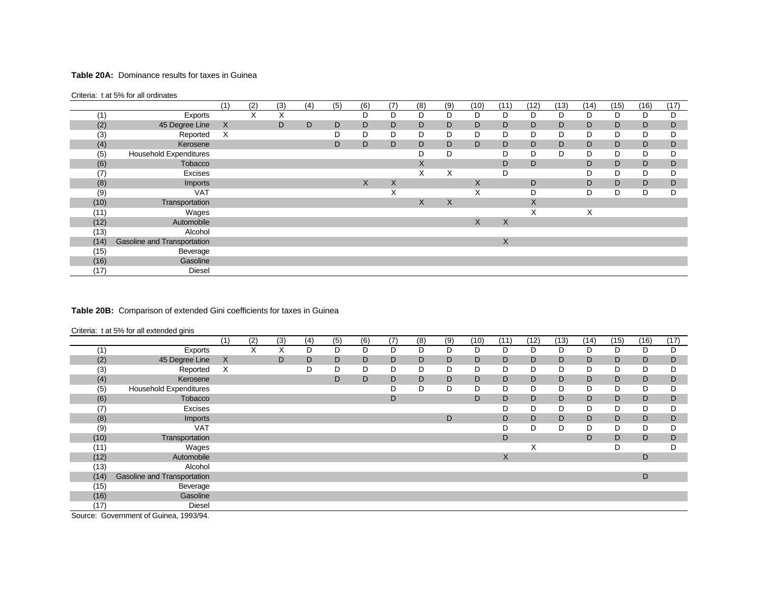**Table 20A:** Dominance results for taxes in Guinea

Criteria: t at 5% for all ordinates

| | | (1) | (2) | (3) | (4) | (5) | (6) | (7) | (8) | (9) | (10) | (11) | (12) | (13) | (14) | (15) | (16) | (17) |
|---|---|---|---|---|---|---|---|---|---|---|---|---|---|---|---|---|---|---|
| (1) | Exports | | X | X | | | D | D | D | D | D | D | D | D | D | D | D | D |
| (2) | 45 Degree Line | X | | D | D | D | D | D | D | D | D | D | D | D | D | D | D | D |
| (3) | Reported | X | | | | D | D | D | D | D | D | D | D | D | D | D | D | D |
| (4) | Kerosene | | | | | D | D | D | D | D | D | D | D | D | D | D | D | D |
| (5) | Household Expenditures | | | | | | | | D | D | | D | D | D | D | D | D | D |
| (6) | Tobacco | | | | | | | | X | | | D | D | | D | D | D | D |
| (7) | Excises | | | | | | | | X | X | | D | | | D | D | D | D |
| (8) | Imports | | | | | | X | X | | | X | | D | | D | D | D | D |
| (9) | VAT | | | | | | | X | | | X | | D | | D | D | D | D |
| (10) | Transportation | | | | | | | | X | X | | | X | | | | | |
| (11) | Wages | | | | | | | | | | | | X | | X | | | |
| (12) | Automobile | | | | | | | | | | X | X | | | | | | |
| (13) | Alcohol | | | | | | | | | | | | | | | | | |
| (14) | Gasoline and Transportation | | | | | | | | | | | X | | | | | | |
| (15) | Beverage | | | | | | | | | | | | | | | | | |
| (16) | Gasoline | | | | | | | | | | | | | | | | | |
| (17) | Diesel | | | | | | | | | | | | | | | | | |

**Table 20B:** Comparison of extended Gini coefficients for taxes in Guinea

Criteria: t at 5% for all extended ginis

| | | (1) | (2) | (3) | (4) | (5) | (6) | (7) | (8) | (9) | (10) | (11) | (12) | (13) | (14) | (15) | (16) | (17) |
|---|---|---|---|---|---|---|---|---|---|---|---|---|---|---|---|---|---|---|
| (1) | Exports | | X | X | D | D | D | D | D | D | D | D | D | D | D | D | D | D |
| (2) | 45 Degree Line | X | | D | D | D | D | D | D | D | D | D | D | D | D | D | D | D |
| (3) | Reported | X | | | D | D | D | D | D | D | D | D | D | D | D | D | D | D |
| (4) | Kerosene | | | | | D | D | D | D | D | D | D | D | D | D | D | D | D |
| (5) | Household Expenditures | | | | | | | D | D | D | D | D | D | D | D | D | D | D |
| (6) | Tobacco | | | | | | | D | | | D | D | D | D | D | D | D | D |
| (7) | Excises | | | | | | | | | | | D | D | D | D | D | D | D |
| (8) | Imports | | | | | | | | | D | | D | D | D | D | D | D | D |
| (9) | VAT | | | | | | | | | | | D | D | D | D | D | D | D |
| (10) | Transportation | | | | | | | | | | | D | | | D | D | D | D |
| (11) | Wages | | | | | | | | | | | | X | | | D | | D |
| (12) | Automobile | | | | | | | | | | | X | | | | | D | |
| (13) | Alcohol | | | | | | | | | | | | | | | | | |
| (14) | Gasoline and Transportation | | | | | | | | | | | | | | | | D | |
| (15) | Beverage | | | | | | | | | | | | | | | | | |
| (16) | Gasoline | | | | | | | | | | | | | | | | | |
| (17) | Diesel | | | | | | | | | | | | | | | | | |

Source: Government of Guinea, 1993/94.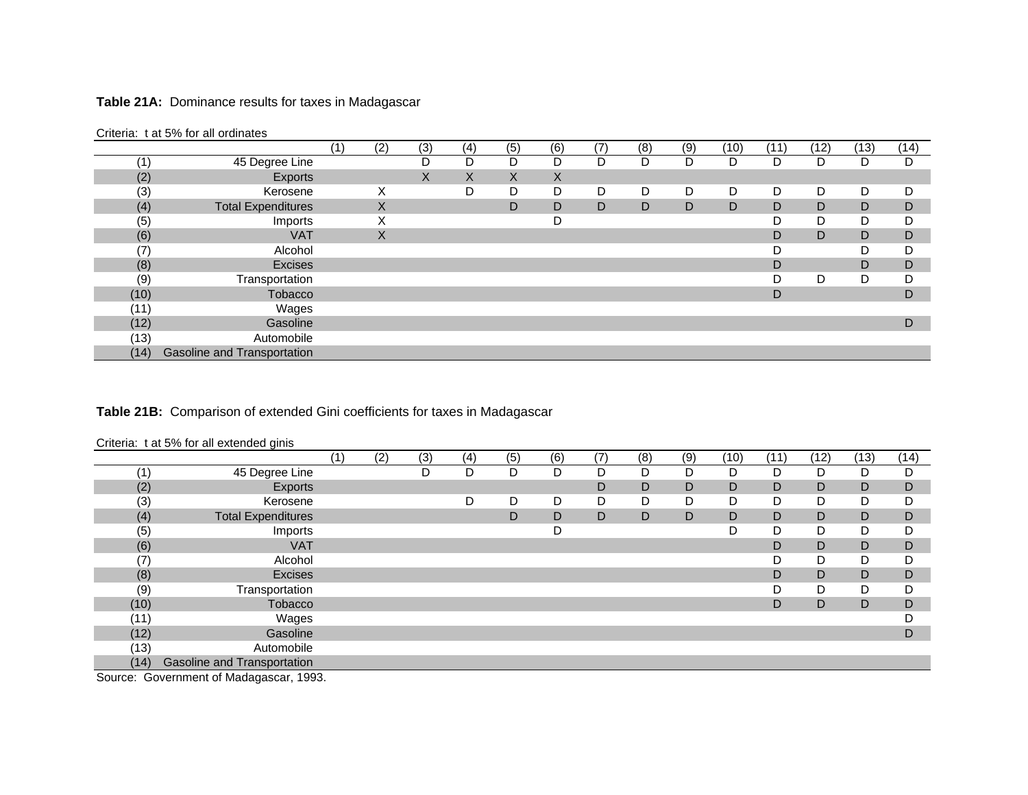**Table 21A:** Dominance results for taxes in Madagascar

Criteria: t at 5% for all ordinates

| | | (1) | (2) | (3) | (4) | (5) | (6) | (7) | (8) | (9) | (10) | (11) | (12) | (13) | (14) |
|---|---|---|---|---|---|---|---|---|---|---|---|---|---|---|---|
| (1) | 45 Degree Line | | | D | D | D | D | D | D | D | D | D | D | D | D |
| (2) | Exports | | | X | X | X | X | | | | | | | | |
| (3) | Kerosene | | X | | D | D | D | D | D | D | D | D | D | D | D |
| (4) | Total Expenditures | | X | | | D | D | D | D | D | D | D | D | D | D |
| (5) | Imports | | X | | | | D | | | | | D | D | D | D |
| (6) | VAT | | X | | | | | | | | | D | D | D | D |
| (7) | Alcohol | | | | | | | | | | | D | | D | D |
| (8) | Excises | | | | | | | | | | | D | | D | D |
| (9) | Transportation | | | | | | | | | | | D | D | D | D |
| (10) | Tobacco | | | | | | | | | | | D | | | D |
| (11) | Wages | | | | | | | | | | | | | | |
| (12) | Gasoline | | | | | | | | | | | | | | D |
| (13) | Automobile | | | | | | | | | | | | | | |
| (14) | Gasoline and Transportation | | | | | | | | | | | | | | |

**Table 21B:** Comparison of extended Gini coefficients for taxes in Madagascar

Criteria: t at 5% for all extended ginis

| | | (1) | (2) | (3) | (4) | (5) | (6) | (7) | (8) | (9) | (10) | (11) | (12) | (13) | (14) |
|---|---|---|---|---|---|---|---|---|---|---|---|---|---|---|---|
| (1) | 45 Degree Line | | | D | D | D | D | D | D | D | D | D | D | D | D |
| (2) | Exports | | | | | | | D | D | D | D | D | D | D | D |
| (3) | Kerosene | | | | D | D | D | D | D | D | D | D | D | D | D |
| (4) | Total Expenditures | | | | | D | D | D | D | D | D | D | D | D | D |
| (5) | Imports | | | | | | D | | | | D | D | D | D | D |
| (6) | VAT | | | | | | | | | | | D | D | D | D |
| (7) | Alcohol | | | | | | | | | | | D | D | D | D |
| (8) | Excises | | | | | | | | | | | D | D | D | D |
| (9) | Transportation | | | | | | | | | | | D | D | D | D |
| (10) | Tobacco | | | | | | | | | | | D | D | D | D |
| (11) | Wages | | | | | | | | | | | | | | D |
| (12) | Gasoline | | | | | | | | | | | | | | D |
| (13) | Automobile | | | | | | | | | | | | | | |
| (14) | Gasoline and Transportation | | | | | | | | | | | | | | |

Source: Government of Madagascar, 1993.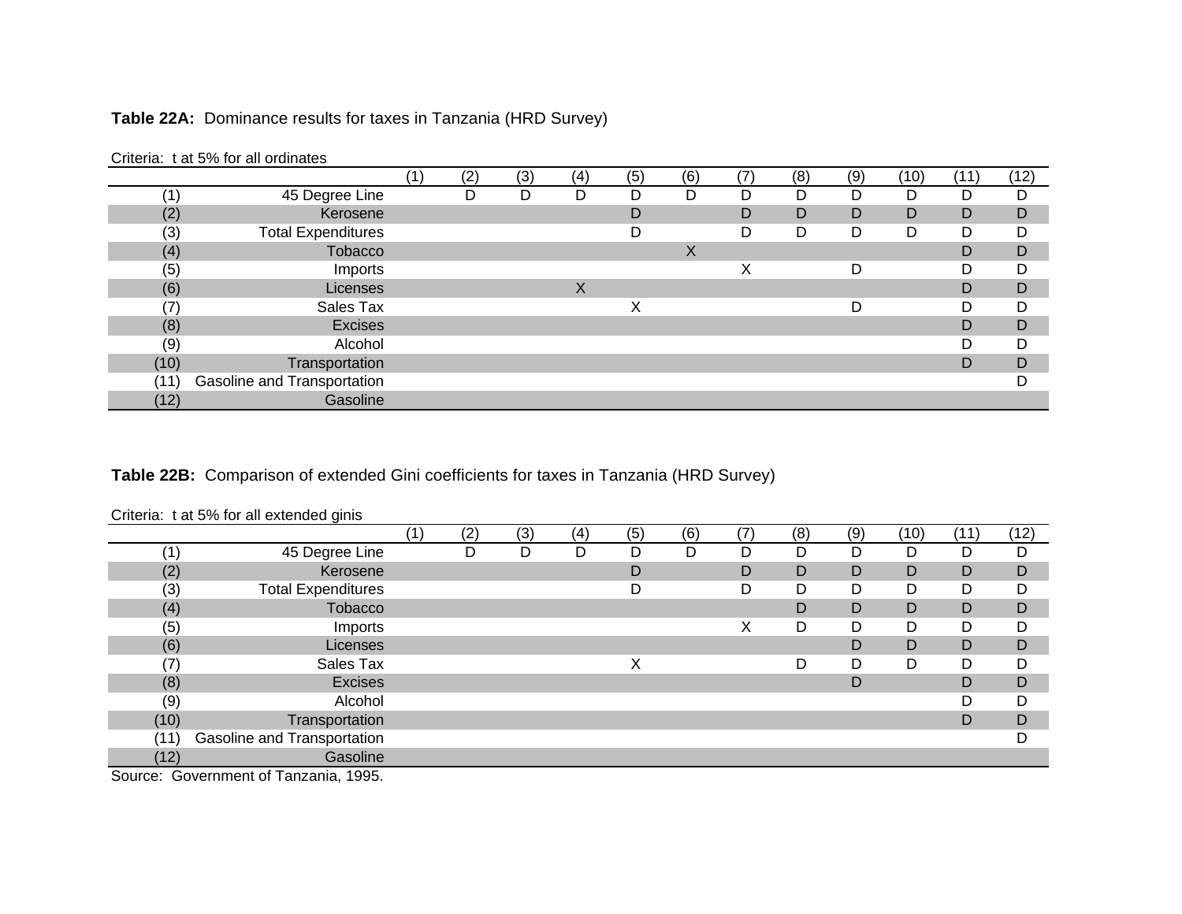**Table 22A:** Dominance results for taxes in Tanzania (HRD Survey)

Criteria: t at 5% for all ordinates

| | | (1) | (2) | (3) | (4) | (5) | (6) | (7) | (8) | (9) | (10) | (11) | (12) |
|---|---|---|---|---|---|---|---|---|---|---|---|---|---|
| (1) | 45 Degree Line | | D | D | D | D | D | D | D | D | D | D | D |
| (2) | Kerosene | | | | | D | | D | D | D | D | D | D |
| (3) | Total Expenditures | | | | | D | | D | D | D | D | D | D |
| (4) | Tobacco | | | | | | X | | | | | D | D |
| (5) | Imports | | | | | | | X | | D | | D | D |
| (6) | Licenses | | | | X | | | | | | | D | D |
| (7) | Sales Tax | | | | | X | | | | D | | D | D |
| (8) | Excises | | | | | | | | | | | D | D |
| (9) | Alcohol | | | | | | | | | | | D | D |
| (10) | Transportation | | | | | | | | | | | D | D |
| (11) | Gasoline and Transportation | | | | | | | | | | | | D |
| (12) | Gasoline | | | | | | | | | | | | |

**Table 22B:** Comparison of extended Gini coefficients for taxes in Tanzania (HRD Survey)

Criteria: t at 5% for all extended ginis

| | | (1) | (2) | (3) | (4) | (5) | (6) | (7) | (8) | (9) | (10) | (11) | (12) |
|---|---|---|---|---|---|---|---|---|---|---|---|---|---|
| (1) | 45 Degree Line | | D | D | D | D | D | D | D | D | D | D | D |
| (2) | Kerosene | | | | | D | | D | D | D | D | D | D |
| (3) | Total Expenditures | | | | | D | | D | D | D | D | D | D |
| (4) | Tobacco | | | | | | | | D | D | D | D | D |
| (5) | Imports | | | | | | | X | D | D | D | D | D |
| (6) | Licenses | | | | | | | | | D | D | D | D |
| (7) | Sales Tax | | | | | X | | | D | D | D | D | D |
| (8) | Excises | | | | | | | | | D | | D | D |
| (9) | Alcohol | | | | | | | | | | | D | D |
| (10) | Transportation | | | | | | | | | | | D | D |
| (11) | Gasoline and Transportation | | | | | | | | | | | | D |
| (12) | Gasoline | | | | | | | | | | | | |

Source: Government of Tanzania, 1995.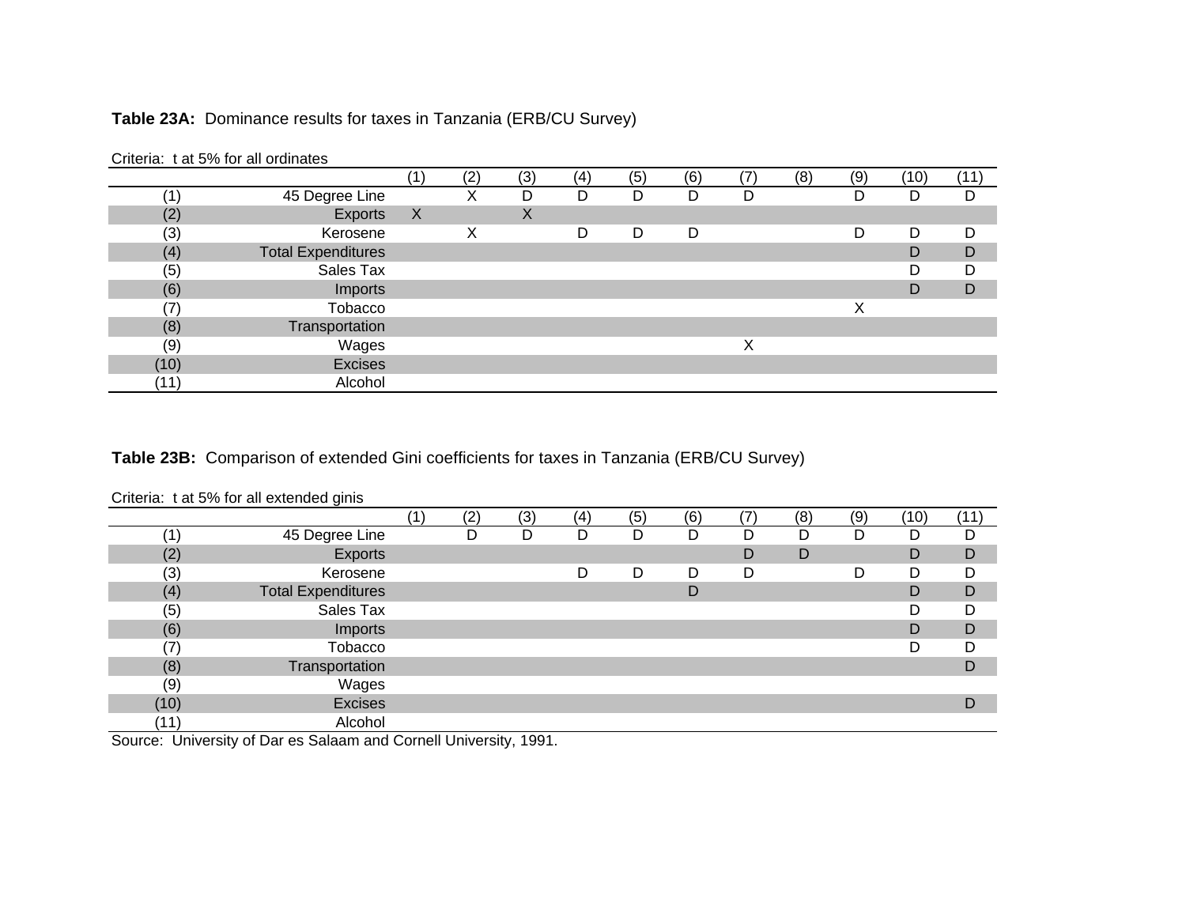**Table 23A:** Dominance results for taxes in Tanzania (ERB/CU Survey)

Criteria: t at 5% for all ordinates

| | | (1) | (2) | (3) | (4) | (5) | (6) | (7) | (8) | (9) | (10) | (11) |
|---|---|---|---|---|---|---|---|---|---|---|---|---|
| (1) | 45 Degree Line | | X | D | D | D | D | D | | D | D | D |
| (2) | Exports | X | | X | | | | | | | | |
| (3) | Kerosene | | X | | D | D | D | | | D | D | D |
| (4) | Total Expenditures | | | | | | | | | | D | D |
| (5) | Sales Tax | | | | | | | | | | D | D |
| (6) | Imports | | | | | | | | | | D | D |
| (7) | Tobacco | | | | | | | | | X | | |
| (8) | Transportation | | | | | | | | | | | |
| (9) | Wages | | | | | | | X | | | | |
| (10) | Excises | | | | | | | | | | | |
| (11) | Alcohol | | | | | | | | | | | |

**Table 23B:** Comparison of extended Gini coefficients for taxes in Tanzania (ERB/CU Survey)

Criteria: t at 5% for all extended ginis

| | | (1) | (2) | (3) | (4) | (5) | (6) | (7) | (8) | (9) | (10) | (11) |
|---|---|---|---|---|---|---|---|---|---|---|---|---|
| (1) | 45 Degree Line | | D | D | D | D | D | D | D | D | D | D |
| (2) | Exports | | | | | | | D | D | | D | D |
| (3) | Kerosene | | | | D | D | D | D | | D | D | D |
| (4) | Total Expenditures | | | | | | D | | | | D | D |
| (5) | Sales Tax | | | | | | | | | | D | D |
| (6) | Imports | | | | | | | | | | D | D |
| (7) | Tobacco | | | | | | | | | | D | D |
| (8) | Transportation | | | | | | | | | | | D |
| (9) | Wages | | | | | | | | | | | |
| (10) | Excises | | | | | | | | | | | D |
| (11) | Alcohol | | | | | | | | | | | |

Source: University of Dar es Salaam and Cornell University, 1991.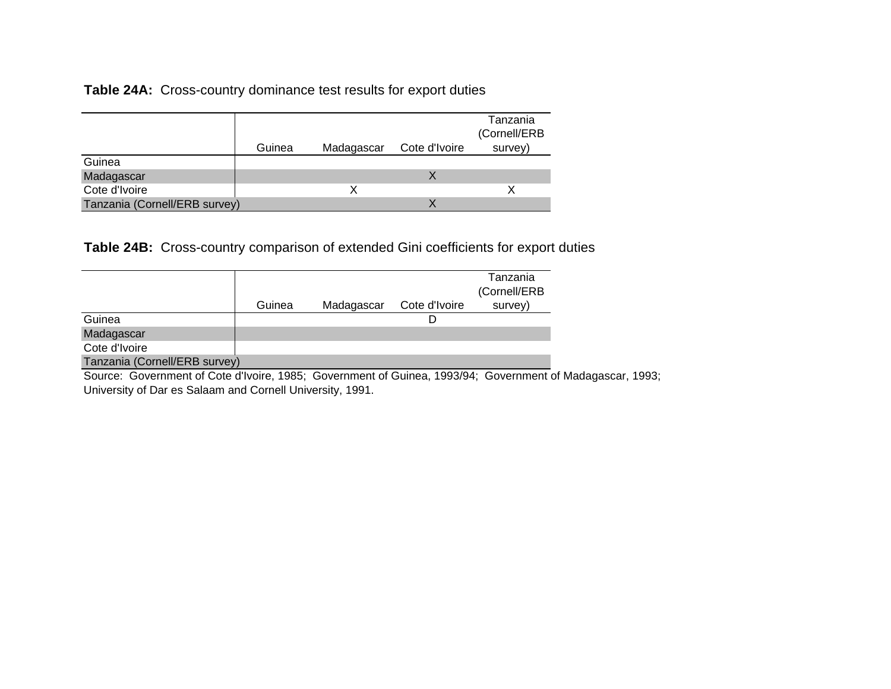**Table 24A:** Cross-country dominance test results for export duties

| | Guinea | Madagascar | Cote d'Ivoire | Tanzania (Cornell/ERB survey) |
|---|---|---|---|---|
| Guinea | | | | |
| Madagascar | | | X | |
| Cote d'Ivoire | | X | | X |
| Tanzania (Cornell/ERB survey) | | | X | |

**Table 24B:** Cross-country comparison of extended Gini coefficients for export duties

| | Guinea | Madagascar | Cote d'Ivoire | Tanzania (Cornell/ERB survey) |
|---|---|---|---|---|
| Guinea | | | D | |
| Madagascar | | | | |
| Cote d'Ivoire | | | | |
| Tanzania (Cornell/ERB survey) | | | | |

Source: Government of Cote d'Ivoire, 1985; Government of Guinea, 1993/94; Government of Madagascar, 1993; University of Dar es Salaam and Cornell University, 1991.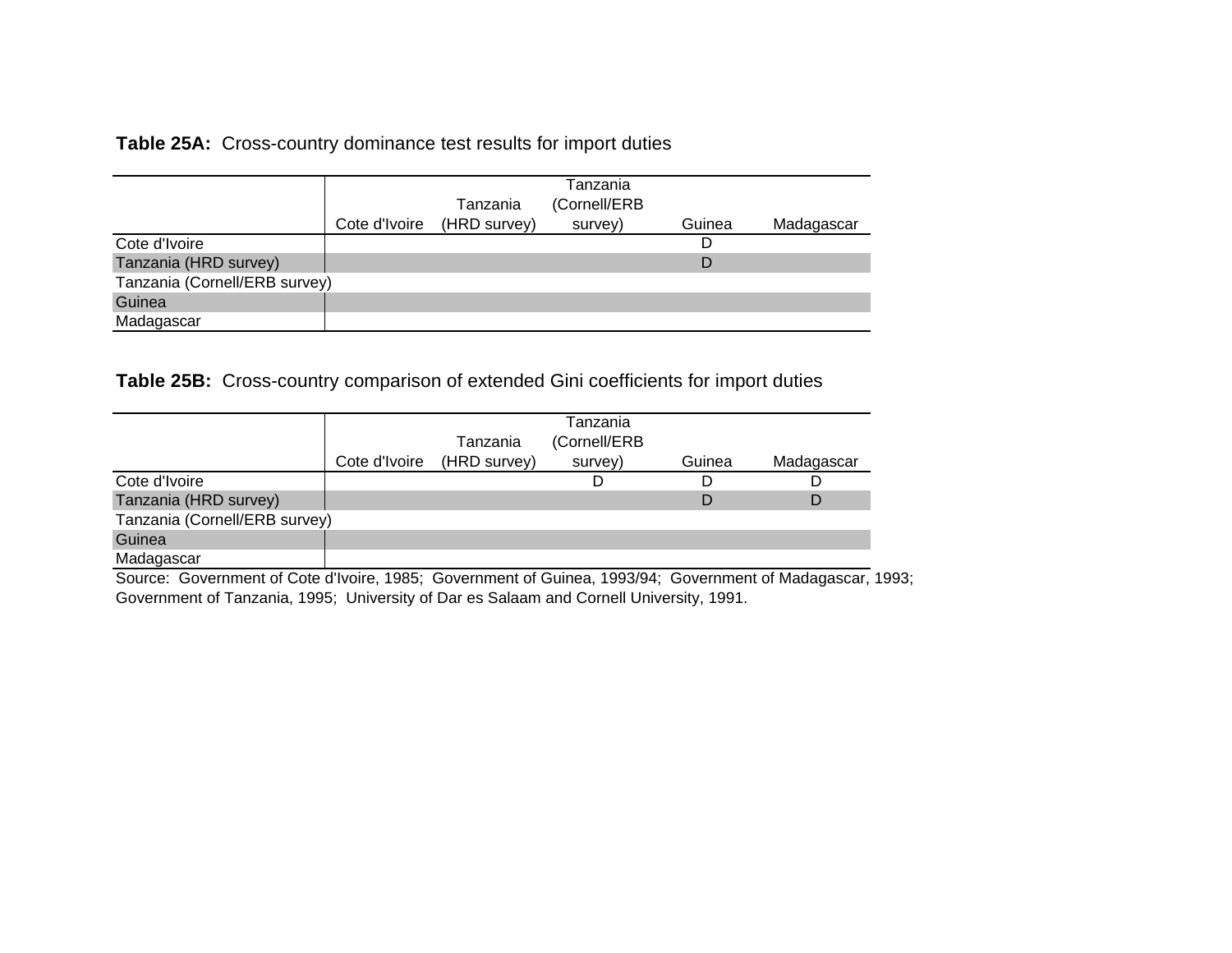**Table 25A:** Cross-country dominance test results for import duties

| | Cote d'Ivoire | Tanzania (HRD survey) | Tanzania (Cornell/ERB survey) | Guinea | Madagascar |
|---|---|---|---|---|---|
| Cote d'Ivoire | | | | D | |
| Tanzania (HRD survey) | | | | D | |
| Tanzania (Cornell/ERB survey) | | | | | |
| Guinea | | | | | |
| Madagascar | | | | | |

**Table 25B:** Cross-country comparison of extended Gini coefficients for import duties

| | Cote d'Ivoire | Tanzania (HRD survey) | Tanzania (Cornell/ERB survey) | Guinea | Madagascar |
|---|---|---|---|---|---|
| Cote d'Ivoire | | | D | D | D |
| Tanzania (HRD survey) | | | | D | D |
| Tanzania (Cornell/ERB survey) | | | | | |
| Guinea | | | | | |
| Madagascar | | | | | |

Source: Government of Cote d'Ivoire, 1985; Government of Guinea, 1993/94; Government of Madagascar, 1993; Government of Tanzania, 1995; University of Dar es Salaam and Cornell University, 1991.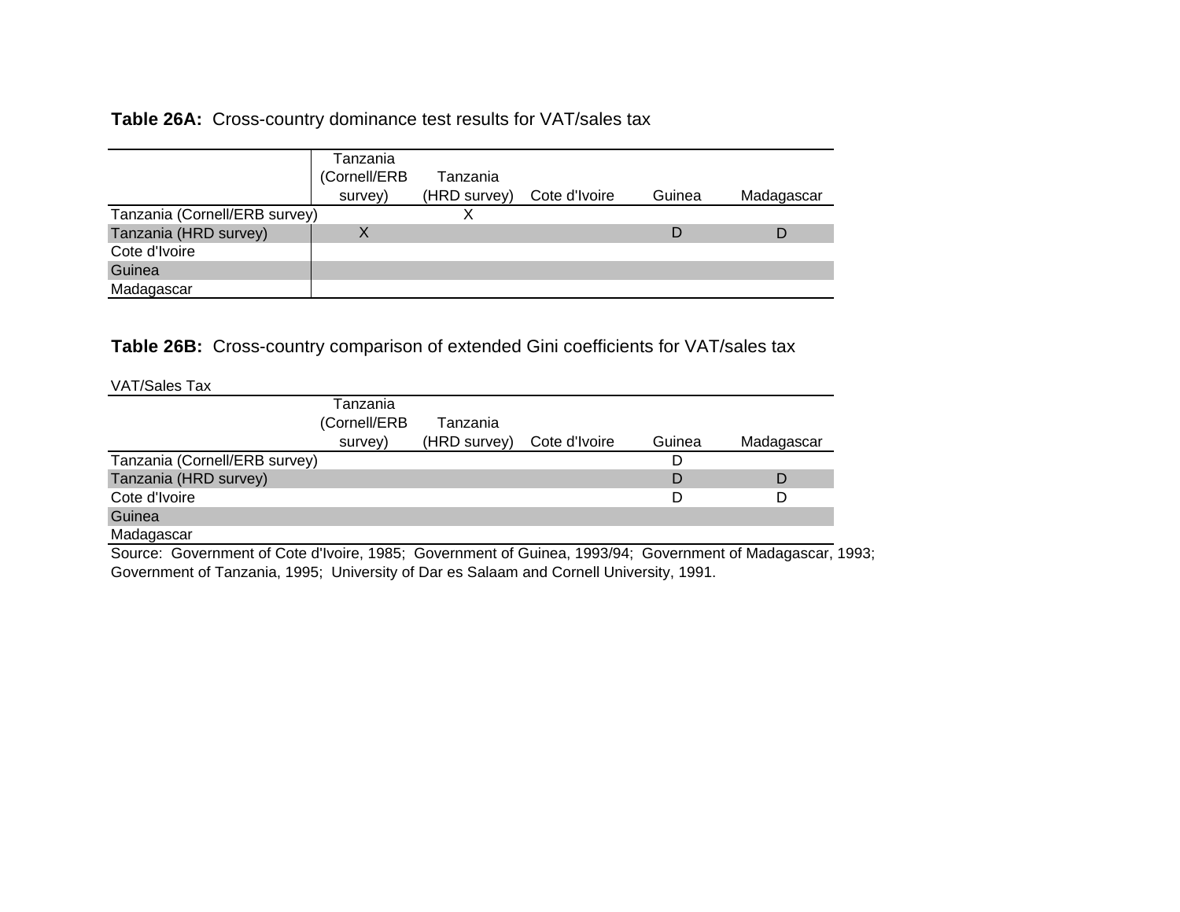**Table 26A:** Cross-country dominance test results for VAT/sales tax

| | Tanzania (Cornell/ERB survey) | Tanzania (HRD survey) | Cote d'Ivoire | Guinea | Madagascar |
|---|---|---|---|---|---|
| Tanzania (Cornell/ERB survey) | | X | | | |
| Tanzania (HRD survey) | X | | | D | D |
| Cote d'Ivoire | | | | | |
| Guinea | | | | | |
| Madagascar | | | | | |

**Table 26B:** Cross-country comparison of extended Gini coefficients for VAT/sales tax

VAT/Sales Tax

| | Tanzania (Cornell/ERB survey) | Tanzania (HRD survey) | Cote d'Ivoire | Guinea | Madagascar |
|---|---|---|---|---|---|
| Tanzania (Cornell/ERB survey) | | | | D | |
| Tanzania (HRD survey) | | | | D | D |
| Cote d'Ivoire | | | | D | D |
| Guinea | | | | | |
| Madagascar | | | | | |

Source: Government of Cote d'Ivoire, 1985; Government of Guinea, 1993/94; Government of Madagascar, 1993; Government of Tanzania, 1995; University of Dar es Salaam and Cornell University, 1991.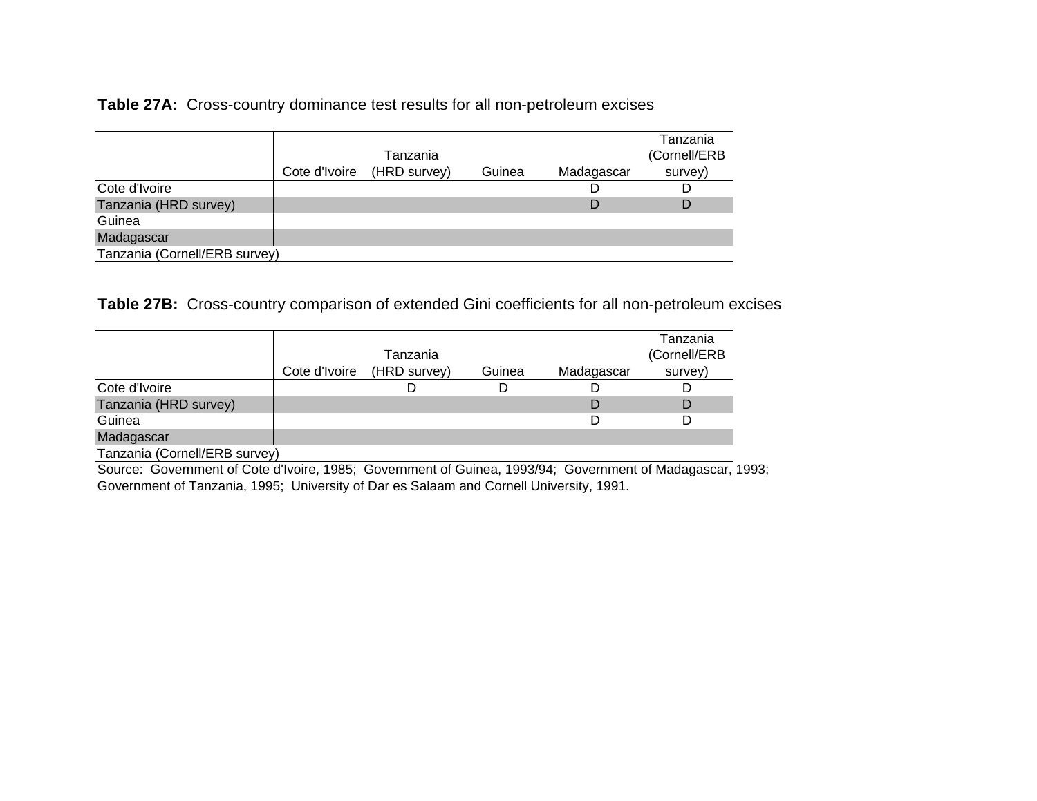**Table 27A:** Cross-country dominance test results for all non-petroleum excises

| | Cote d'Ivoire | Tanzania (HRD survey) | Guinea | Madagascar | Tanzania (Cornell/ERB survey) |
|---|---|---|---|---|---|
| Cote d'Ivoire | | | | D | D |
| Tanzania (HRD survey) | | | | D | D |
| Guinea | | | | | |
| Madagascar | | | | | |
| Tanzania (Cornell/ERB survey) | | | | | |

**Table 27B:** Cross-country comparison of extended Gini coefficients for all non-petroleum excises

| | Cote d'Ivoire | Tanzania (HRD survey) | Guinea | Madagascar | Tanzania (Cornell/ERB survey) |
|---|---|---|---|---|---|
| Cote d'Ivoire | | D | D | D | D |
| Tanzania (HRD survey) | | | | D | D |
| Guinea | | | | D | D |
| Madagascar | | | | | |
| Tanzania (Cornell/ERB survey) | | | | | |

Source: Government of Cote d'Ivoire, 1985; Government of Guinea, 1993/94; Government of Madagascar, 1993; Government of Tanzania, 1995; University of Dar es Salaam and Cornell University, 1991.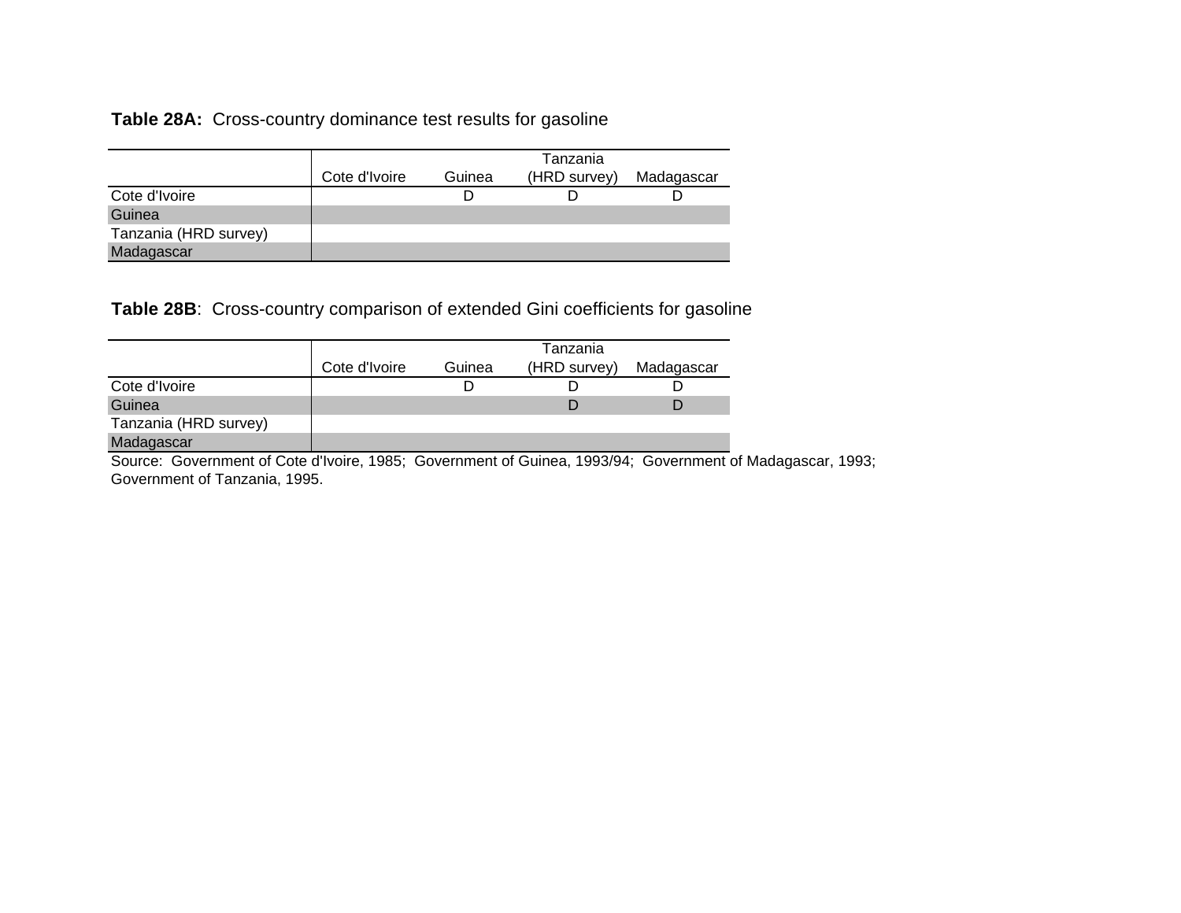**Table 28A:** Cross-country dominance test results for gasoline

| | Cote d'Ivoire | Guinea | Tanzania (HRD survey) | Madagascar |
|---|---|---|---|---|
| Cote d'Ivoire | | D | D | D |
| Guinea | | | | |
| Tanzania (HRD survey) | | | | |
| Madagascar | | | | |

**Table 28B**: Cross-country comparison of extended Gini coefficients for gasoline

| | Cote d'Ivoire | Guinea | Tanzania (HRD survey) | Madagascar |
|---|---|---|---|---|
| Cote d'Ivoire | | D | D | D |
| Guinea | | | D | D |
| Tanzania (HRD survey) | | | | |
| Madagascar | | | | |

Source: Government of Cote d'Ivoire, 1985; Government of Guinea, 1993/94; Government of Madagascar, 1993; Government of Tanzania, 1995.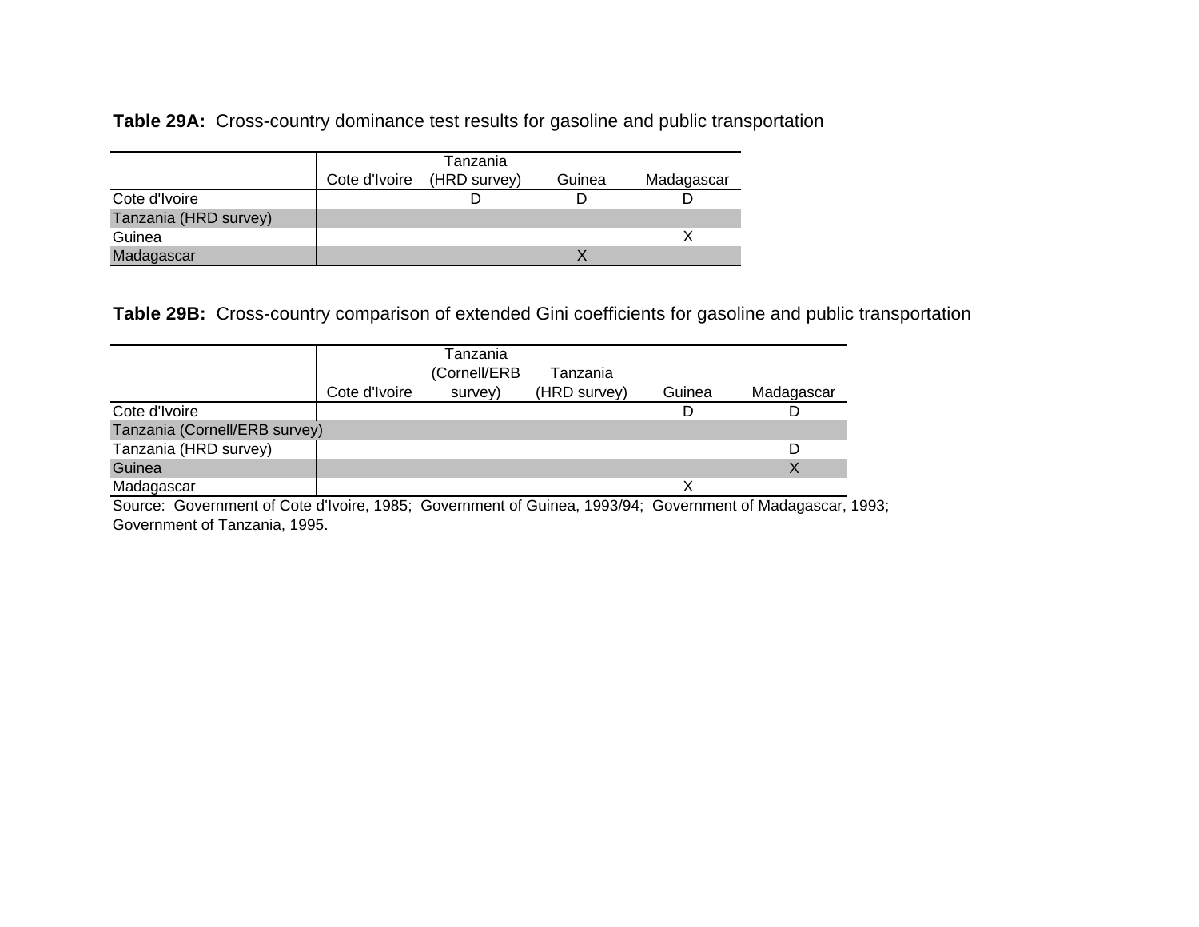**Table 29A:** Cross-country dominance test results for gasoline and public transportation

| | Cote d'Ivoire | Tanzania (HRD survey) | Guinea | Madagascar |
|---|---|---|---|---|
| Cote d'Ivoire | | D | D | D |
| Tanzania (HRD survey) | | | | |
| Guinea | | | | X |
| Madagascar | | | X | |

**Table 29B:** Cross-country comparison of extended Gini coefficients for gasoline and public transportation

| | Cote d'Ivoire | Tanzania (Cornell/ERB survey) | Tanzania (HRD survey) | Guinea | Madagascar |
|---|---|---|---|---|---|
| Cote d'Ivoire | | | | D | D |
| Tanzania (Cornell/ERB survey) | | | | | |
| Tanzania (HRD survey) | | | | | D |
| Guinea | | | | | X |
| Madagascar | | | | X | |

Source: Government of Cote d'Ivoire, 1985; Government of Guinea, 1993/94; Government of Madagascar, 1993; Government of Tanzania, 1995.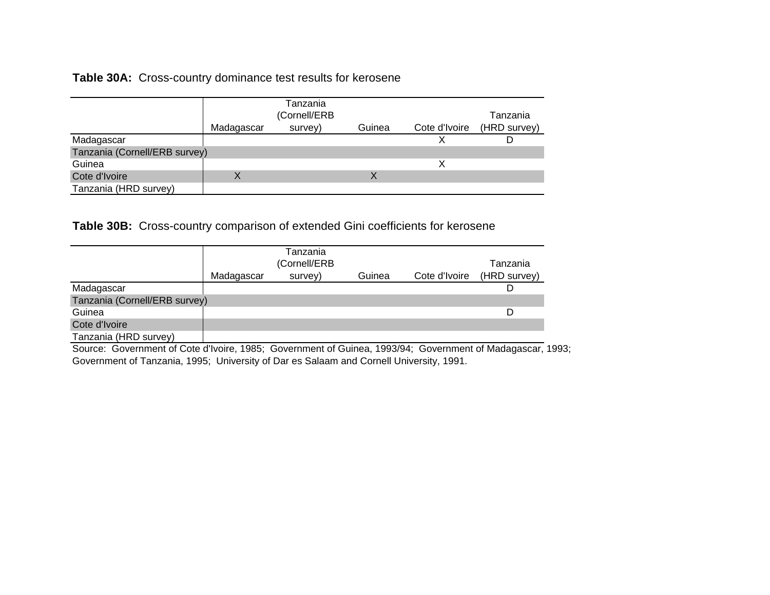**Table 30A:** Cross-country dominance test results for kerosene

| | Madagascar | Tanzania (Cornell/ERB survey) | Guinea | Cote d'Ivoire | Tanzania (HRD survey) |
|---|---|---|---|---|---|
| Madagascar | | | | X | D |
| Tanzania (Cornell/ERB survey) | | | | | |
| Guinea | | | | X | |
| Cote d'Ivoire | X | | X | | |
| Tanzania (HRD survey) | | | | | |

**Table 30B:** Cross-country comparison of extended Gini coefficients for kerosene

| | Madagascar | Tanzania (Cornell/ERB survey) | Guinea | Cote d'Ivoire | Tanzania (HRD survey) |
|---|---|---|---|---|---|
| Madagascar | | | | | D |
| Tanzania (Cornell/ERB survey) | | | | | |
| Guinea | | | | | D |
| Cote d'Ivoire | | | | | |
| Tanzania (HRD survey) | | | | | |

Source: Government of Cote d'Ivoire, 1985; Government of Guinea, 1993/94; Government of Madagascar, 1993; Government of Tanzania, 1995; University of Dar es Salaam and Cornell University, 1991.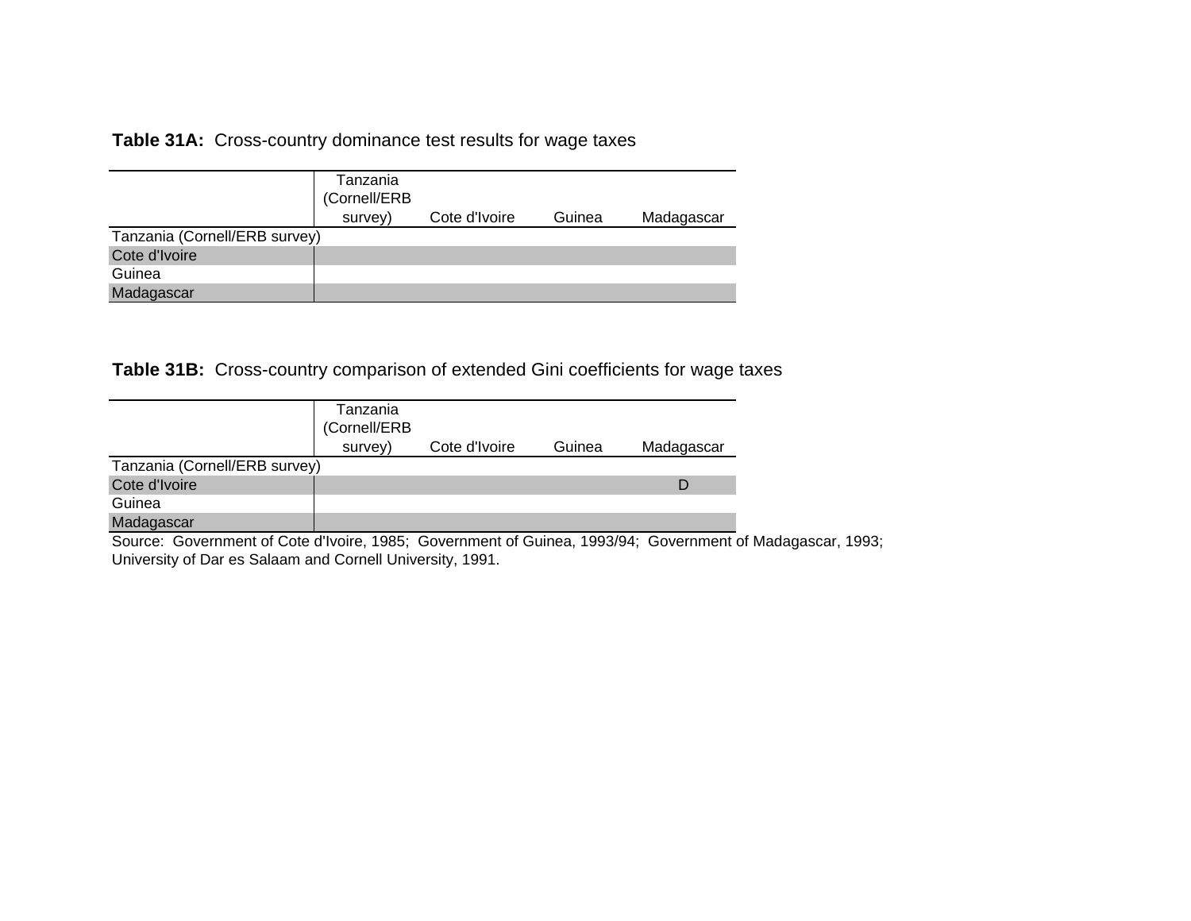**Table 31A:** Cross-country dominance test results for wage taxes

| | Tanzania (Cornell/ERB survey) | Cote d'Ivoire | Guinea | Madagascar |
|---|---|---|---|---|
| Tanzania (Cornell/ERB survey) | | | | |
| Cote d'Ivoire | | | | |
| Guinea | | | | |
| Madagascar | | | | |

**Table 31B:** Cross-country comparison of extended Gini coefficients for wage taxes

| | Tanzania (Cornell/ERB survey) | Cote d'Ivoire | Guinea | Madagascar |
|---|---|---|---|---|
| Tanzania (Cornell/ERB survey) | | | | |
| Cote d'Ivoire | | | | D |
| Guinea | | | | |
| Madagascar | | | | |

Source: Government of Cote d'Ivoire, 1985; Government of Guinea, 1993/94; Government of Madagascar, 1993; University of Dar es Salaam and Cornell University, 1991.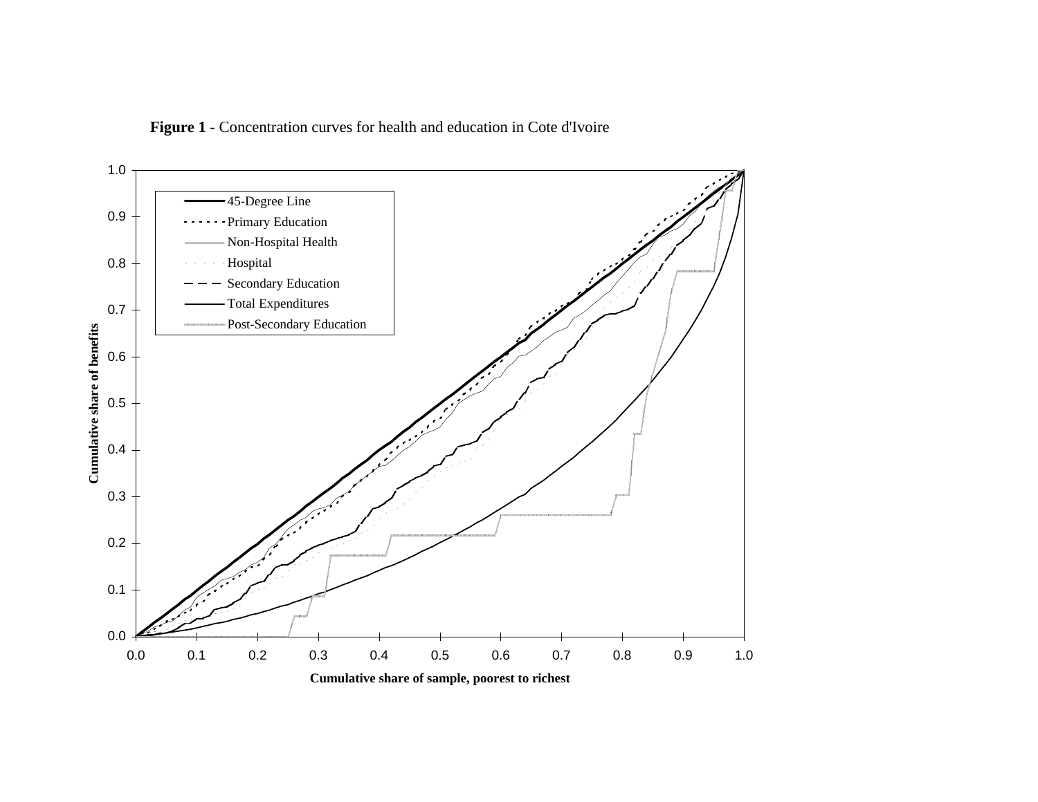**Figure 1** - Concentration curves for health and education in Cote d'Ivoire

45-Degree Line
Primary Education
Non-Hospital Health
Hospital
Secondary Education
Total Expenditures
Post-Secondary Education

Cumulative share of benefits

Cumulative share of sample, poorest to richest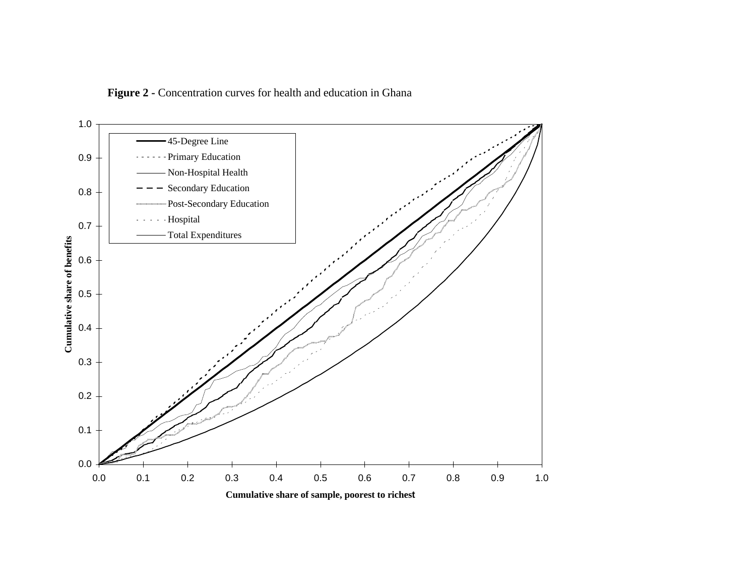**Figure 2 -** Concentration curves for health and education in Ghana

Legend: 45-Degree Line; Primary Education; Non-Hospital Health; Secondary Education; Post-Secondary Education; Hospital; Total Expenditures

Y-axis: **Cumulative share of benefits** (0.0 to 1.0)

X-axis: **Cumulative share of sample, poorest to richest** (0.0 to 1.0)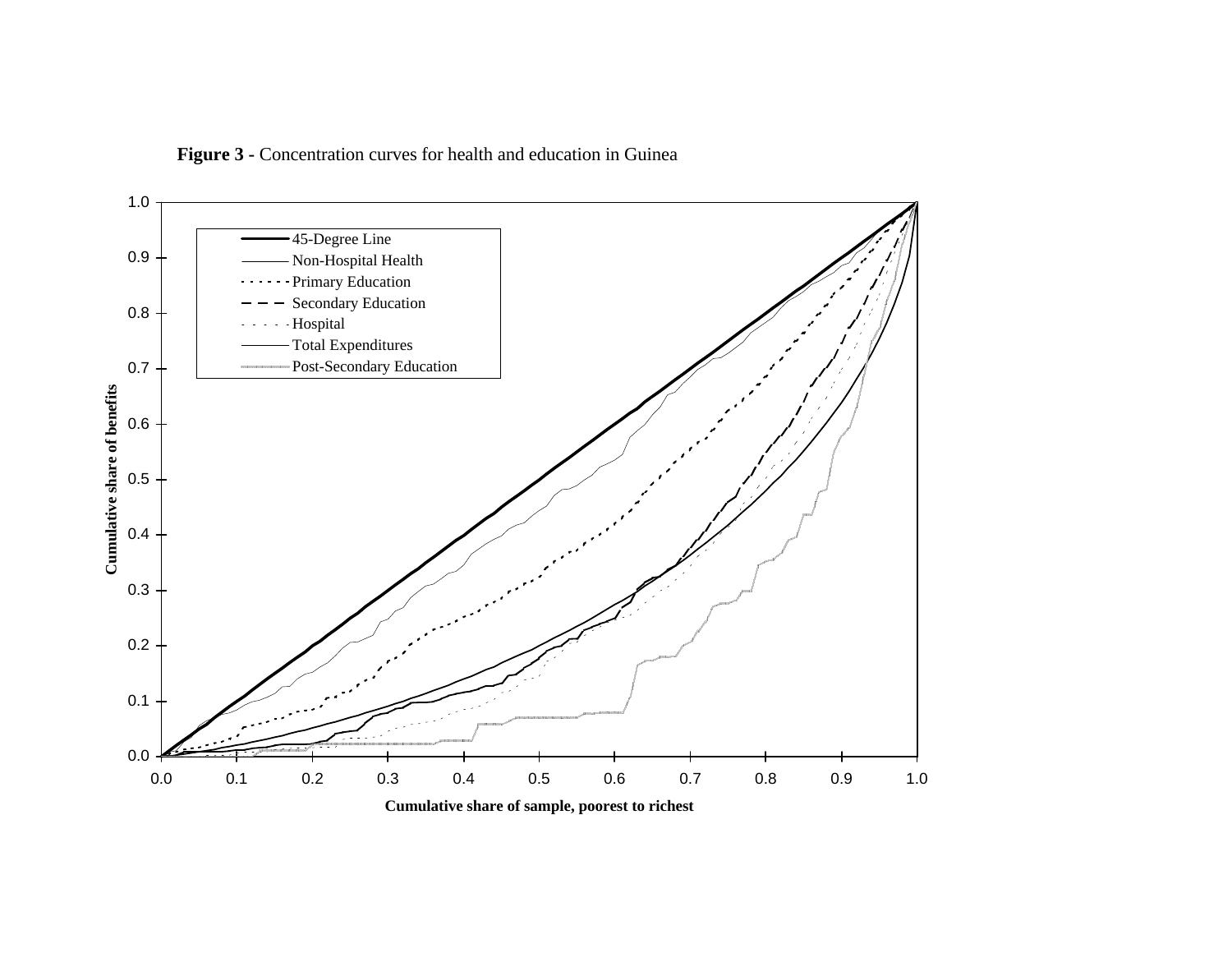**Figure 3** - Concentration curves for health and education in Guinea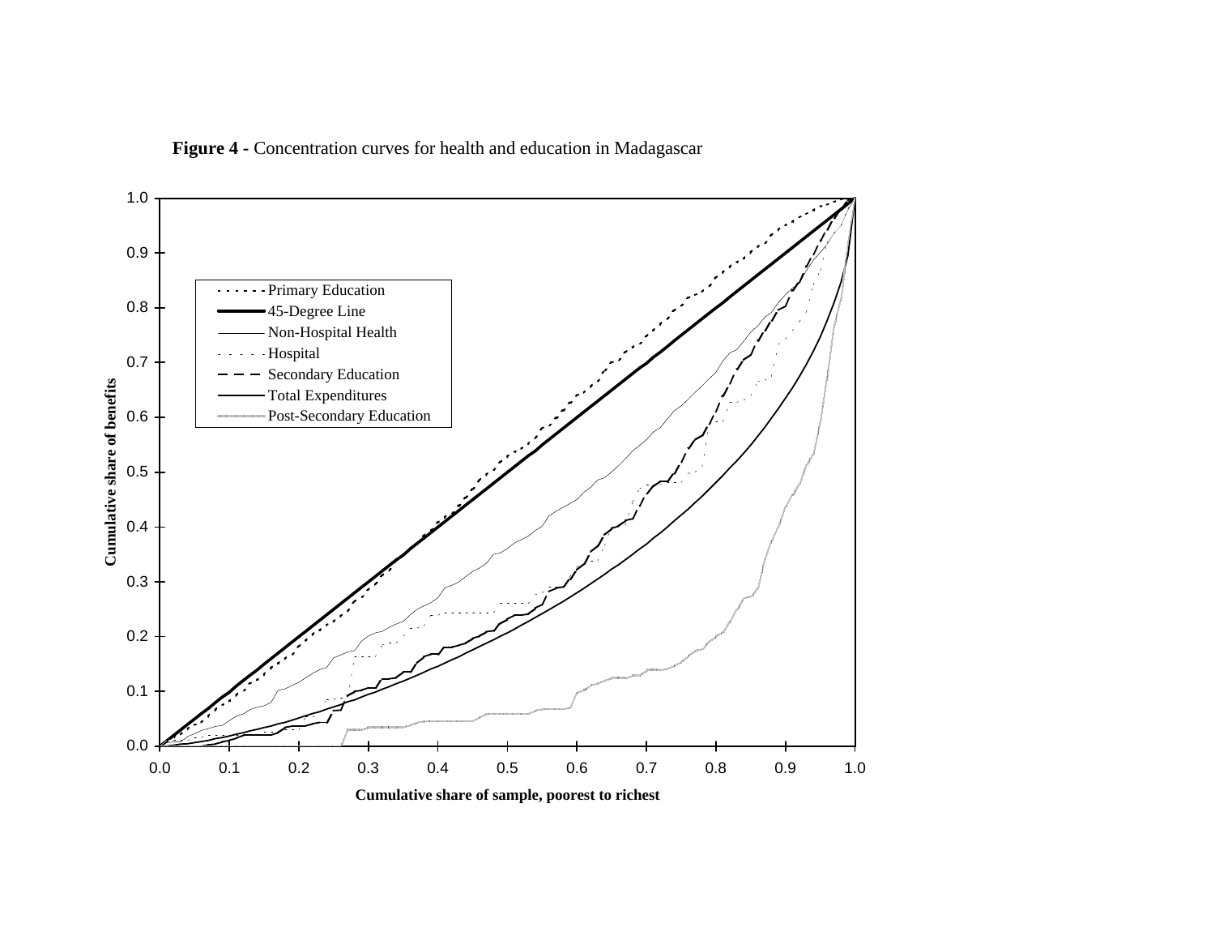**Figure 4 -** Concentration curves for health and education in Madagascar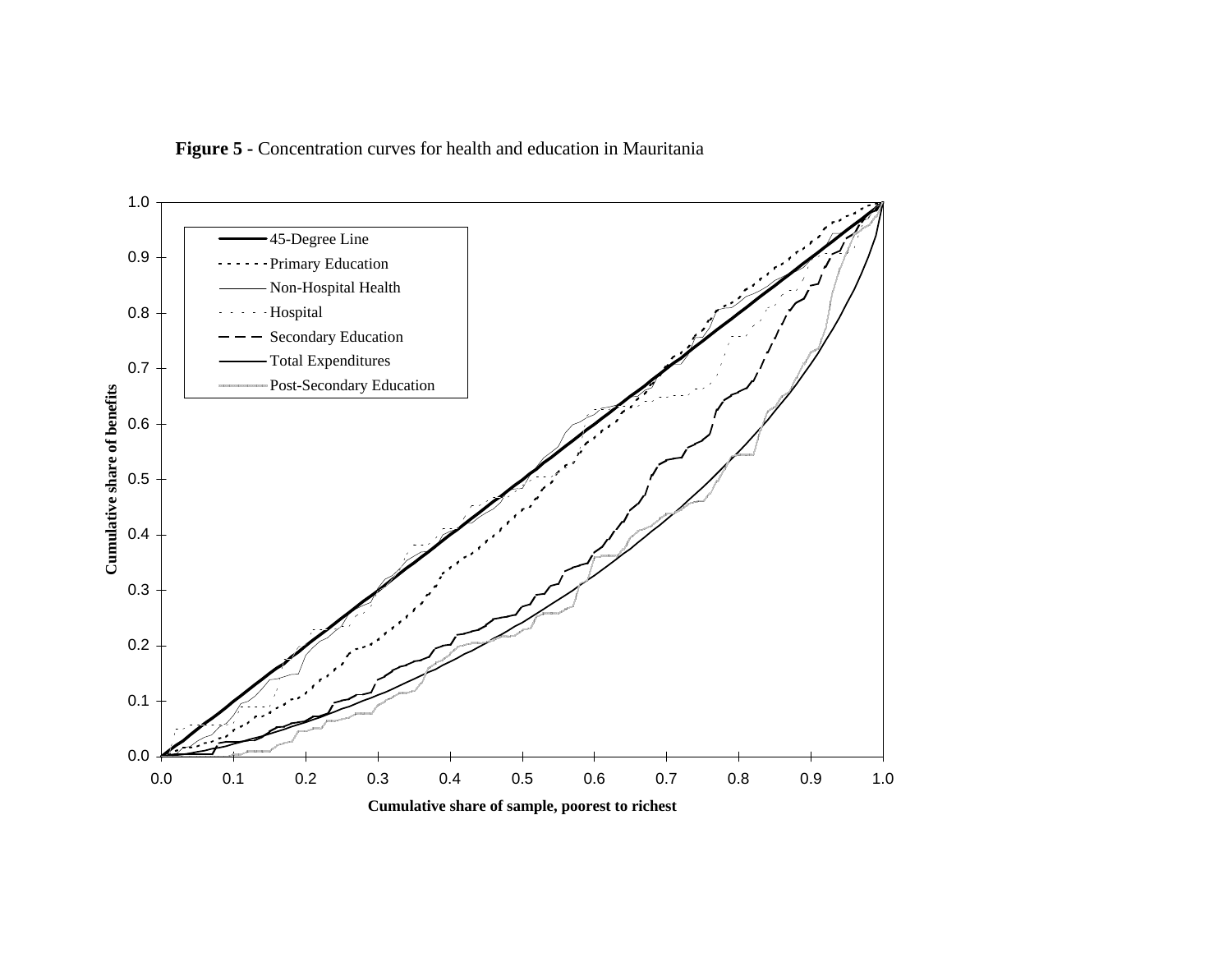**Figure 5 -** Concentration curves for health and education in Mauritania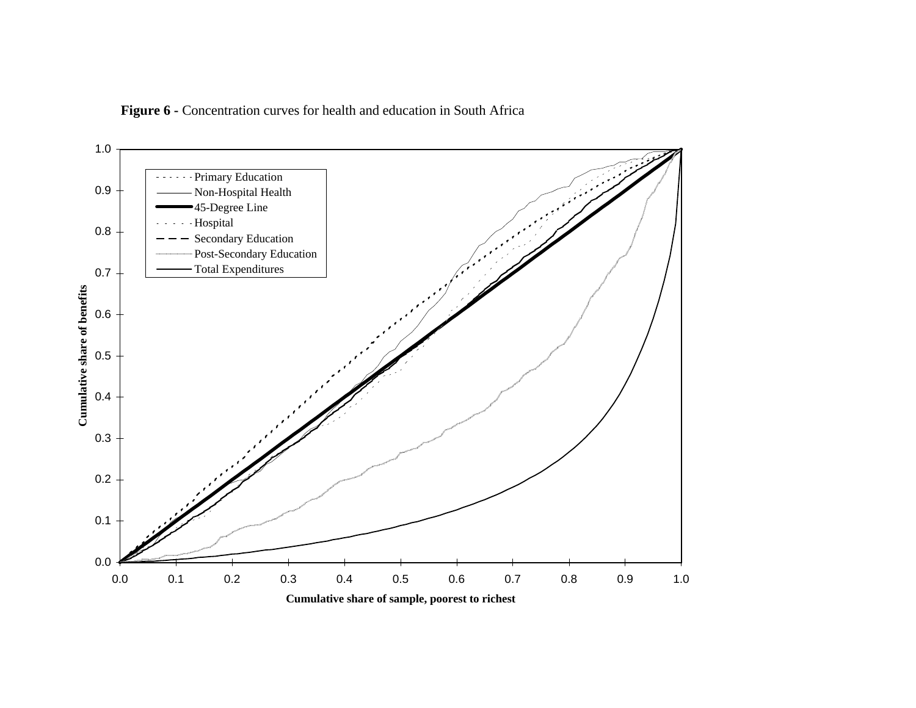**Figure 6 -** Concentration curves for health and education in South Africa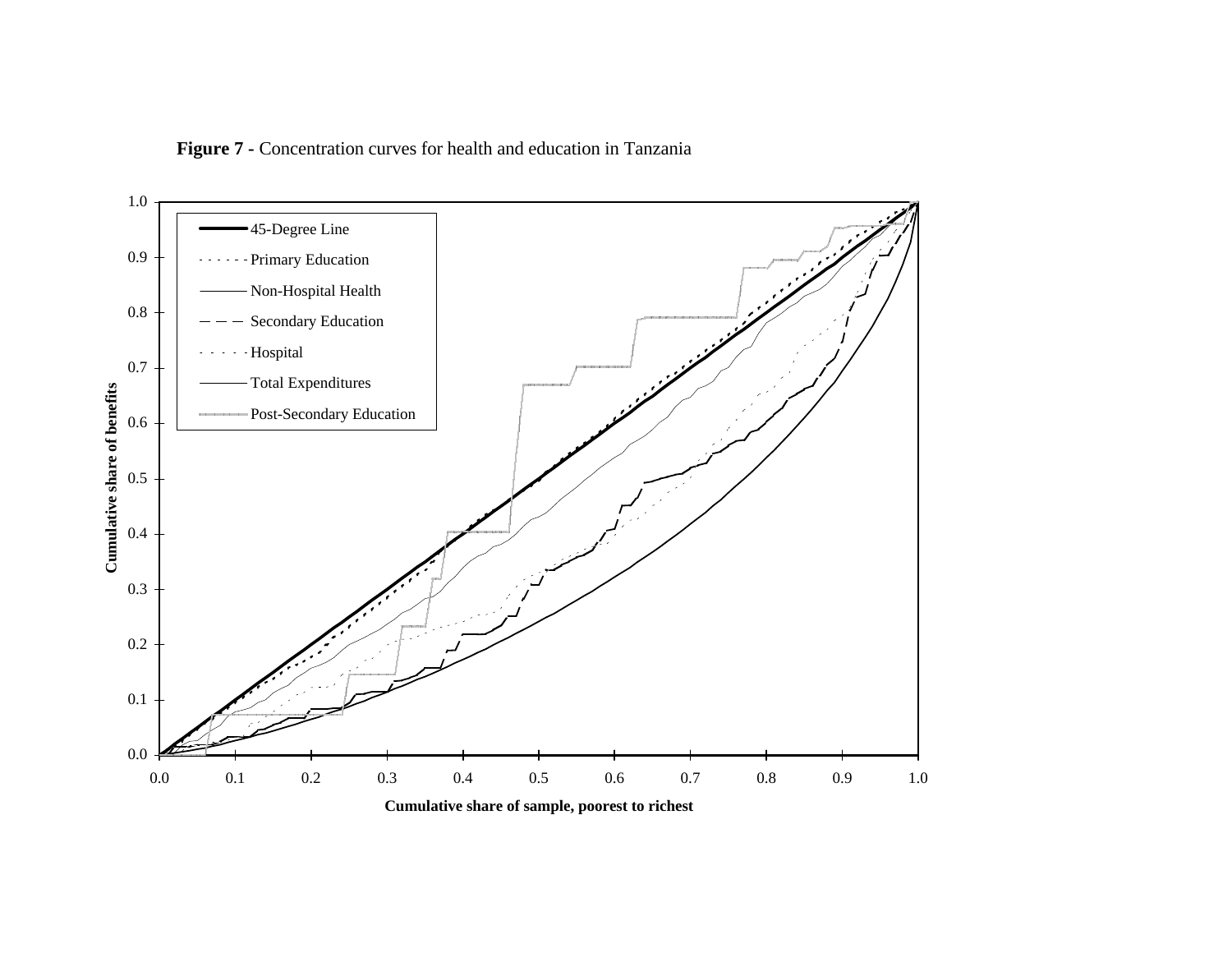**Figure 7** - Concentration curves for health and education in Tanzania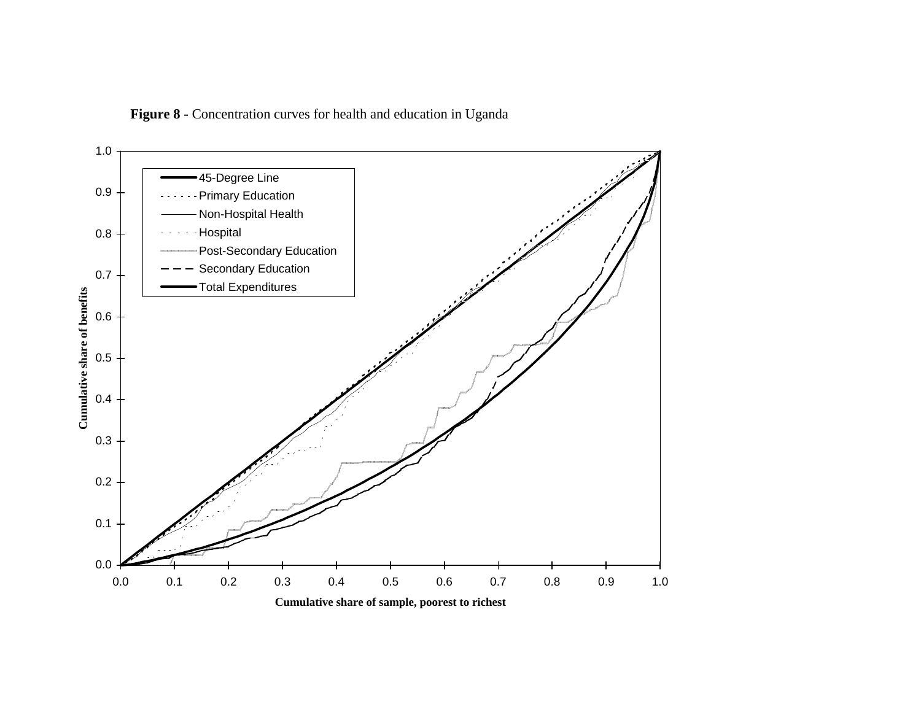**Figure 8 -** Concentration curves for health and education in Uganda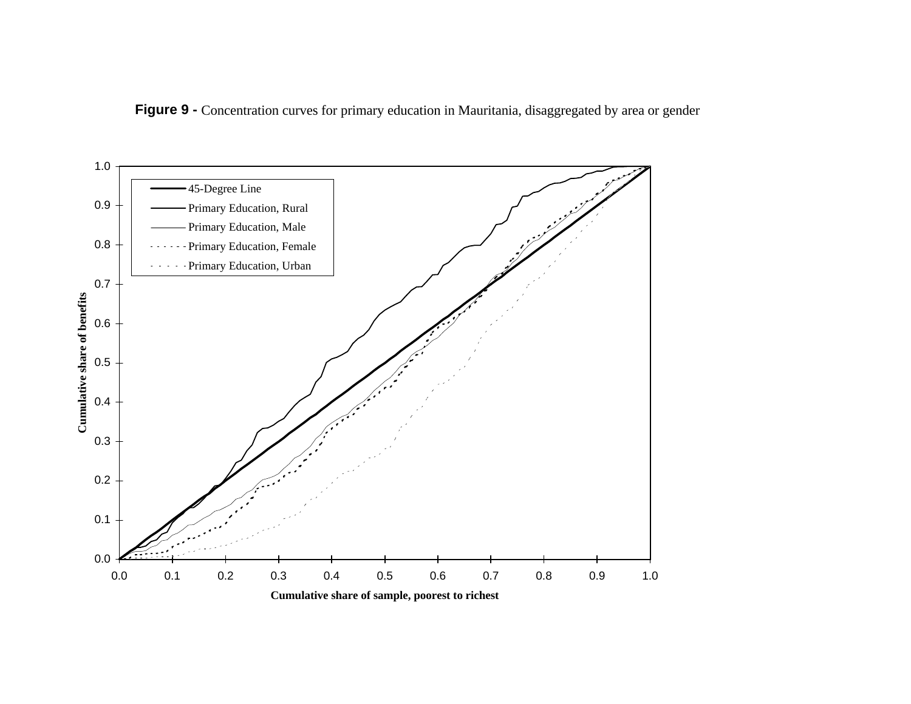**Figure 9 -** Concentration curves for primary education in Mauritania, disaggregated by area or gender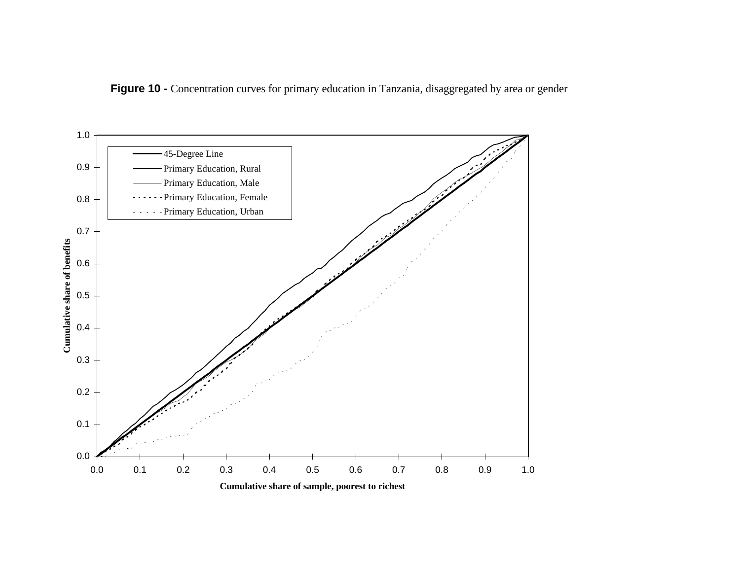**Figure 10 -** Concentration curves for primary education in Tanzania, disaggregated by area or gender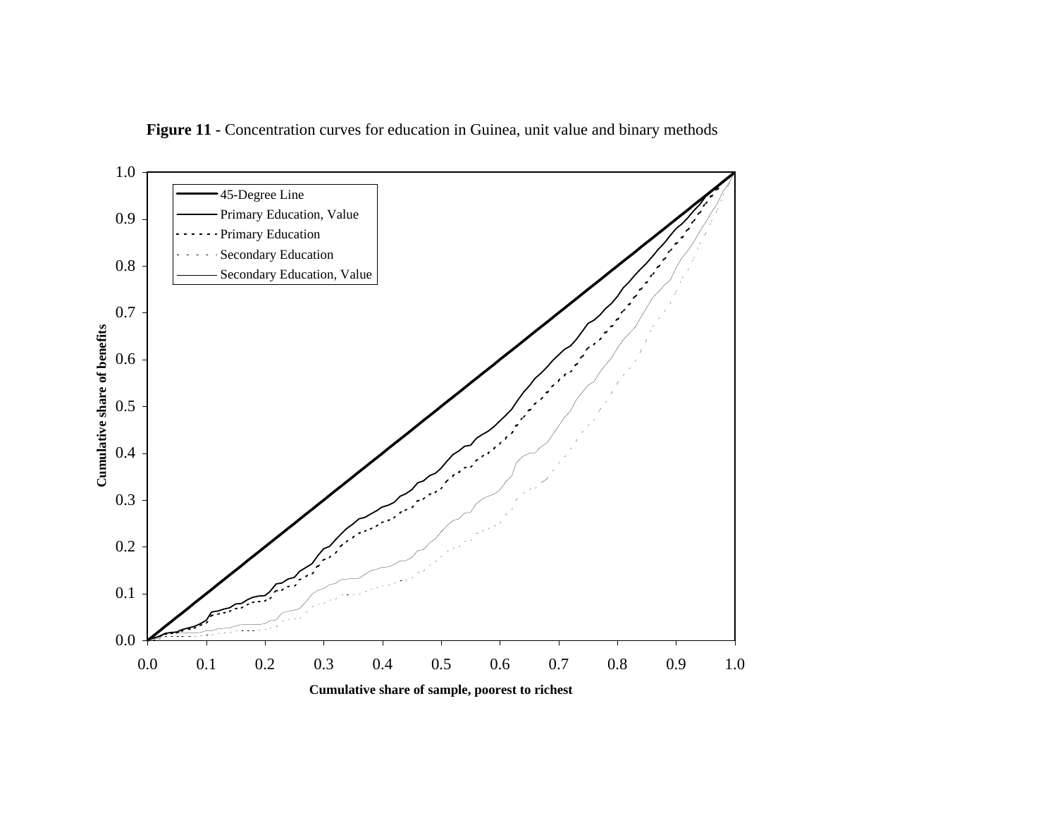**Figure 11 -** Concentration curves for education in Guinea, unit value and binary methods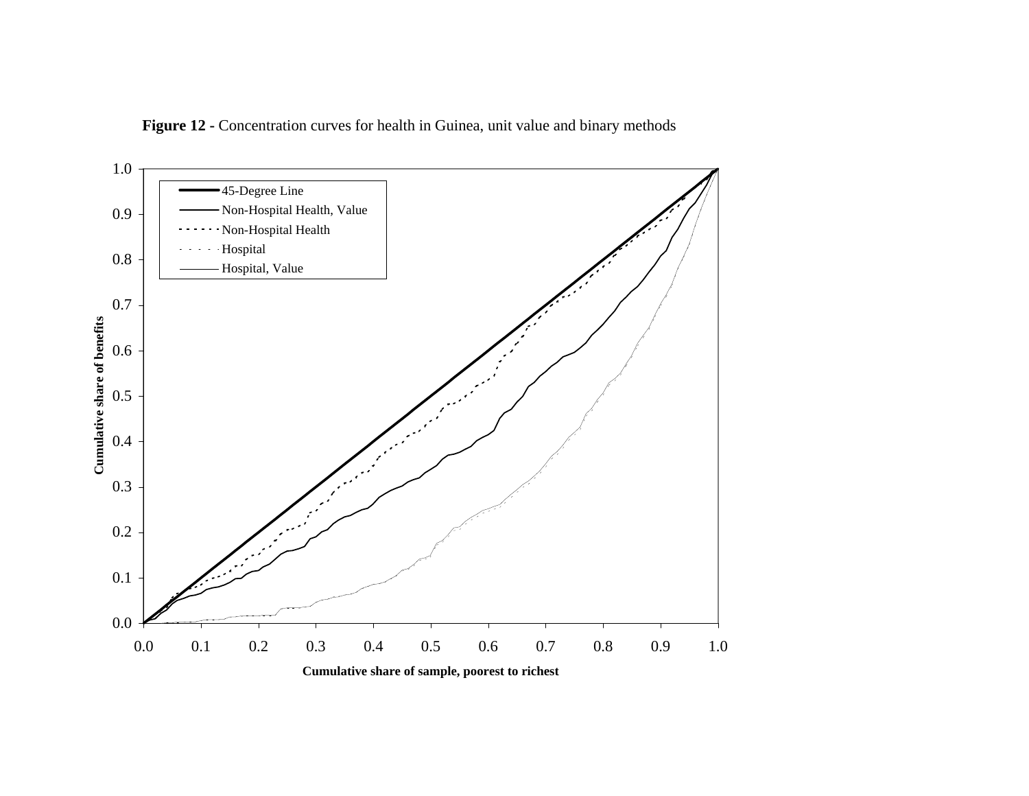**Figure 12 -** Concentration curves for health in Guinea, unit value and binary methods

Legend: 45-Degree Line; Non-Hospital Health, Value; Non-Hospital Health; Hospital; Hospital, Value

Cumulative share of benefits

Cumulative share of sample, poorest to richest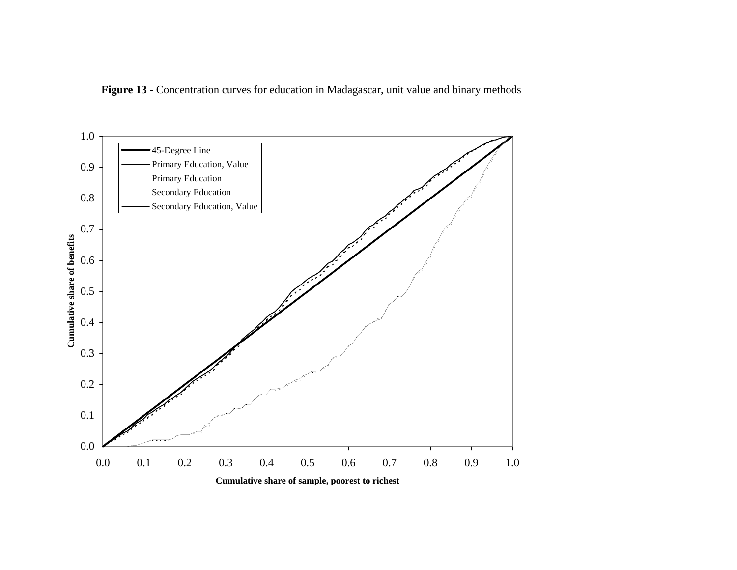**Figure 13 -** Concentration curves for education in Madagascar, unit value and binary methods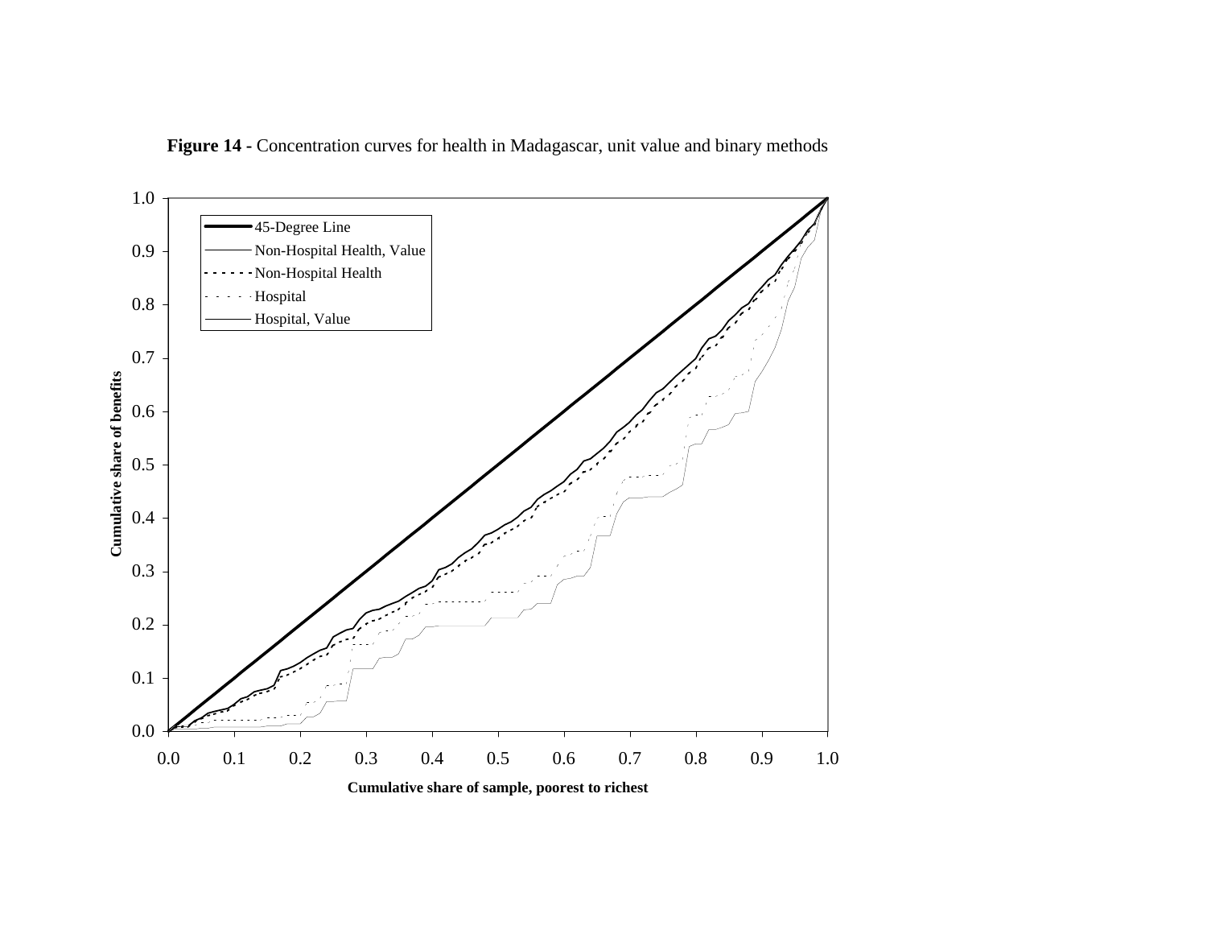**Figure 14 -** Concentration curves for health in Madagascar, unit value and binary methods

- 45-Degree Line
- Non-Hospital Health, Value
- Non-Hospital Health
- Hospital
- Hospital, Value

Cumulative share of benefits

Cumulative share of sample, poorest to richest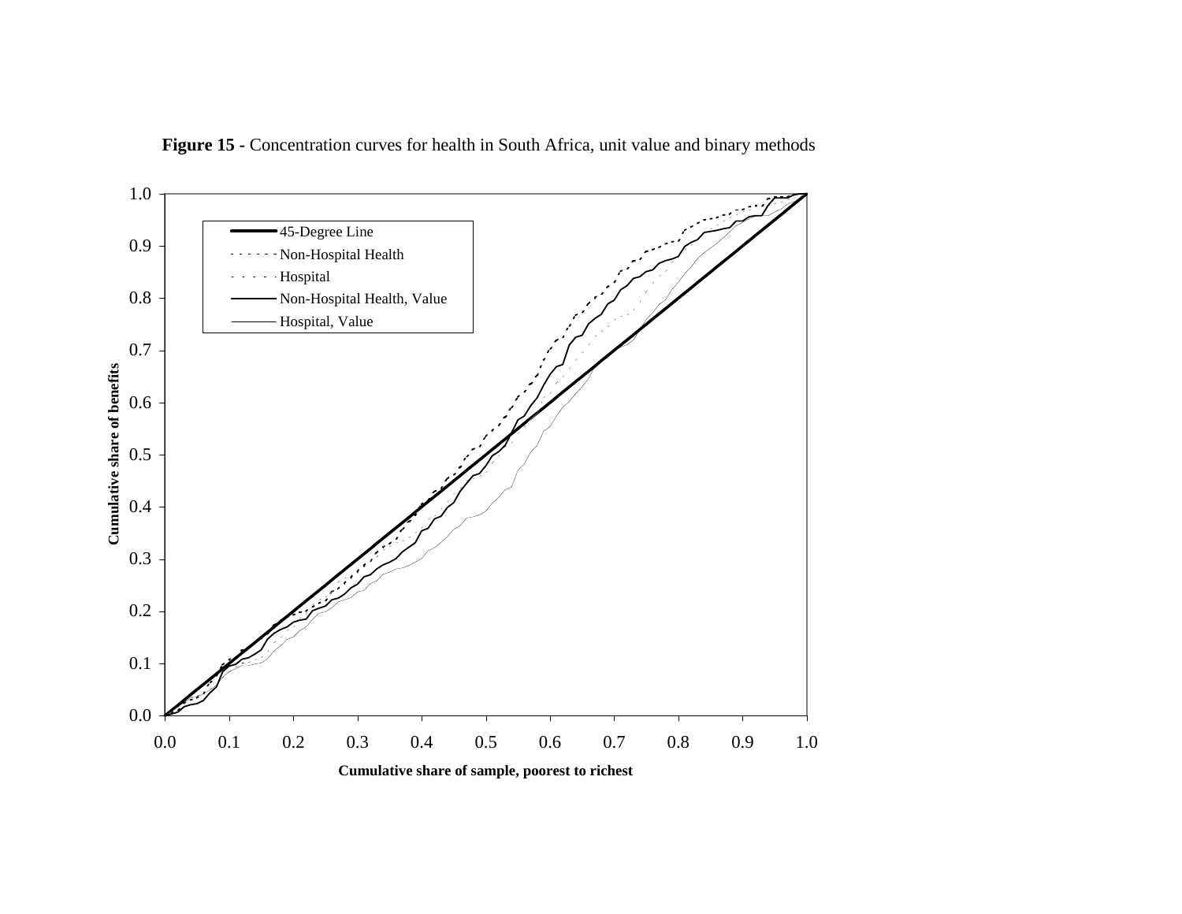**Figure 15 -** Concentration curves for health in South Africa, unit value and binary methods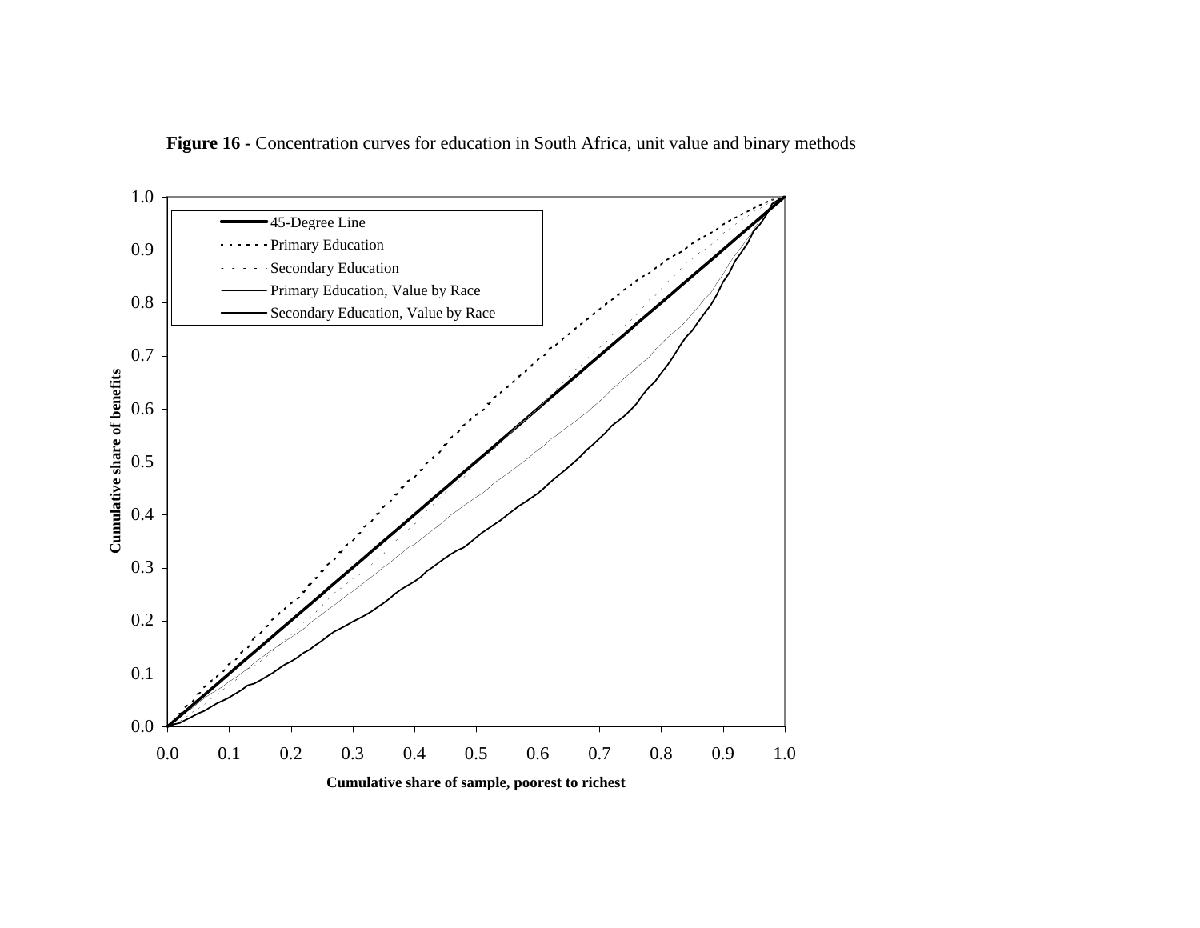**Figure 16 -** Concentration curves for education in South Africa, unit value and binary methods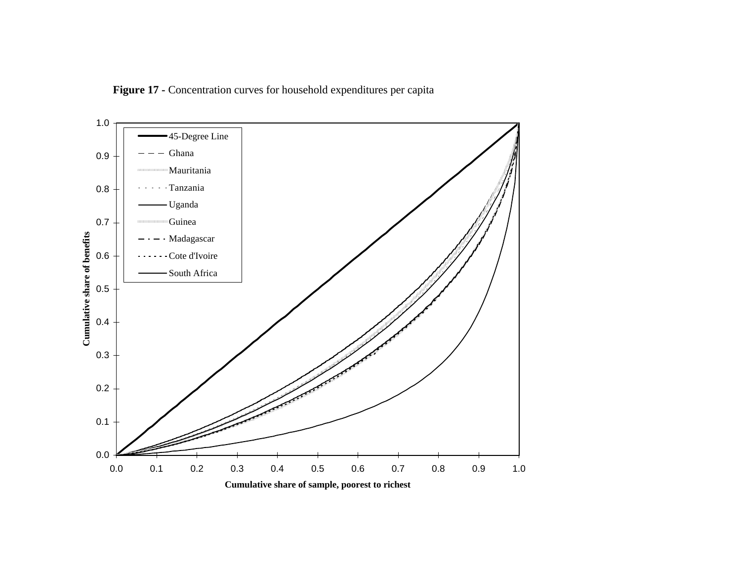**Figure 17 -** Concentration curves for household expenditures per capita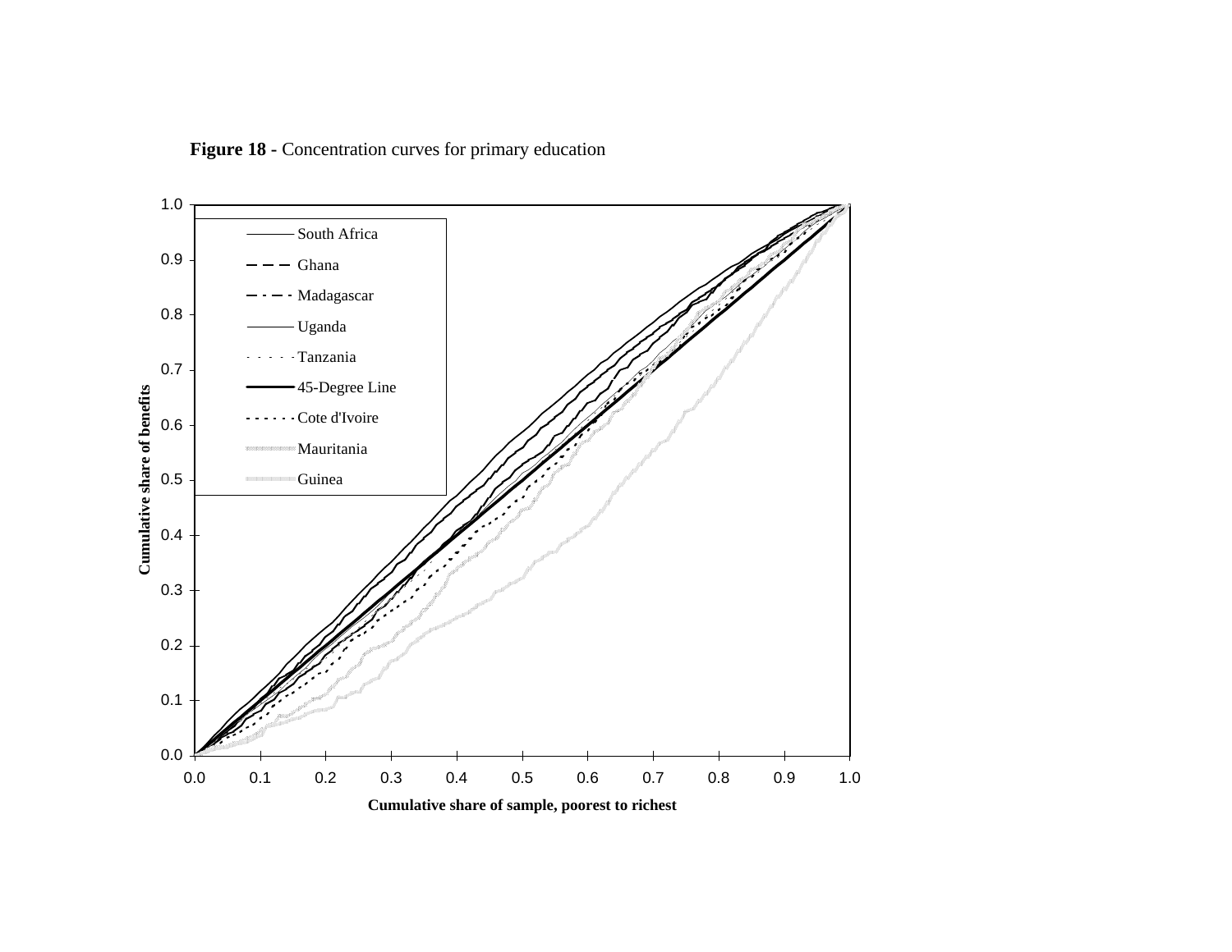**Figure 18** - Concentration curves for primary education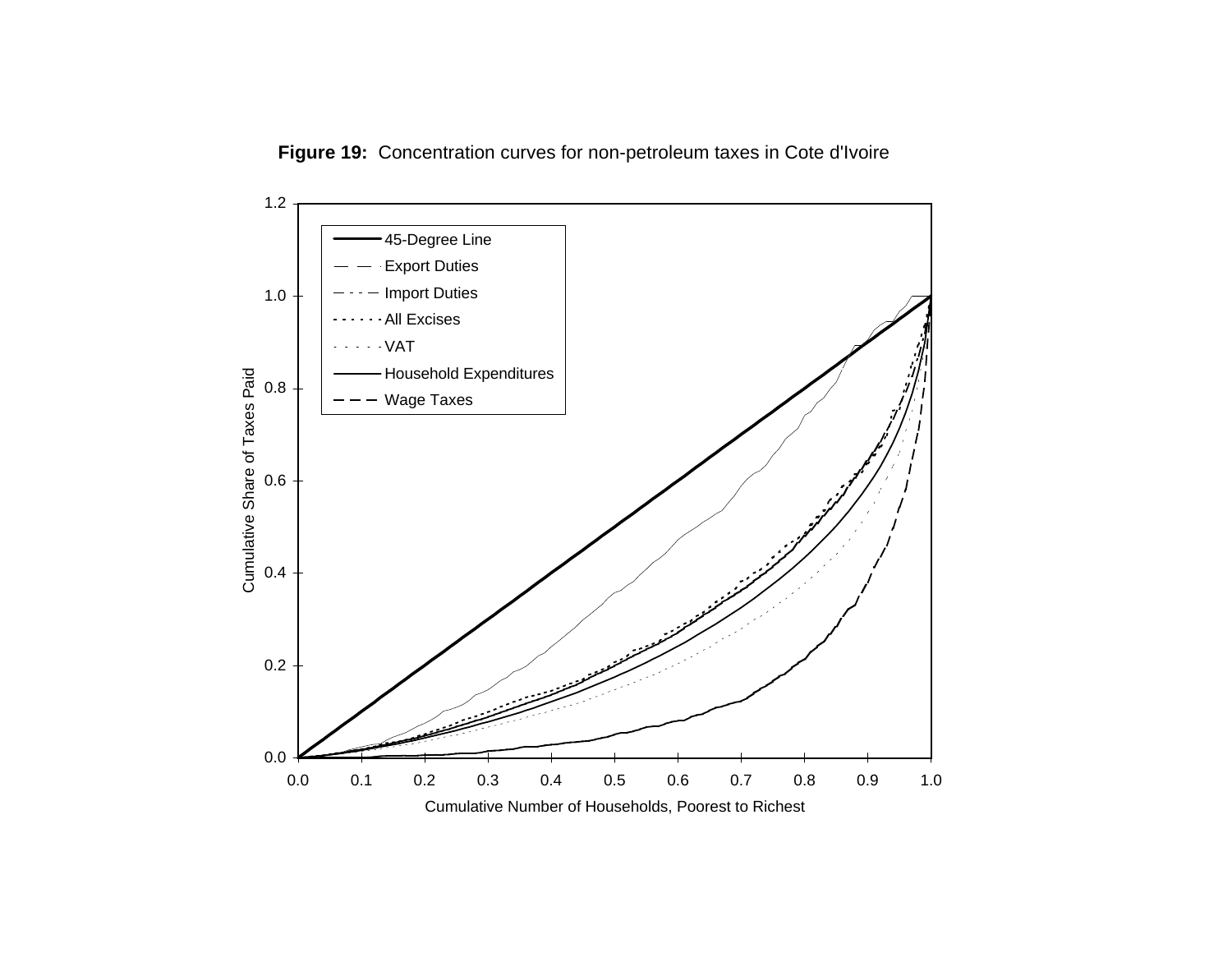**Figure 19:** Concentration curves for non-petroleum taxes in Cote d'Ivoire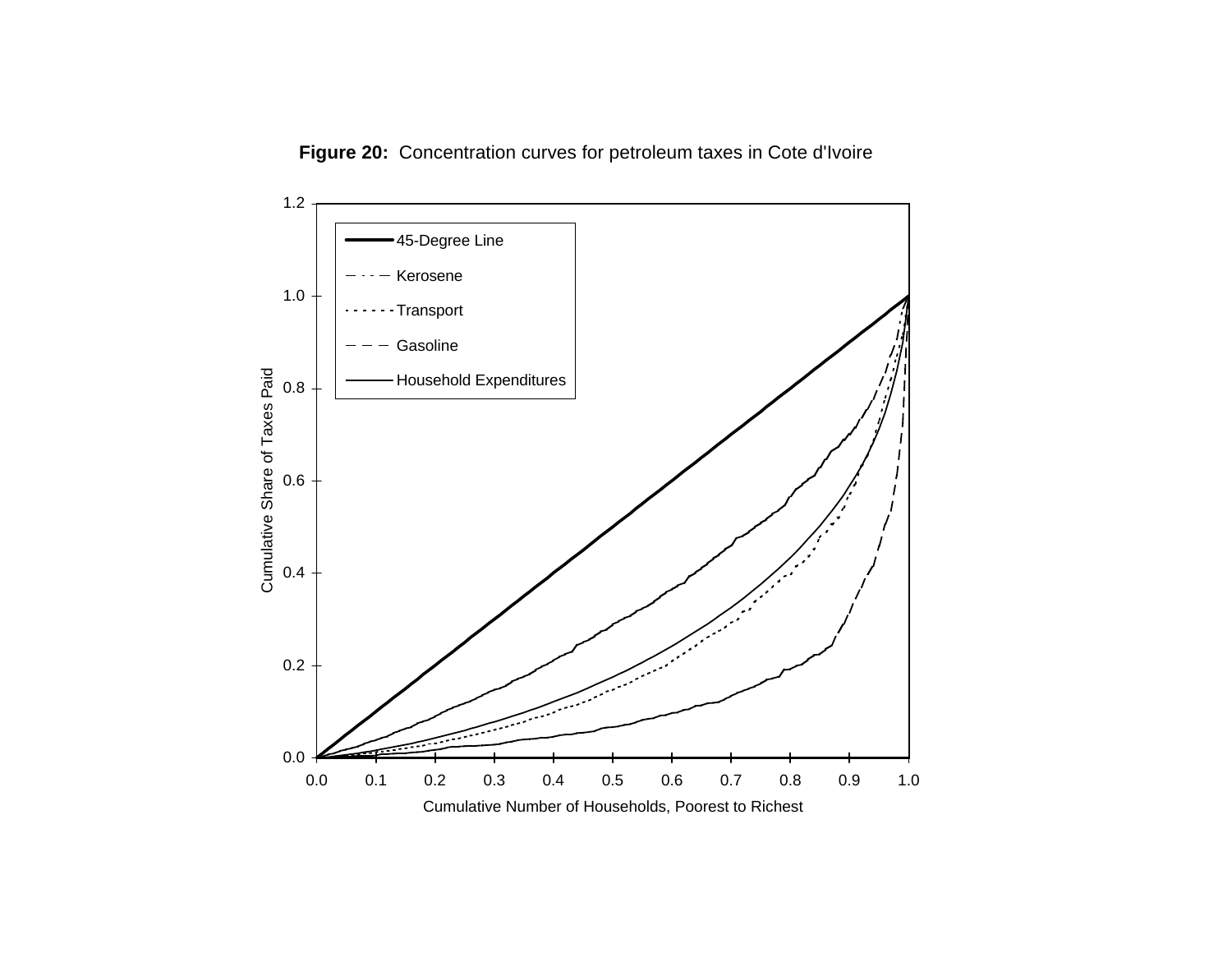**Figure 20:** Concentration curves for petroleum taxes in Cote d'Ivoire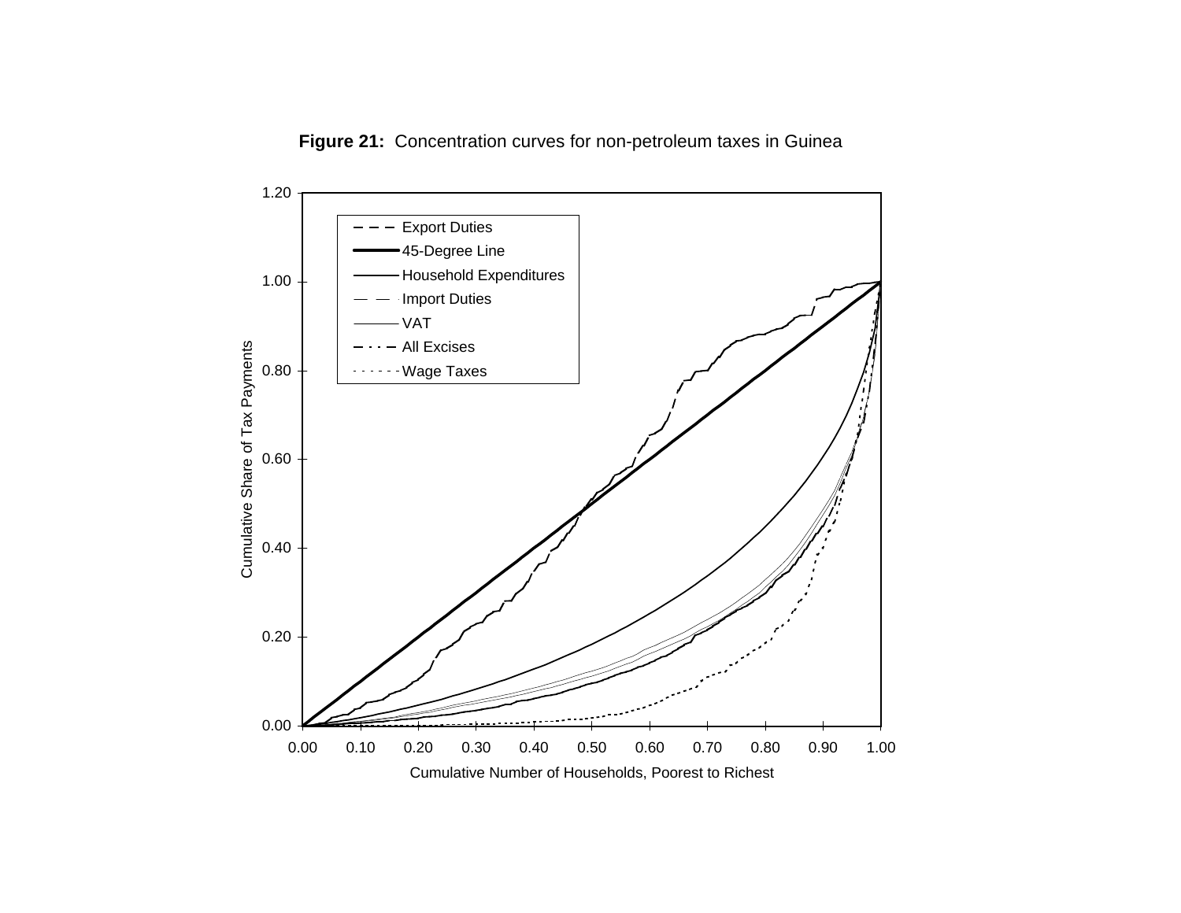**Figure 21:** Concentration curves for non-petroleum taxes in Guinea

Cumulative Share of Tax Payments

Cumulative Number of Households, Poorest to Richest

- Export Duties
- 45-Degree Line
- Household Expenditures
- Import Duties
- VAT
- All Excises
- Wage Taxes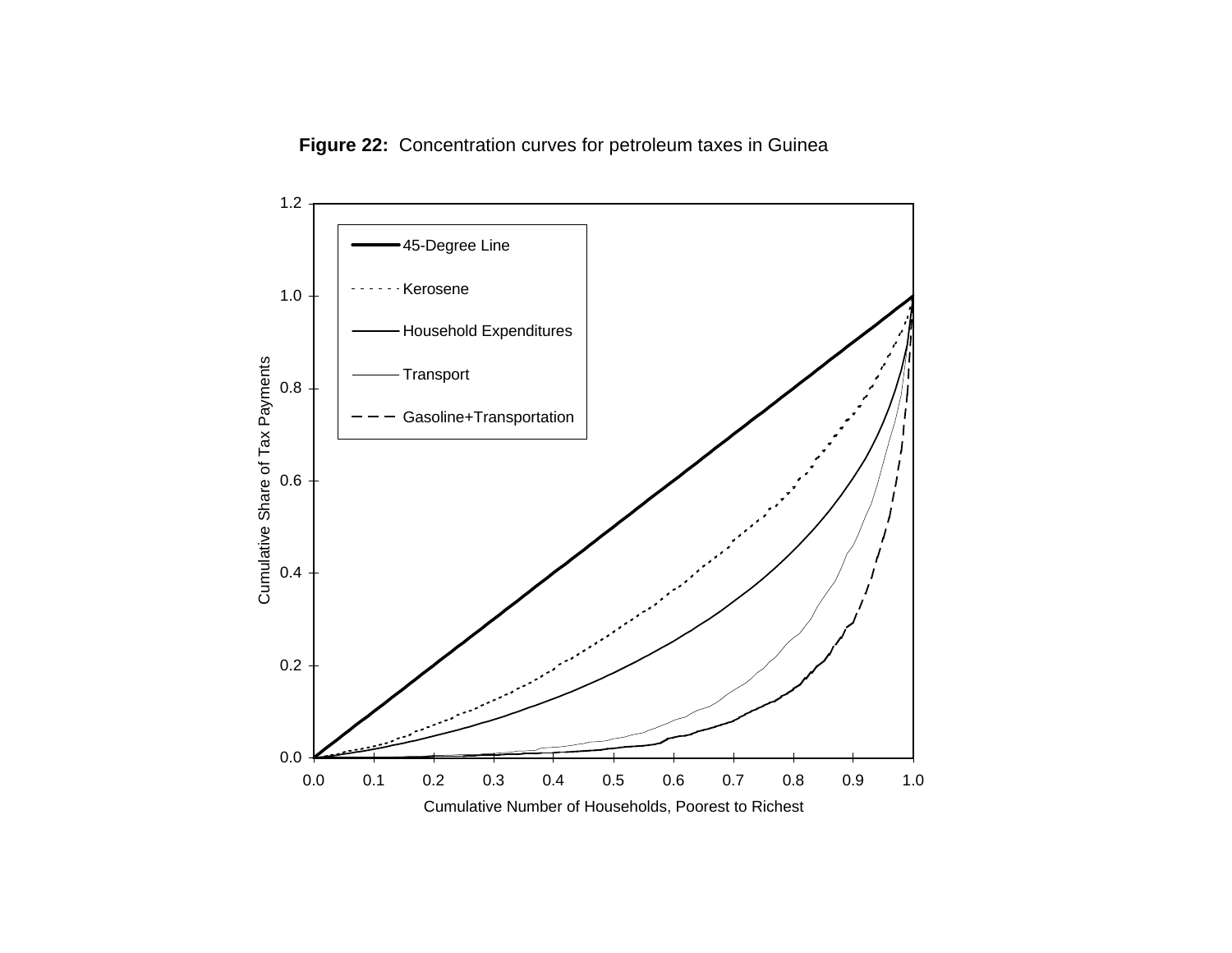**Figure 22:** Concentration curves for petroleum taxes in Guinea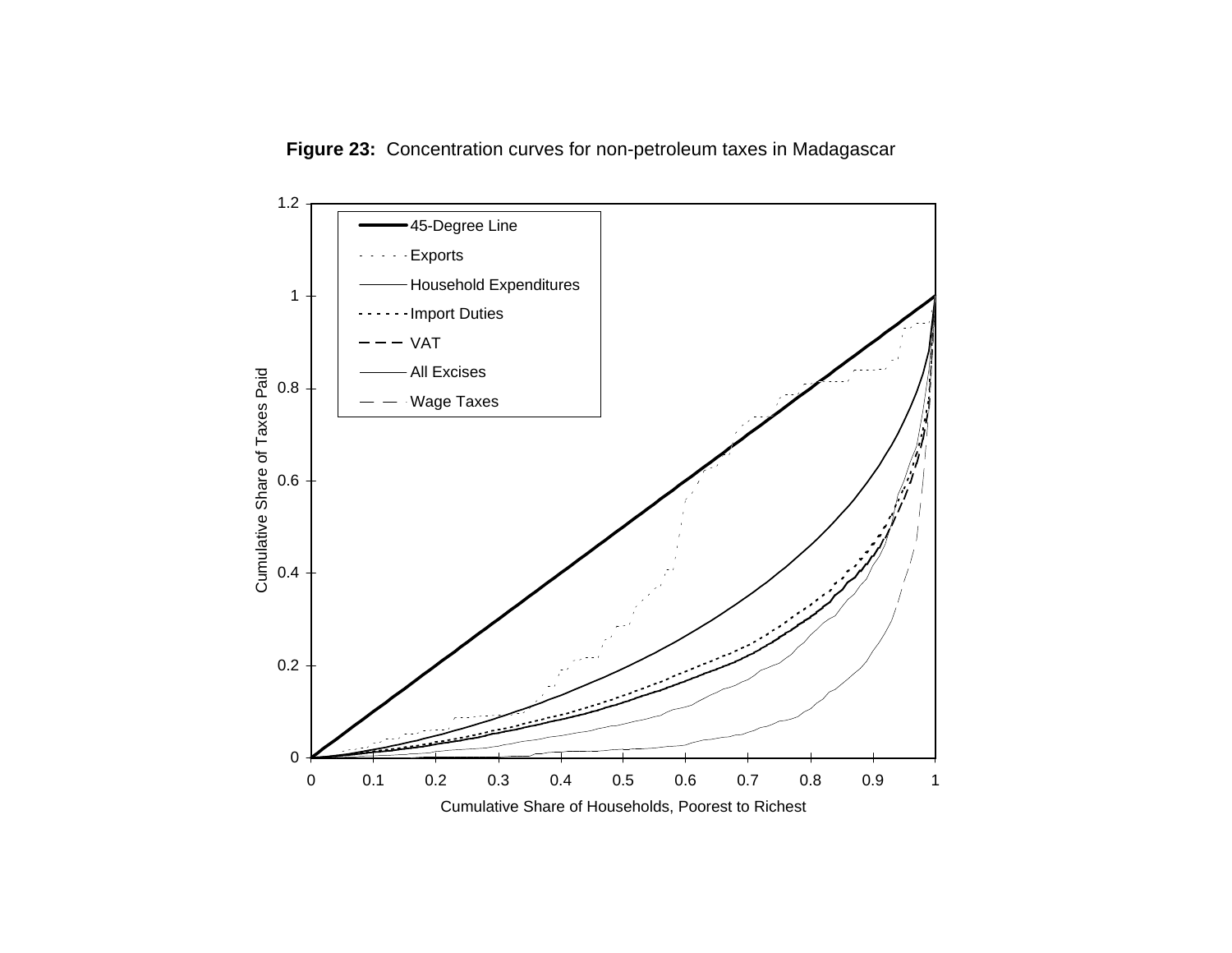**Figure 23:** Concentration curves for non-petroleum taxes in Madagascar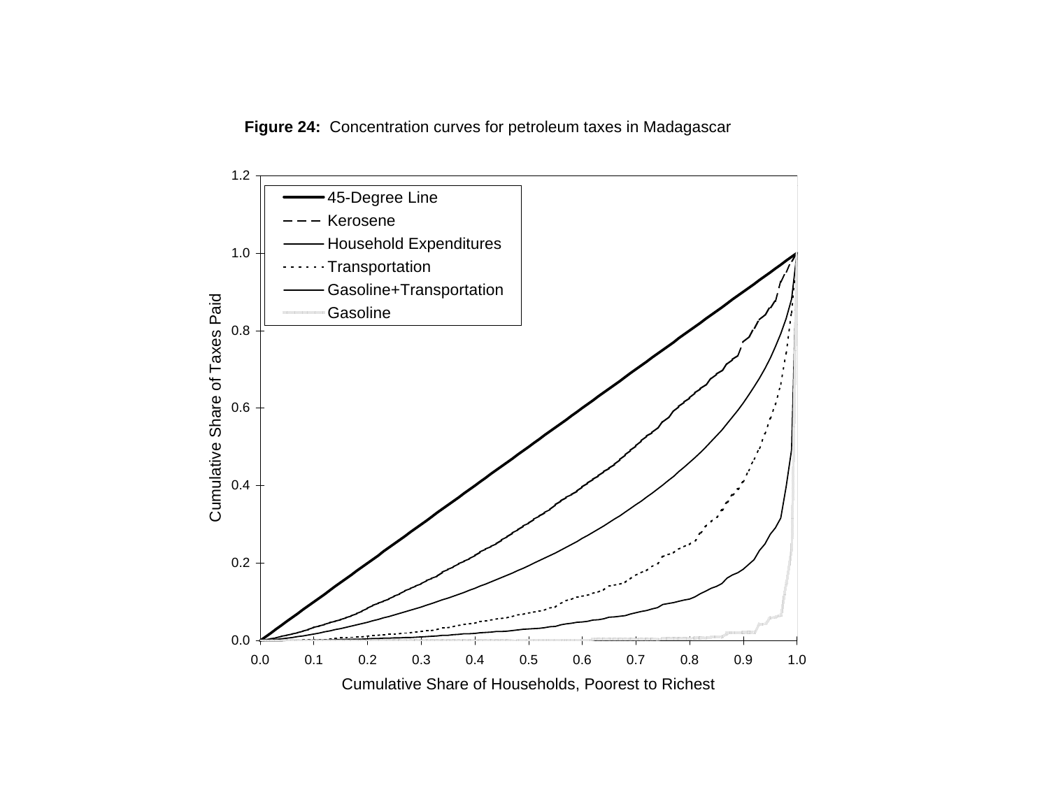**Figure 24:** Concentration curves for petroleum taxes in Madagascar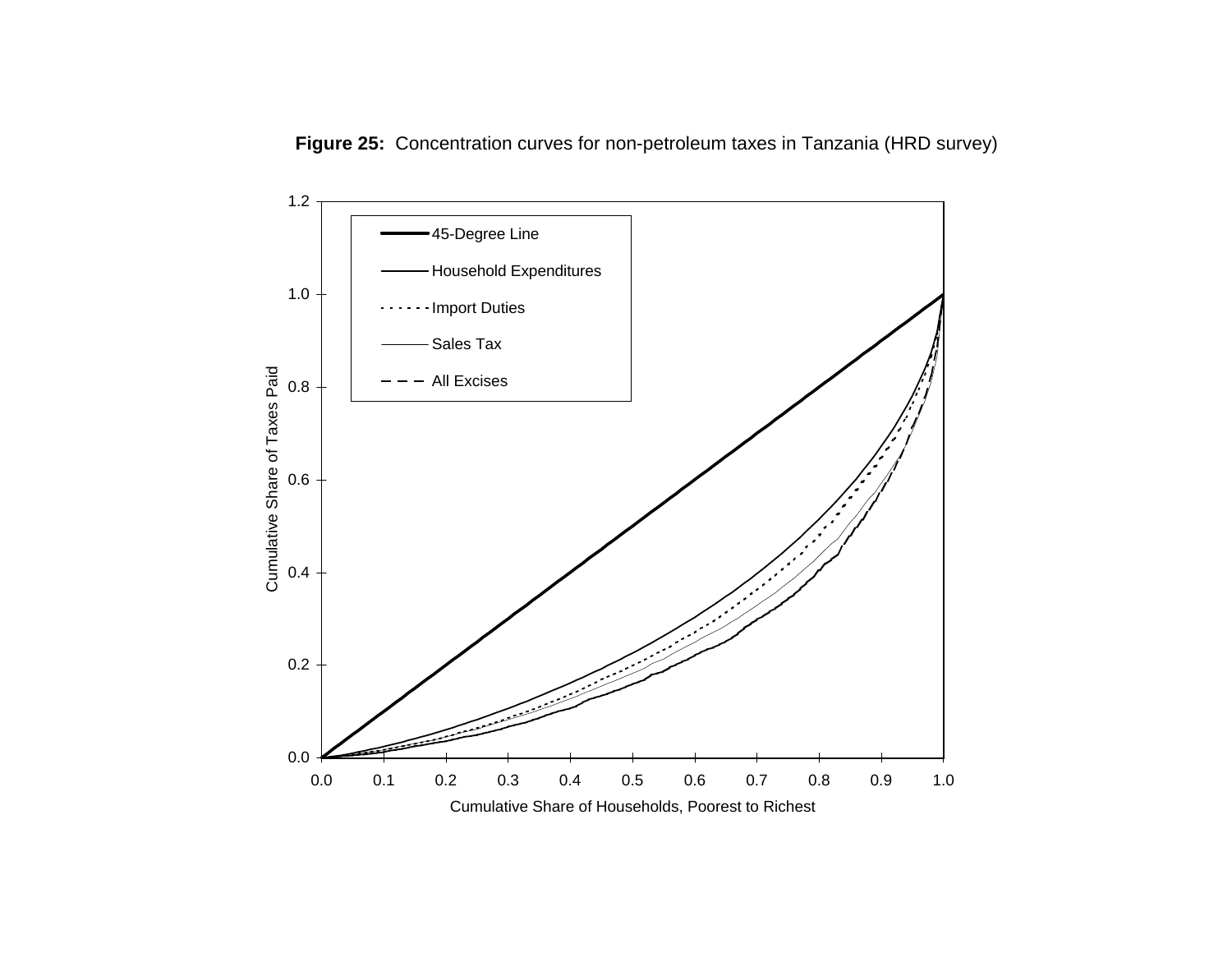**Figure 25:** Concentration curves for non-petroleum taxes in Tanzania (HRD survey)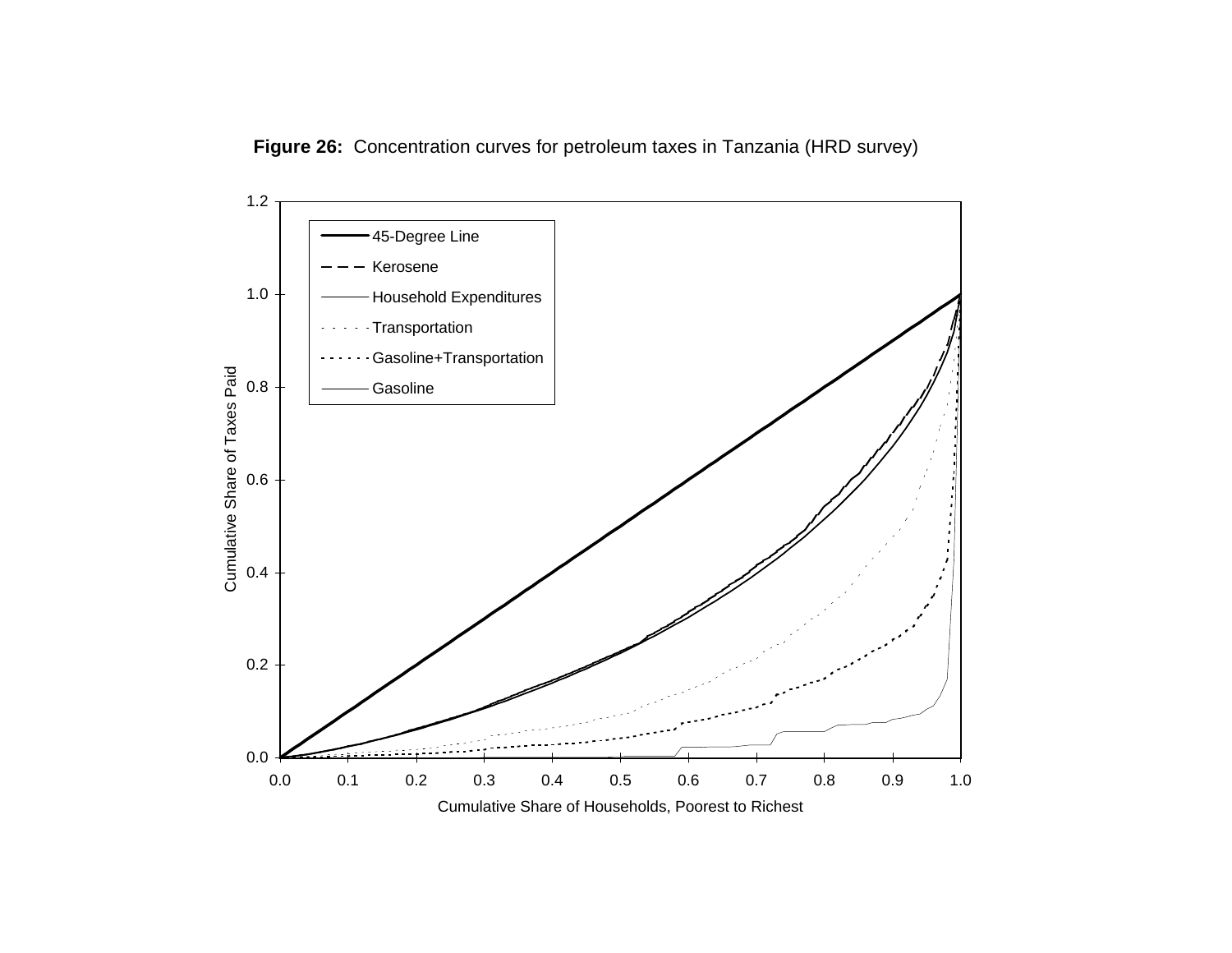**Figure 26:** Concentration curves for petroleum taxes in Tanzania (HRD survey)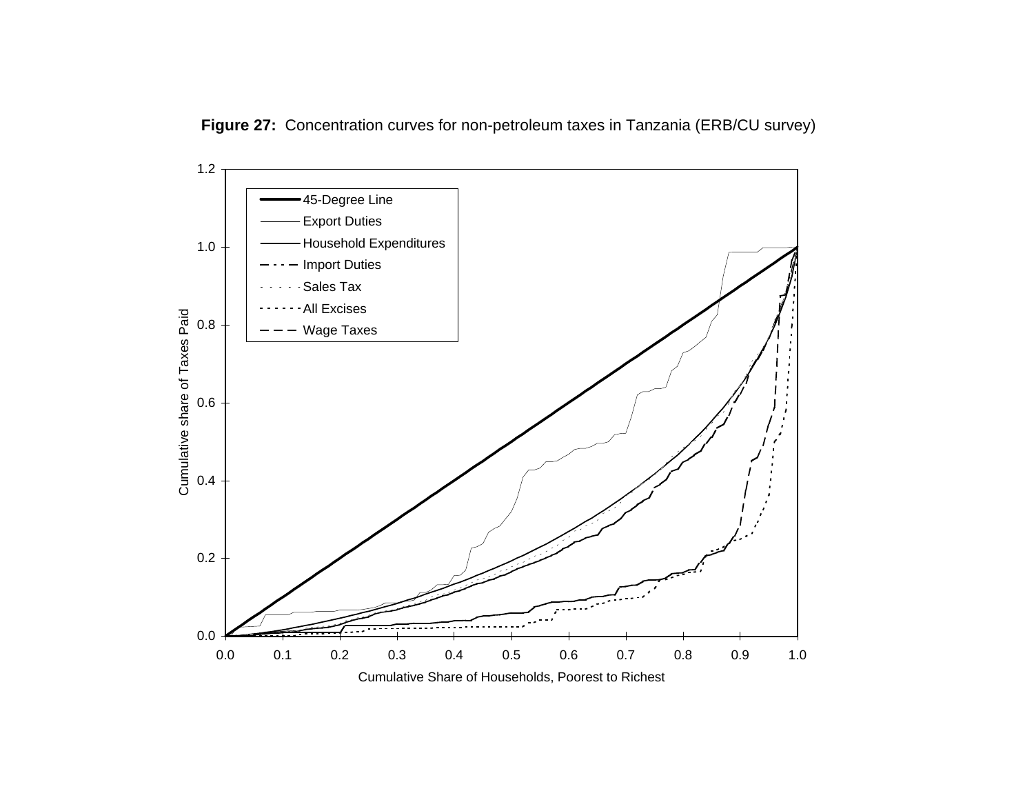**Figure 27:** Concentration curves for non-petroleum taxes in Tanzania (ERB/CU survey)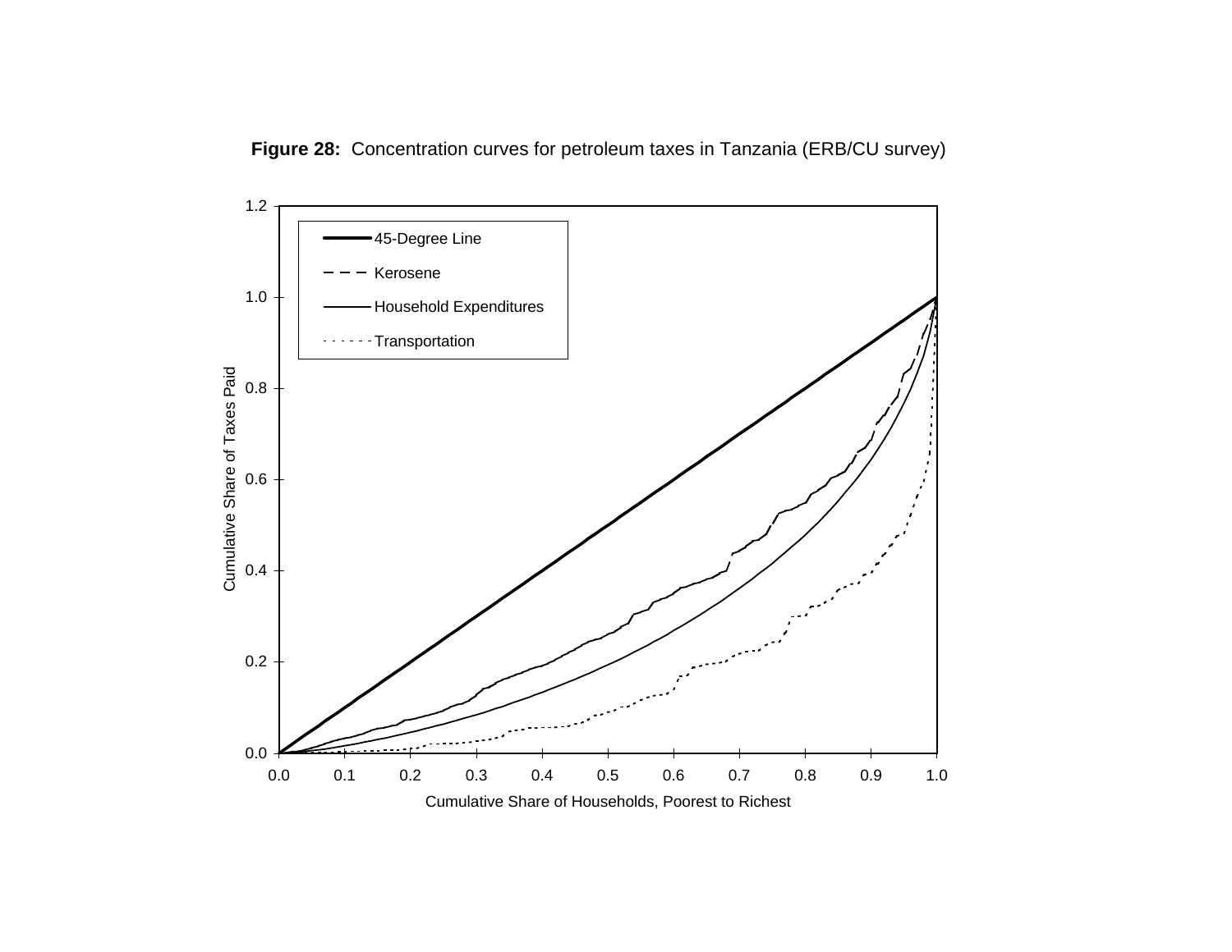**Figure 28:** Concentration curves for petroleum taxes in Tanzania (ERB/CU survey)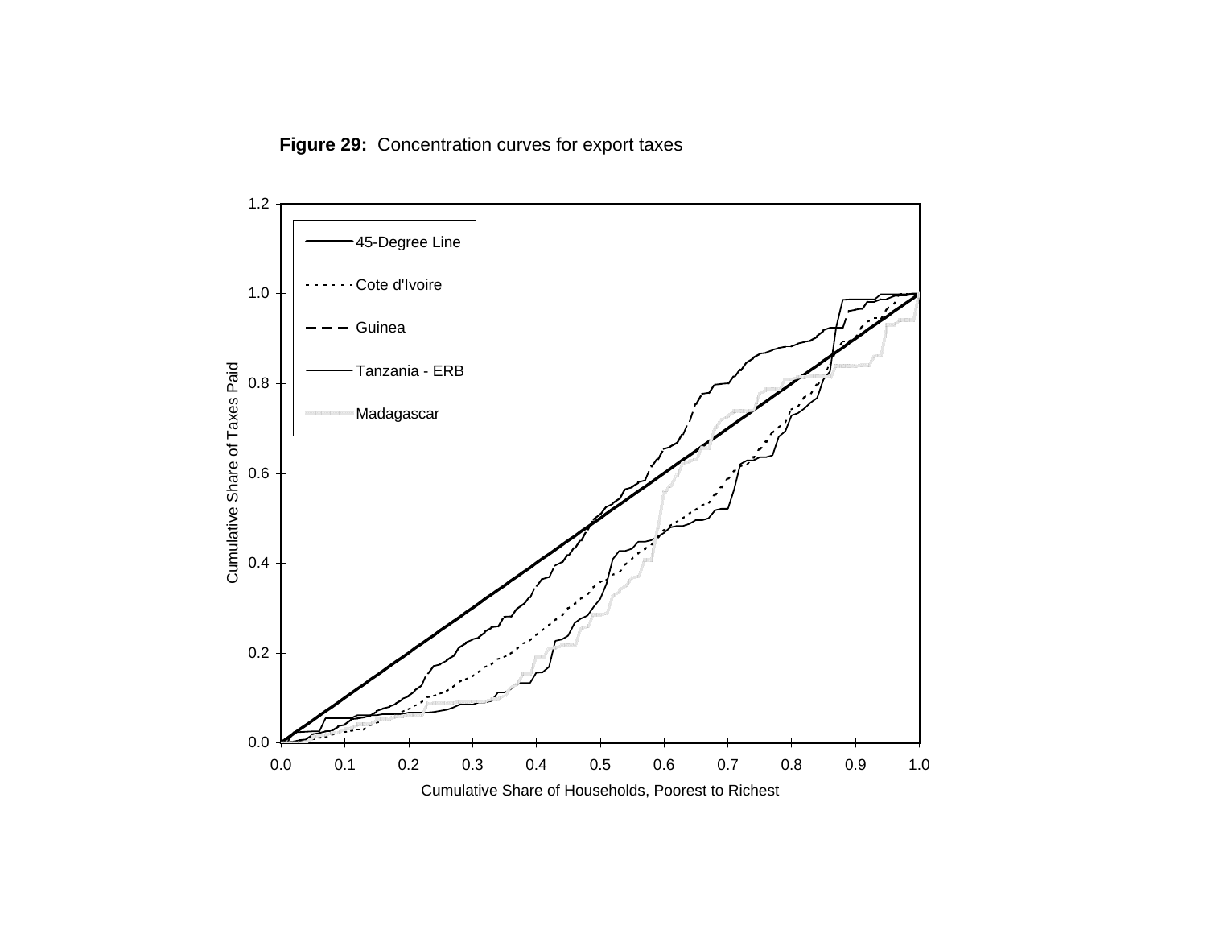**Figure 29:** Concentration curves for export taxes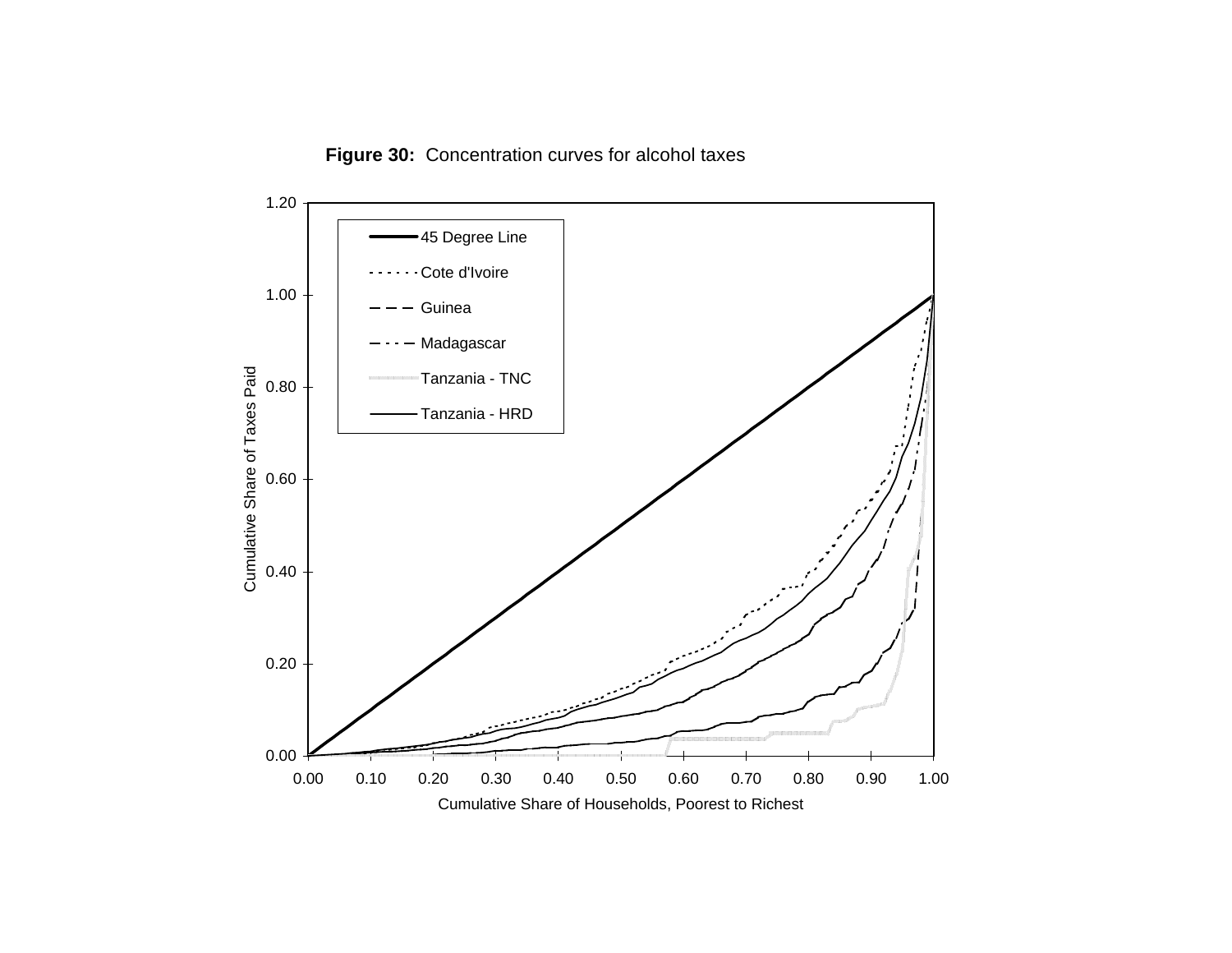**Figure 30:** Concentration curves for alcohol taxes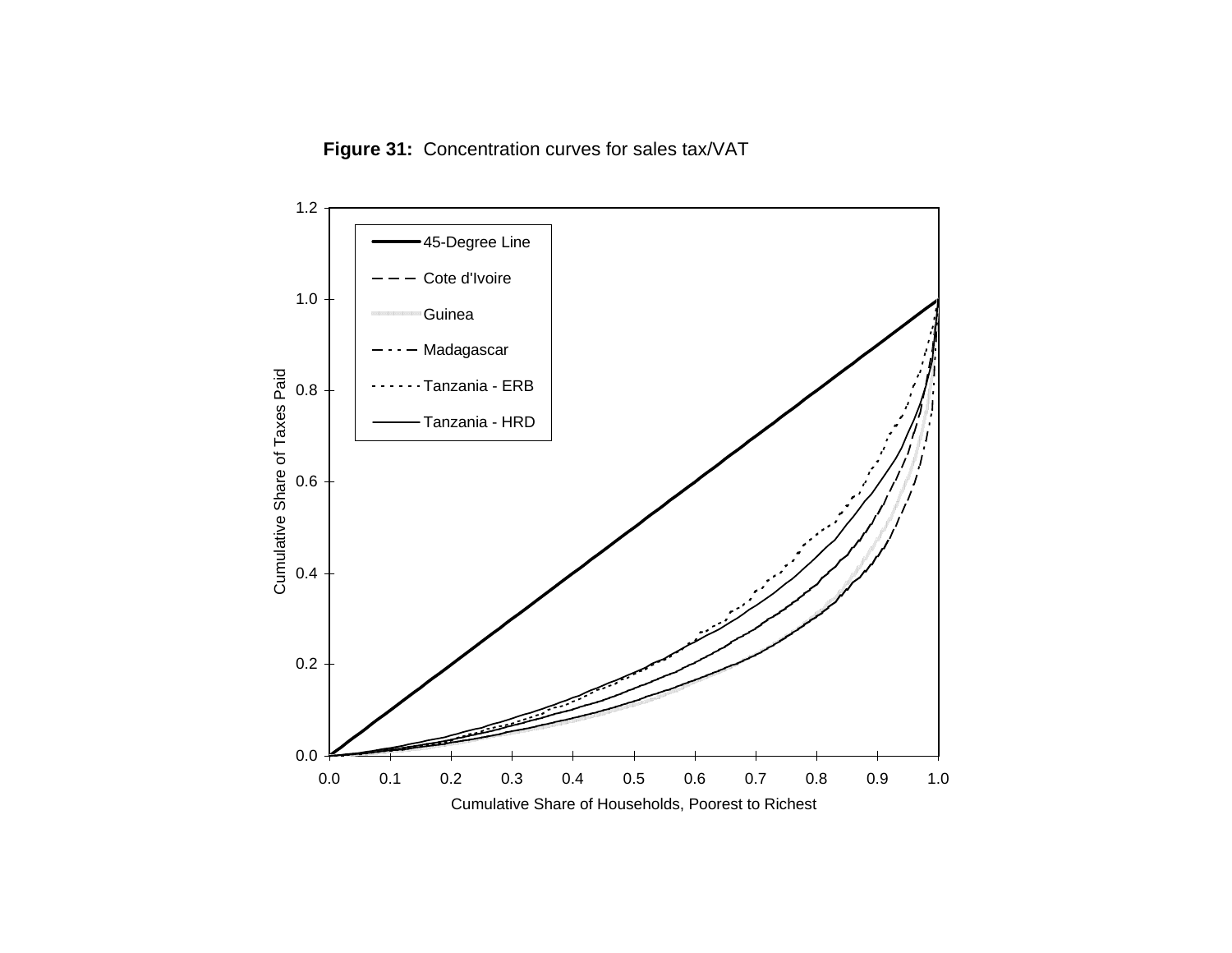**Figure 31:** Concentration curves for sales tax/VAT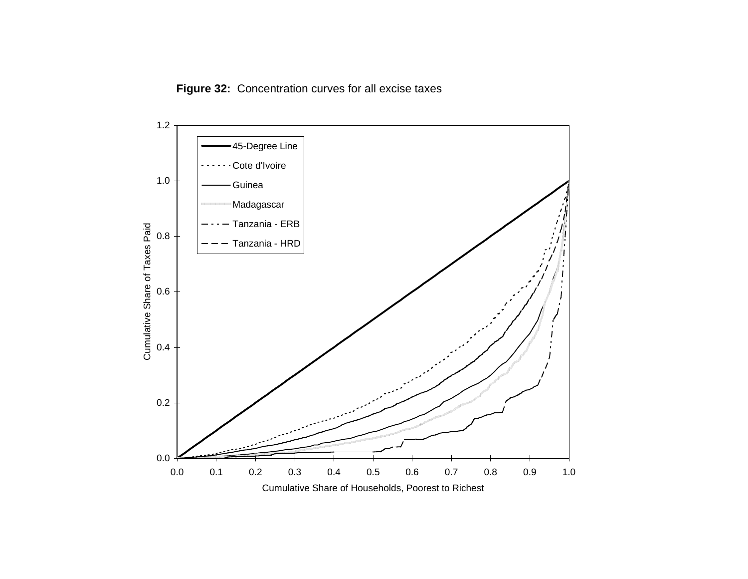**Figure 32:** Concentration curves for all excise taxes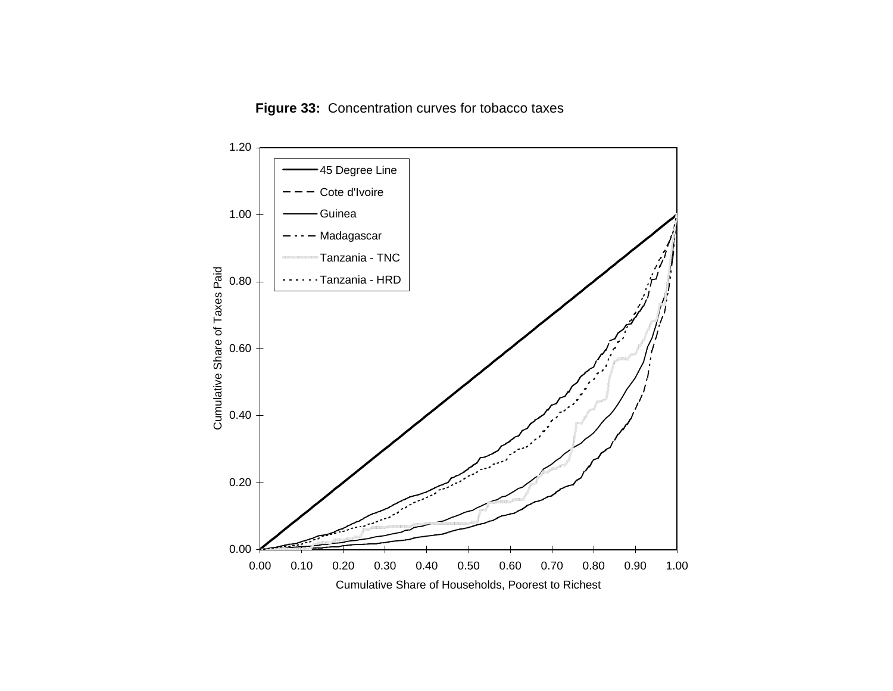**Figure 33:** Concentration curves for tobacco taxes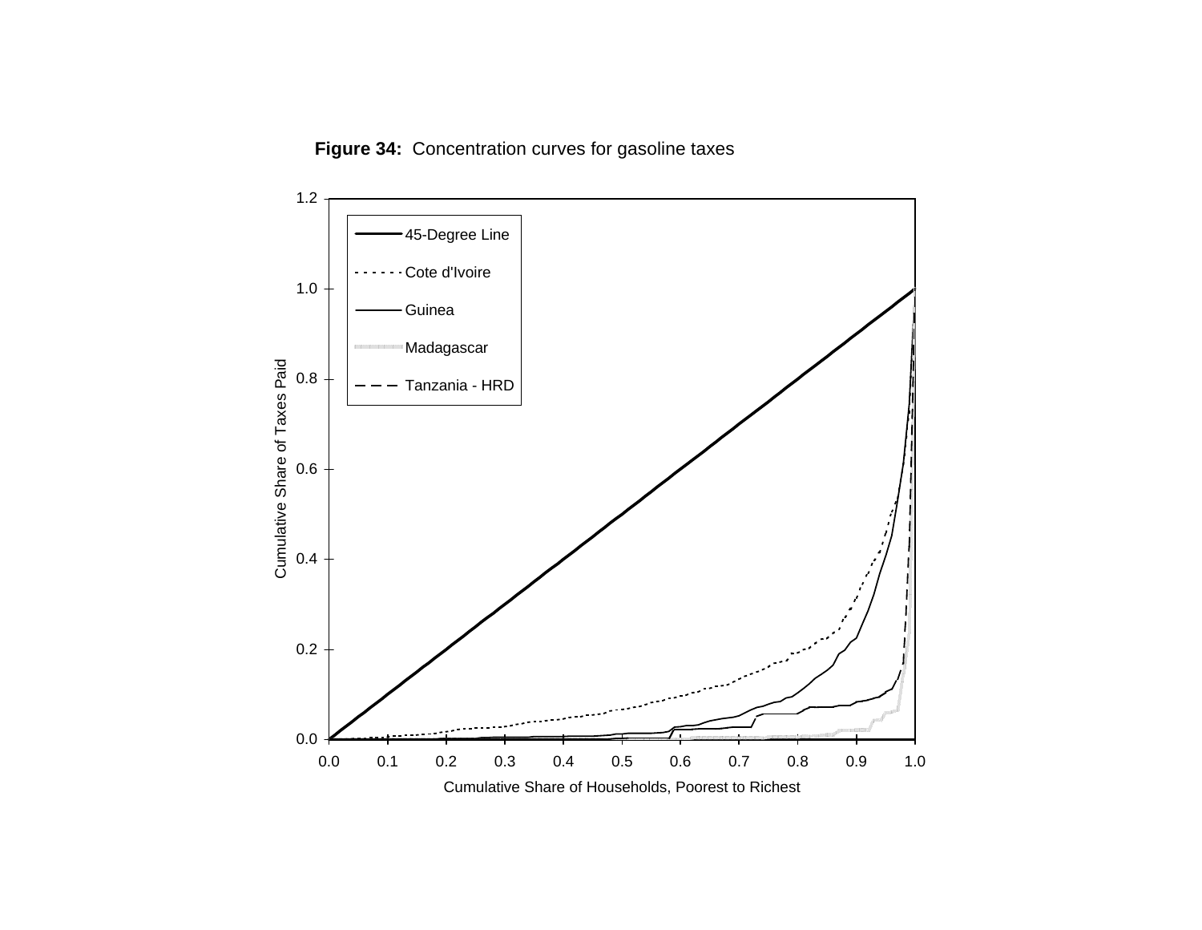**Figure 34:** Concentration curves for gasoline taxes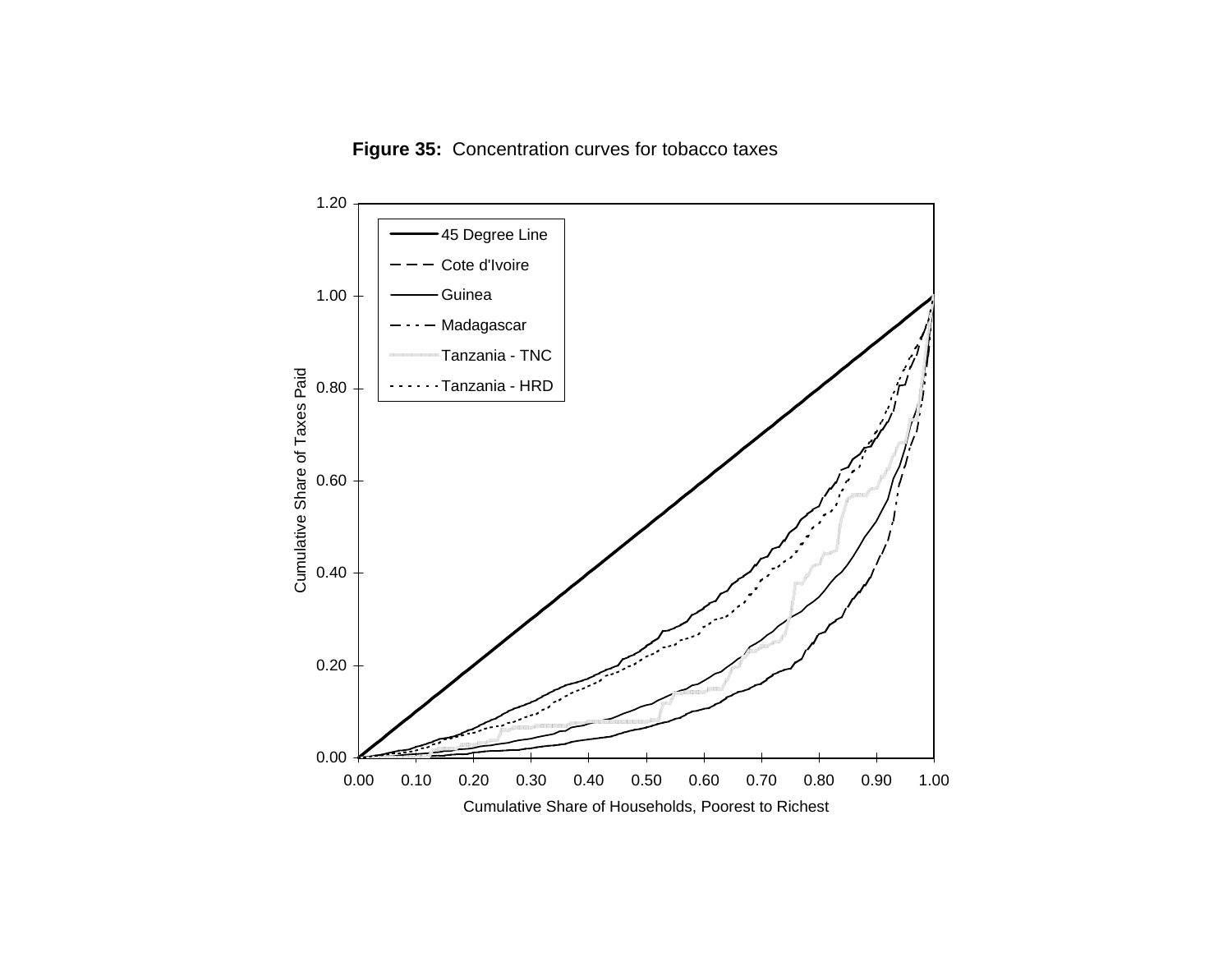**Figure 35:** Concentration curves for tobacco taxes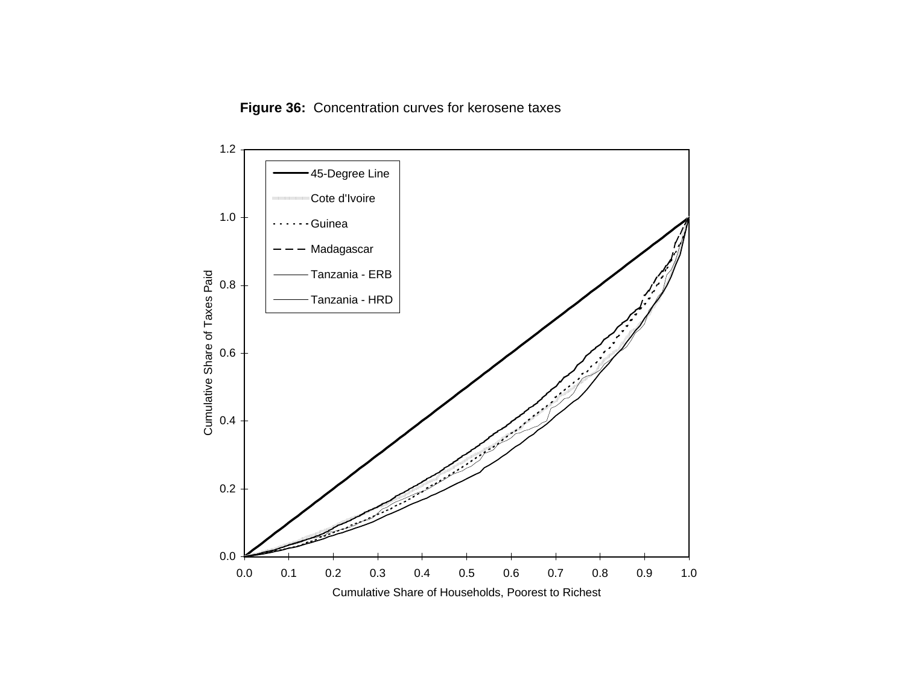**Figure 36:** Concentration curves for kerosene taxes

1.2
1.0
0.8
0.6
0.4
0.2
0.0

Cumulative Share of Taxes Paid

45-Degree Line
Cote d'Ivoire
Guinea
Madagascar
Tanzania - ERB
Tanzania - HRD

0.0 0.1 0.2 0.3 0.4 0.5 0.6 0.7 0.8 0.9 1.0

Cumulative Share of Households, Poorest to Richest